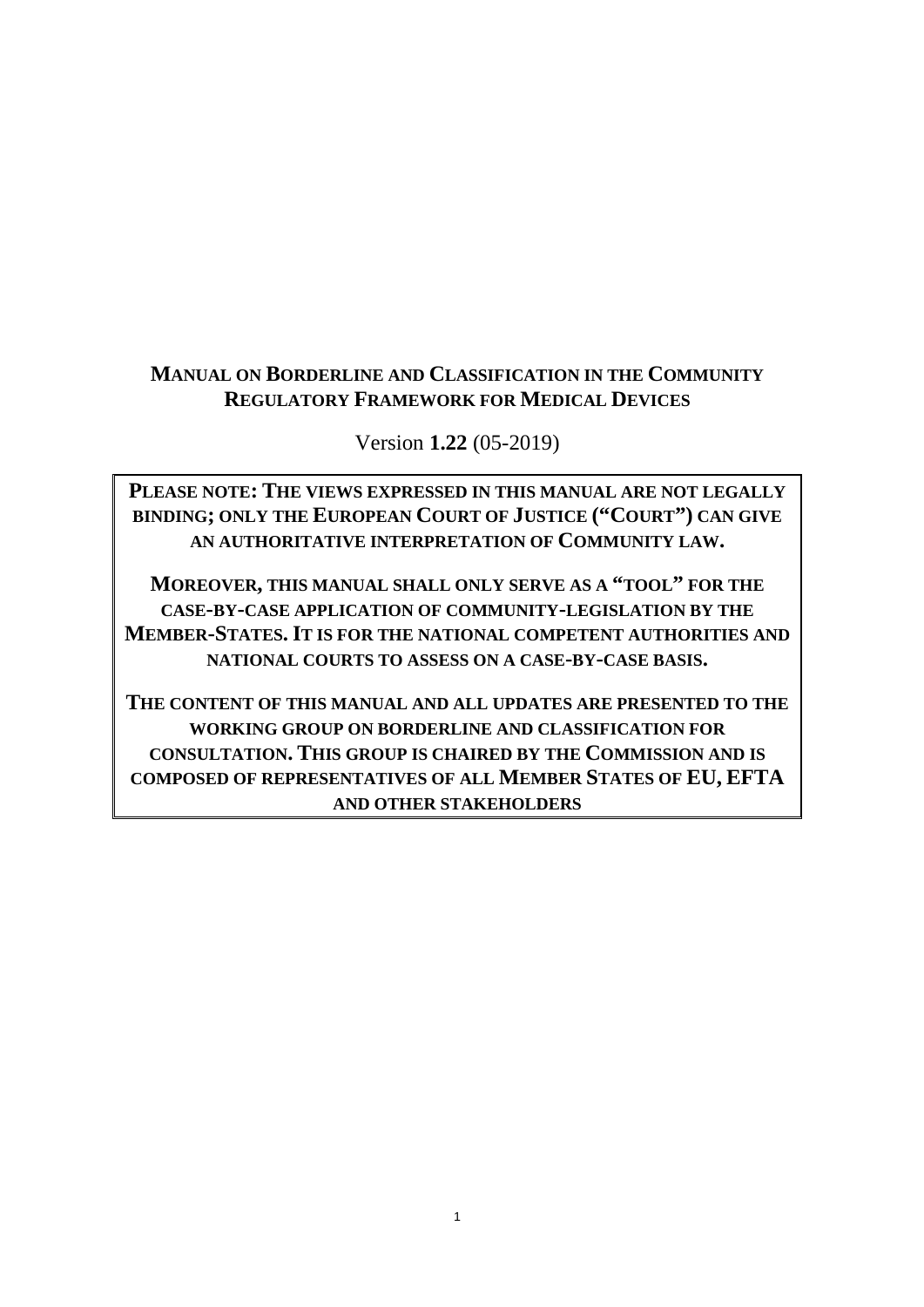# MANUAL ON BORDERLINE AND CLASSIFICATION IN THE COMMUNITY REGULATORY FRAMEWORK FOR MEDICAL DEVICES

Version **1.22** (05-2019)

> **PLEASE NOTE: THE VIEWS EXPRESSED IN THIS MANUAL ARE NOT LEGALLY BINDING; ONLY THE EUROPEAN COURT OF JUSTICE ("COURT") CAN GIVE AN AUTHORITATIVE INTERPRETATION OF COMMUNITY LAW.**
>
> **MOREOVER, THIS MANUAL SHALL ONLY SERVE AS A "TOOL" FOR THE CASE-BY-CASE APPLICATION OF COMMUNITY-LEGISLATION BY THE MEMBER-STATES. IT IS FOR THE NATIONAL COMPETENT AUTHORITIES AND NATIONAL COURTS TO ASSESS ON A CASE-BY-CASE BASIS.**
>
> **THE CONTENT OF THIS MANUAL AND ALL UPDATES ARE PRESENTED TO THE WORKING GROUP ON BORDERLINE AND CLASSIFICATION FOR CONSULTATION. THIS GROUP IS CHAIRED BY THE COMMISSION AND IS COMPOSED OF REPRESENTATIVES OF ALL MEMBER STATES OF EU, EFTA AND OTHER STAKEHOLDERS**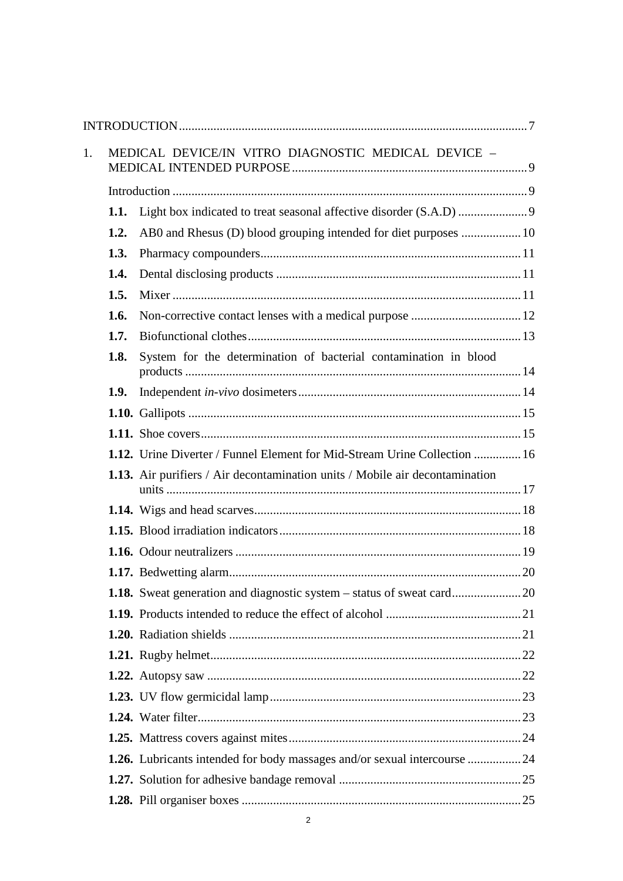INTRODUCTION ... 7

1. MEDICAL DEVICE/IN VITRO DIAGNOSTIC MEDICAL DEVICE – MEDICAL INTENDED PURPOSE ... 9

    Introduction ... 9

    **1.1.** Light box indicated to treat seasonal affective disorder (S.A.D) ... 9

    **1.2.** AB0 and Rhesus (D) blood grouping intended for diet purposes ... 10

    **1.3.** Pharmacy compounders ... 11

    **1.4.** Dental disclosing products ... 11

    **1.5.** Mixer ... 11

    **1.6.** Non-corrective contact lenses with a medical purpose ... 12

    **1.7.** Biofunctional clothes ... 13

    **1.8.** System for the determination of bacterial contamination in blood products ... 14

    **1.9.** Independent *in-vivo* dosimeters ... 14

    **1.10.** Gallipots ... 15

    **1.11.** Shoe covers ... 15

    **1.12.** Urine Diverter / Funnel Element for Mid-Stream Urine Collection ... 16

    **1.13.** Air purifiers / Air decontamination units / Mobile air decontamination units ... 17

    **1.14.** Wigs and head scarves ... 18

    **1.15.** Blood irradiation indicators ... 18

    **1.16.** Odour neutralizers ... 19

    **1.17.** Bedwetting alarm ... 20

    **1.18.** Sweat generation and diagnostic system – status of sweat card ... 20

    **1.19.** Products intended to reduce the effect of alcohol ... 21

    **1.20.** Radiation shields ... 21

    **1.21.** Rugby helmet ... 22

    **1.22.** Autopsy saw ... 22

    **1.23.** UV flow germicidal lamp ... 23

    **1.24.** Water filter ... 23

    **1.25.** Mattress covers against mites ... 24

    **1.26.** Lubricants intended for body massages and/or sexual intercourse ... 24

    **1.27.** Solution for adhesive bandage removal ... 25

    **1.28.** Pill organiser boxes ... 25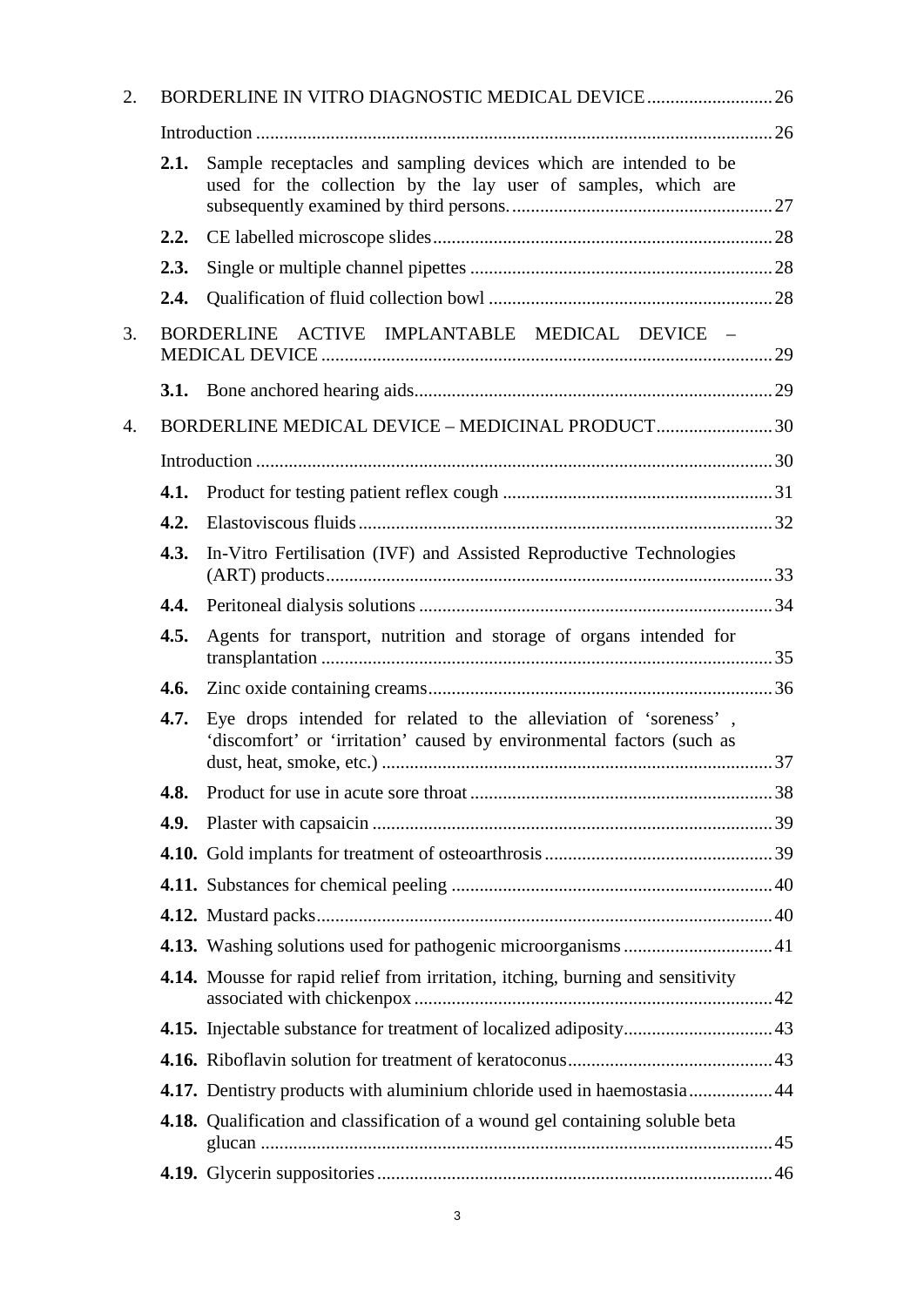2. BORDERLINE IN VITRO DIAGNOSTIC MEDICAL DEVICE ........................... 26

Introduction ........................................................................................................ 26

**2.1.** Sample receptacles and sampling devices which are intended to be used for the collection by the lay user of samples, which are subsequently examined by third persons. ........................................................ 27

**2.2.** CE labelled microscope slides ........................................................................ 28

**2.3.** Single or multiple channel pipettes ................................................................ 28

**2.4.** Qualification of fluid collection bowl ............................................................ 28

3. BORDERLINE ACTIVE IMPLANTABLE MEDICAL DEVICE – MEDICAL DEVICE ................................................................................................ 29

**3.1.** Bone anchored hearing aids ............................................................................ 29

4. BORDERLINE MEDICAL DEVICE – MEDICINAL PRODUCT ......................... 30

Introduction ........................................................................................................ 30

**4.1.** Product for testing patient reflex cough .......................................................... 31

**4.2.** Elastoviscous fluids ........................................................................................ 32

**4.3.** In-Vitro Fertilisation (IVF) and Assisted Reproductive Technologies (ART) products ............................................................................................... 33

**4.4.** Peritoneal dialysis solutions ........................................................................... 34

**4.5.** Agents for transport, nutrition and storage of organs intended for transplantation ................................................................................................ 35

**4.6.** Zinc oxide containing creams ......................................................................... 36

**4.7.** Eye drops intended for related to the alleviation of 'soreness' , 'discomfort' or 'irritation' caused by environmental factors (such as dust, heat, smoke, etc.) ................................................................................... 37

**4.8.** Product for use in acute sore throat ................................................................ 38

**4.9.** Plaster with capsaicin ..................................................................................... 39

**4.10.** Gold implants for treatment of osteoarthrosis ................................................ 39

**4.11.** Substances for chemical peeling .................................................................... 40

**4.12.** Mustard packs ................................................................................................ 40

**4.13.** Washing solutions used for pathogenic microorganisms ................................ 41

**4.14.** Mousse for rapid relief from irritation, itching, burning and sensitivity associated with chickenpox ............................................................................ 42

**4.15.** Injectable substance for treatment of localized adiposity ................................ 43

**4.16.** Riboflavin solution for treatment of keratoconus ............................................ 43

**4.17.** Dentistry products with aluminium chloride used in haemostasia .................. 44

**4.18.** Qualification and classification of a wound gel containing soluble beta glucan ............................................................................................................ 45

**4.19.** Glycerin suppositories .................................................................................... 46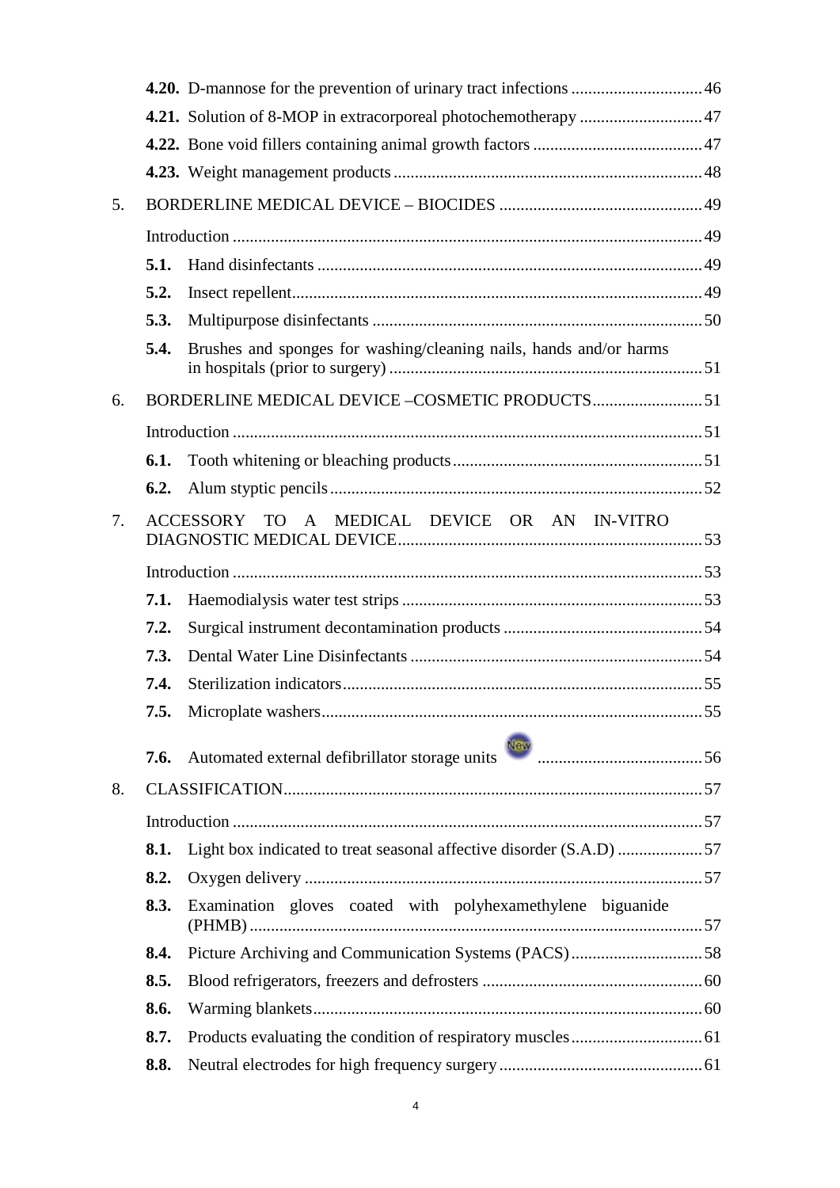**4.20.** D-mannose for the prevention of urinary tract infections ............................... 46

**4.21.** Solution of 8-MOP in extracorporeal photochemotherapy ............................. 47

**4.22.** Bone void fillers containing animal growth factors ........................................ 47

**4.23.** Weight management products ......................................................................... 48

5. BORDERLINE MEDICAL DEVICE – BIOCIDES ................................................ 49

Introduction .............................................................................................................. 49

**5.1.** Hand disinfectants ........................................................................................... 49

**5.2.** Insect repellent................................................................................................. 49

**5.3.** Multipurpose disinfectants .............................................................................. 50

**5.4.** Brushes and sponges for washing/cleaning nails, hands and/or harms in hospitals (prior to surgery) .......................................................................... 51

6. BORDERLINE MEDICAL DEVICE –COSMETIC PRODUCTS.......................... 51

Introduction .............................................................................................................. 51

**6.1.** Tooth whitening or bleaching products........................................................... 51

**6.2.** Alum styptic pencils ........................................................................................ 52

7. ACCESSORY TO A MEDICAL DEVICE OR AN IN-VITRO DIAGNOSTIC MEDICAL DEVICE........................................................................ 53

Introduction .............................................................................................................. 53

**7.1.** Haemodialysis water test strips ....................................................................... 53

**7.2.** Surgical instrument decontamination products ............................................... 54

**7.3.** Dental Water Line Disinfectants ..................................................................... 54

**7.4.** Sterilization indicators..................................................................................... 55

**7.5.** Microplate washers.......................................................................................... 55

**7.6.** Automated external defibrillator storage units New ....................................... 56

8. CLASSIFICATION.................................................................................................. 57

Introduction .............................................................................................................. 57

**8.1.** Light box indicated to treat seasonal affective disorder (S.A.D) .................... 57

**8.2.** Oxygen delivery ............................................................................................. 57

**8.3.** Examination gloves coated with polyhexamethylene biguanide (PHMB) .......................................................................................................... 57

**8.4.** Picture Archiving and Communication Systems (PACS) ............................... 58

**8.5.** Blood refrigerators, freezers and defrosters .................................................... 60

**8.6.** Warming blankets............................................................................................ 60

**8.7.** Products evaluating the condition of respiratory muscles............................... 61

**8.8.** Neutral electrodes for high frequency surgery ................................................ 61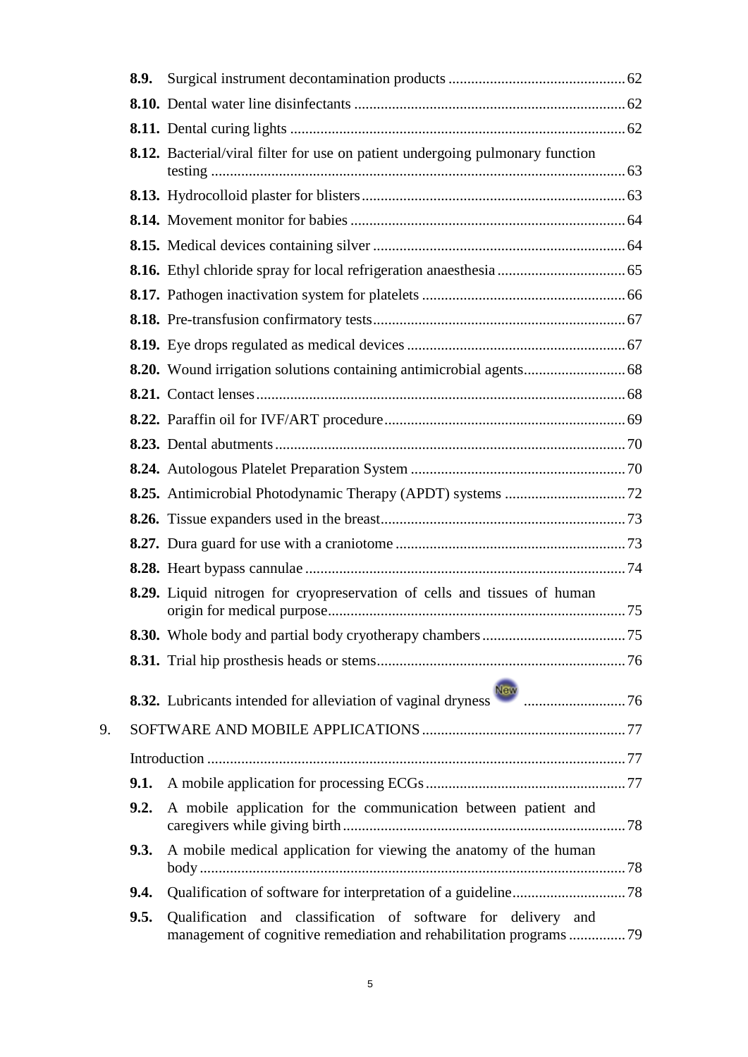**8.9.** Surgical instrument decontamination products ............................................... 62

**8.10.** Dental water line disinfectants ....................................................................... 62

**8.11.** Dental curing lights ......................................................................................... 62

**8.12.** Bacterial/viral filter for use on patient undergoing pulmonary function testing ............................................................................................................ 63

**8.13.** Hydrocolloid plaster for blisters ...................................................................... 63

**8.14.** Movement monitor for babies ......................................................................... 64

**8.15.** Medical devices containing silver ................................................................... 64

**8.16.** Ethyl chloride spray for local refrigeration anaesthesia .................................. 65

**8.17.** Pathogen inactivation system for platelets ...................................................... 66

**8.18.** Pre-transfusion confirmatory tests................................................................... 67

**8.19.** Eye drops regulated as medical devices .......................................................... 67

**8.20.** Wound irrigation solutions containing antimicrobial agents........................... 68

**8.21.** Contact lenses .................................................................................................. 68

**8.22.** Paraffin oil for IVF/ART procedure ................................................................ 69

**8.23.** Dental abutments ............................................................................................. 70

**8.24.** Autologous Platelet Preparation System ......................................................... 70

**8.25.** Antimicrobial Photodynamic Therapy (APDT) systems ................................ 72

**8.26.** Tissue expanders used in the breast................................................................. 73

**8.27.** Dura guard for use with a craniotome ............................................................. 73

**8.28.** Heart bypass cannulae ..................................................................................... 74

**8.29.** Liquid nitrogen for cryopreservation of cells and tissues of human origin for medical purpose .............................................................................. 75

**8.30.** Whole body and partial body cryotherapy chambers ...................................... 75

**8.31.** Trial hip prosthesis heads or stems .................................................................. 76

**8.32.** Lubricants intended for alleviation of vaginal dryness New ........................... 76

9. SOFTWARE AND MOBILE APPLICATIONS ...................................................... 77

Introduction .............................................................................................................. 77

**9.1.** A mobile application for processing ECGs ..................................................... 77

**9.2.** A mobile application for the communication between patient and caregivers while giving birth ........................................................................... 78

**9.3.** A mobile medical application for viewing the anatomy of the human body ................................................................................................................. 78

**9.4.** Qualification of software for interpretation of a guideline .............................. 78

**9.5.** Qualification and classification of software for delivery and management of cognitive remediation and rehabilitation programs ............... 79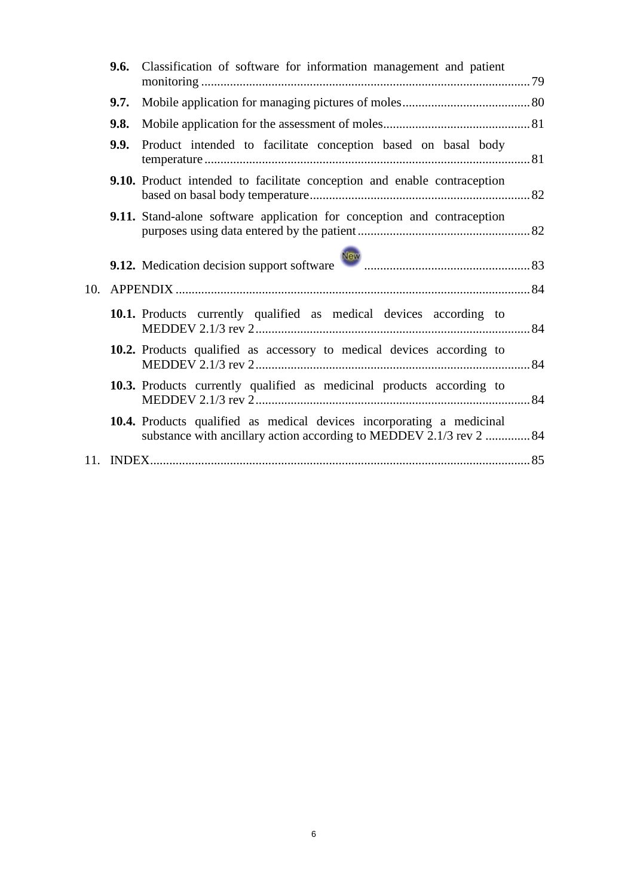- **9.6.** Classification of software for information management and patient monitoring ... 79
- **9.7.** Mobile application for managing pictures of moles ... 80
- **9.8.** Mobile application for the assessment of moles ... 81
- **9.9.** Product intended to facilitate conception based on basal body temperature ... 81
- **9.10.** Product intended to facilitate conception and enable contraception based on basal body temperature ... 82
- **9.11.** Stand-alone software application for conception and contraception purposes using data entered by the patient ... 82
- **9.12.** Medication decision support software New ... 83

10. APPENDIX ... 84
- **10.1.** Products currently qualified as medical devices according to MEDDEV 2.1/3 rev 2 ... 84
- **10.2.** Products qualified as accessory to medical devices according to MEDDEV 2.1/3 rev 2 ... 84
- **10.3.** Products currently qualified as medicinal products according to MEDDEV 2.1/3 rev 2 ... 84
- **10.4.** Products qualified as medical devices incorporating a medicinal substance with ancillary action according to MEDDEV 2.1/3 rev 2 ... 84

11. INDEX ... 85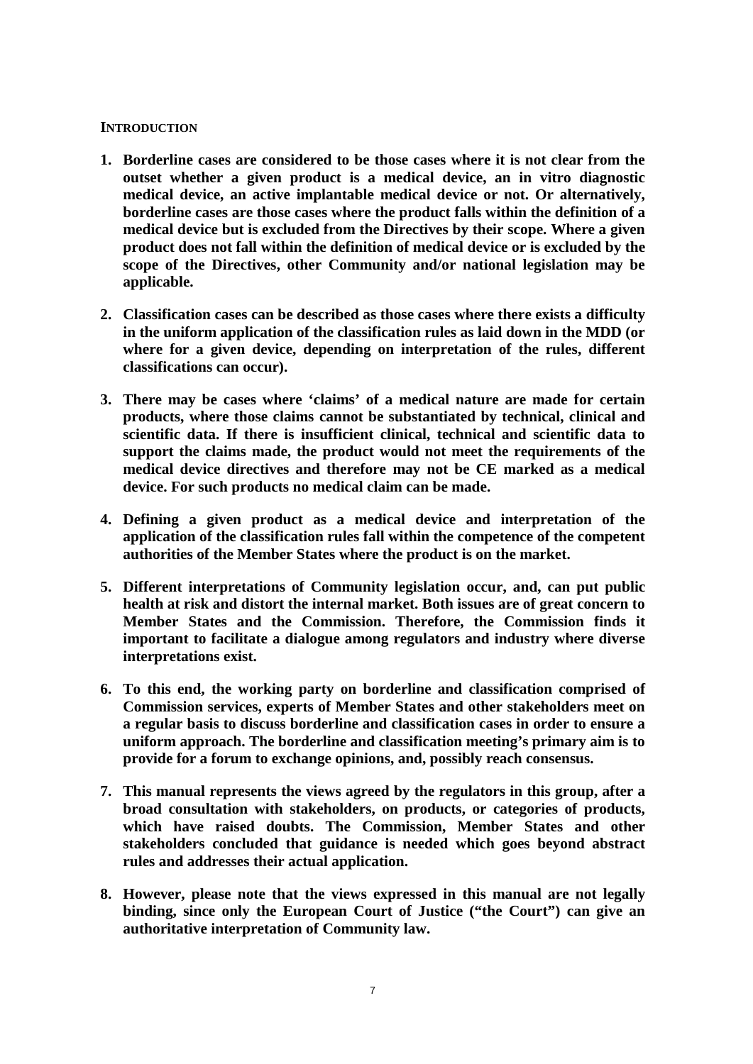## INTRODUCTION

1. **Borderline cases are considered to be those cases where it is not clear from the outset whether a given product is a medical device, an in vitro diagnostic medical device, an active implantable medical device or not. Or alternatively, borderline cases are those cases where the product falls within the definition of a medical device but is excluded from the Directives by their scope. Where a given product does not fall within the definition of medical device or is excluded by the scope of the Directives, other Community and/or national legislation may be applicable.**

2. **Classification cases can be described as those cases where there exists a difficulty in the uniform application of the classification rules as laid down in the MDD (or where for a given device, depending on interpretation of the rules, different classifications can occur).**

3. **There may be cases where 'claims' of a medical nature are made for certain products, where those claims cannot be substantiated by technical, clinical and scientific data. If there is insufficient clinical, technical and scientific data to support the claims made, the product would not meet the requirements of the medical device directives and therefore may not be CE marked as a medical device. For such products no medical claim can be made.**

4. **Defining a given product as a medical device and interpretation of the application of the classification rules fall within the competence of the competent authorities of the Member States where the product is on the market.**

5. **Different interpretations of Community legislation occur, and, can put public health at risk and distort the internal market. Both issues are of great concern to Member States and the Commission. Therefore, the Commission finds it important to facilitate a dialogue among regulators and industry where diverse interpretations exist.**

6. **To this end, the working party on borderline and classification comprised of Commission services, experts of Member States and other stakeholders meet on a regular basis to discuss borderline and classification cases in order to ensure a uniform approach. The borderline and classification meeting's primary aim is to provide for a forum to exchange opinions, and, possibly reach consensus.**

7. **This manual represents the views agreed by the regulators in this group, after a broad consultation with stakeholders, on products, or categories of products, which have raised doubts. The Commission, Member States and other stakeholders concluded that guidance is needed which goes beyond abstract rules and addresses their actual application.**

8. **However, please note that the views expressed in this manual are not legally binding, since only the European Court of Justice ("the Court") can give an authoritative interpretation of Community law.**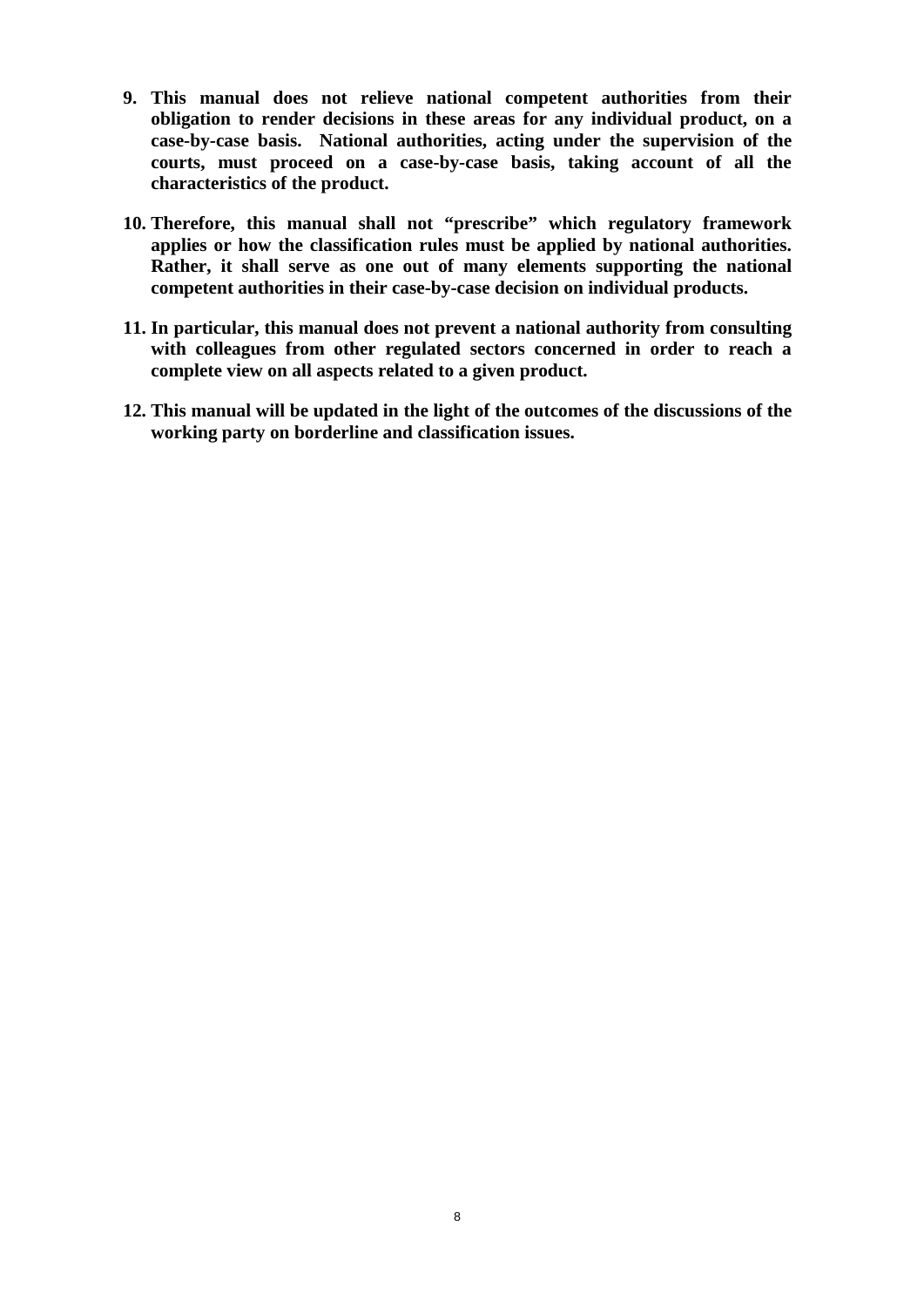9. **This manual does not relieve national competent authorities from their obligation to render decisions in these areas for any individual product, on a case-by-case basis. National authorities, acting under the supervision of the courts, must proceed on a case-by-case basis, taking account of all the characteristics of the product.**

10. **Therefore, this manual shall not "prescribe" which regulatory framework applies or how the classification rules must be applied by national authorities. Rather, it shall serve as one out of many elements supporting the national competent authorities in their case-by-case decision on individual products.**

11. **In particular, this manual does not prevent a national authority from consulting with colleagues from other regulated sectors concerned in order to reach a complete view on all aspects related to a given product.**

12. **This manual will be updated in the light of the outcomes of the discussions of the working party on borderline and classification issues.**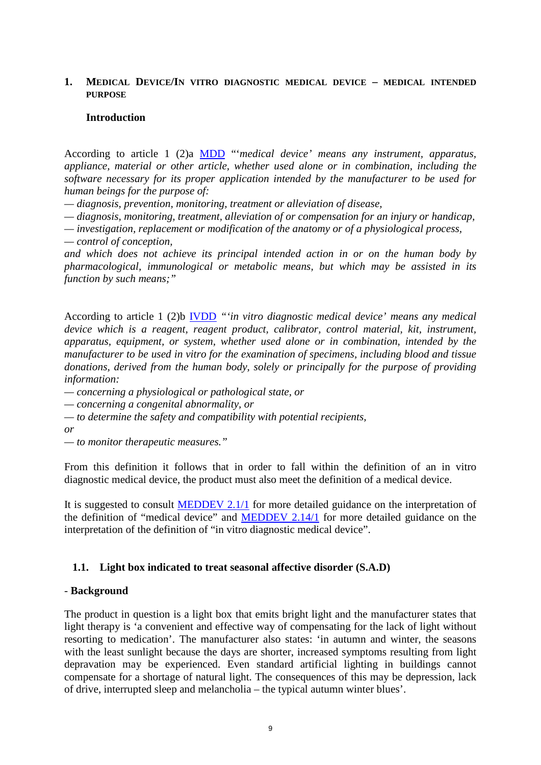## 1. Medical Device/In vitro diagnostic medical device – medical intended purpose

### Introduction

According to article 1 (2)a MDD "'*medical device' means any instrument, apparatus, appliance, material or other article, whether used alone or in combination, including the software necessary for its proper application intended by the manufacturer to be used for human beings for the purpose of:*
*— diagnosis, prevention, monitoring, treatment or alleviation of disease,*
*— diagnosis, monitoring, treatment, alleviation of or compensation for an injury or handicap,*
*— investigation, replacement or modification of the anatomy or of a physiological process,*
*— control of conception,*
*and which does not achieve its principal intended action in or on the human body by pharmacological, immunological or metabolic means, but which may be assisted in its function by such means;"*

According to article 1 (2)b IVDD *"'in vitro diagnostic medical device' means any medical device which is a reagent, reagent product, calibrator, control material, kit, instrument, apparatus, equipment, or system, whether used alone or in combination, intended by the manufacturer to be used in vitro for the examination of specimens, including blood and tissue donations, derived from the human body, solely or principally for the purpose of providing information:*
*— concerning a physiological or pathological state, or*
*— concerning a congenital abnormality, or*
*— to determine the safety and compatibility with potential recipients,*
*or*
*— to monitor therapeutic measures."*

From this definition it follows that in order to fall within the definition of an in vitro diagnostic medical device, the product must also meet the definition of a medical device.

It is suggested to consult MEDDEV 2.1/1 for more detailed guidance on the interpretation of the definition of "medical device" and MEDDEV 2.14/1 for more detailed guidance on the interpretation of the definition of "in vitro diagnostic medical device".

### 1.1. Light box indicated to treat seasonal affective disorder (S.A.D)

**- Background**

The product in question is a light box that emits bright light and the manufacturer states that light therapy is 'a convenient and effective way of compensating for the lack of light without resorting to medication'. The manufacturer also states: 'in autumn and winter, the seasons with the least sunlight because the days are shorter, increased symptoms resulting from light depravation may be experienced. Even standard artificial lighting in buildings cannot compensate for a shortage of natural light. The consequences of this may be depression, lack of drive, interrupted sleep and melancholia – the typical autumn winter blues'.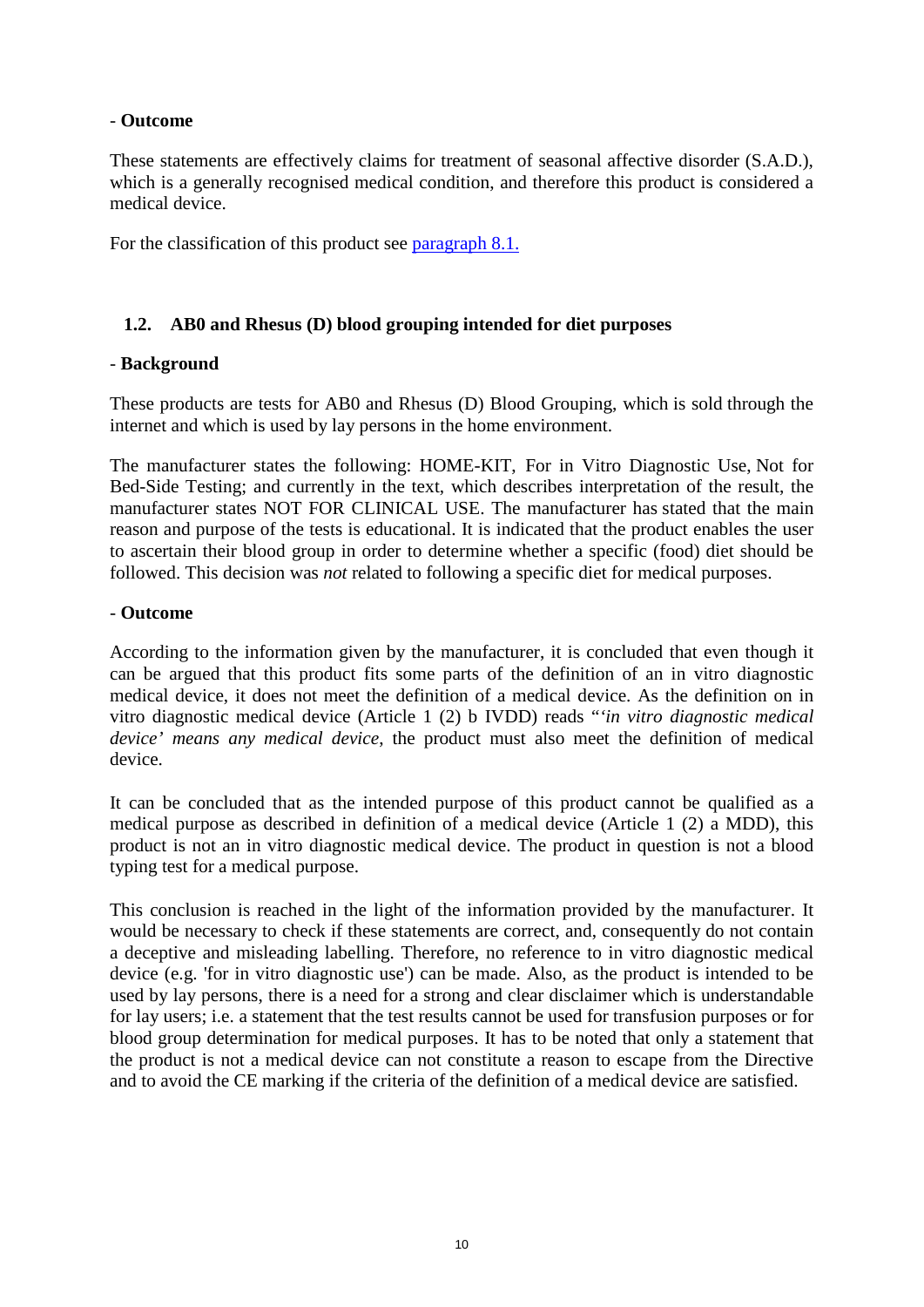**- Outcome**

These statements are effectively claims for treatment of seasonal affective disorder (S.A.D.), which is a generally recognised medical condition, and therefore this product is considered a medical device.

For the classification of this product see paragraph 8.1.

## 1.2. AB0 and Rhesus (D) blood grouping intended for diet purposes

**- Background**

These products are tests for AB0 and Rhesus (D) Blood Grouping, which is sold through the internet and which is used by lay persons in the home environment.

The manufacturer states the following: HOME-KIT, For in Vitro Diagnostic Use, Not for Bed-Side Testing; and currently in the text, which describes interpretation of the result, the manufacturer states NOT FOR CLINICAL USE. The manufacturer has stated that the main reason and purpose of the tests is educational. It is indicated that the product enables the user to ascertain their blood group in order to determine whether a specific (food) diet should be followed. This decision was *not* related to following a specific diet for medical purposes.

**- Outcome**

According to the information given by the manufacturer, it is concluded that even though it can be argued that this product fits some parts of the definition of an in vitro diagnostic medical device, it does not meet the definition of a medical device. As the definition on in vitro diagnostic medical device (Article 1 (2) b IVDD) reads "*'in vitro diagnostic medical device' means any medical device*, the product must also meet the definition of medical device.

It can be concluded that as the intended purpose of this product cannot be qualified as a medical purpose as described in definition of a medical device (Article 1 (2) a MDD), this product is not an in vitro diagnostic medical device. The product in question is not a blood typing test for a medical purpose.

This conclusion is reached in the light of the information provided by the manufacturer. It would be necessary to check if these statements are correct, and, consequently do not contain a deceptive and misleading labelling. Therefore, no reference to in vitro diagnostic medical device (e.g. 'for in vitro diagnostic use') can be made. Also, as the product is intended to be used by lay persons, there is a need for a strong and clear disclaimer which is understandable for lay users; i.e. a statement that the test results cannot be used for transfusion purposes or for blood group determination for medical purposes. It has to be noted that only a statement that the product is not a medical device can not constitute a reason to escape from the Directive and to avoid the CE marking if the criteria of the definition of a medical device are satisfied.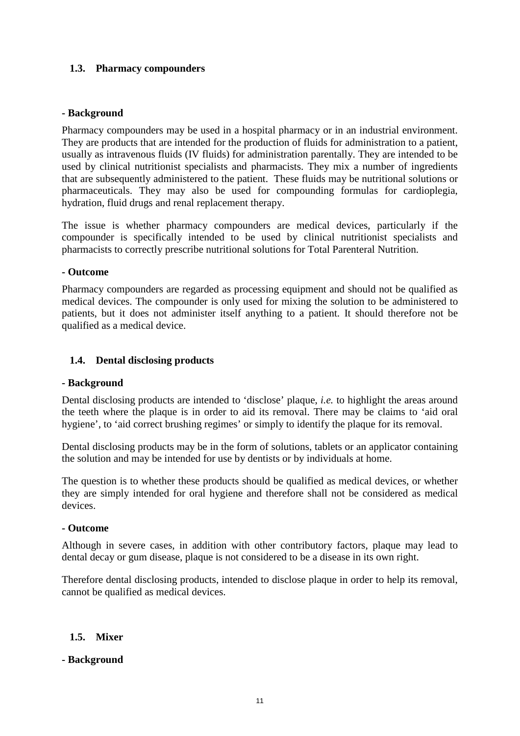### 1.3. Pharmacy compounders

**- Background**

Pharmacy compounders may be used in a hospital pharmacy or in an industrial environment. They are products that are intended for the production of fluids for administration to a patient, usually as intravenous fluids (IV fluids) for administration parentally. They are intended to be used by clinical nutritionist specialists and pharmacists. They mix a number of ingredients that are subsequently administered to the patient. These fluids may be nutritional solutions or pharmaceuticals. They may also be used for compounding formulas for cardioplegia, hydration, fluid drugs and renal replacement therapy.

The issue is whether pharmacy compounders are medical devices, particularly if the compounder is specifically intended to be used by clinical nutritionist specialists and pharmacists to correctly prescribe nutritional solutions for Total Parenteral Nutrition.

**- Outcome**

Pharmacy compounders are regarded as processing equipment and should not be qualified as medical devices. The compounder is only used for mixing the solution to be administered to patients, but it does not administer itself anything to a patient. It should therefore not be qualified as a medical device.

### 1.4. Dental disclosing products

**- Background**

Dental disclosing products are intended to 'disclose' plaque, *i.e.* to highlight the areas around the teeth where the plaque is in order to aid its removal. There may be claims to 'aid oral hygiene', to 'aid correct brushing regimes' or simply to identify the plaque for its removal.

Dental disclosing products may be in the form of solutions, tablets or an applicator containing the solution and may be intended for use by dentists or by individuals at home.

The question is to whether these products should be qualified as medical devices, or whether they are simply intended for oral hygiene and therefore shall not be considered as medical devices.

**- Outcome**

Although in severe cases, in addition with other contributory factors, plaque may lead to dental decay or gum disease, plaque is not considered to be a disease in its own right.

Therefore dental disclosing products, intended to disclose plaque in order to help its removal, cannot be qualified as medical devices.

### 1.5. Mixer

**- Background**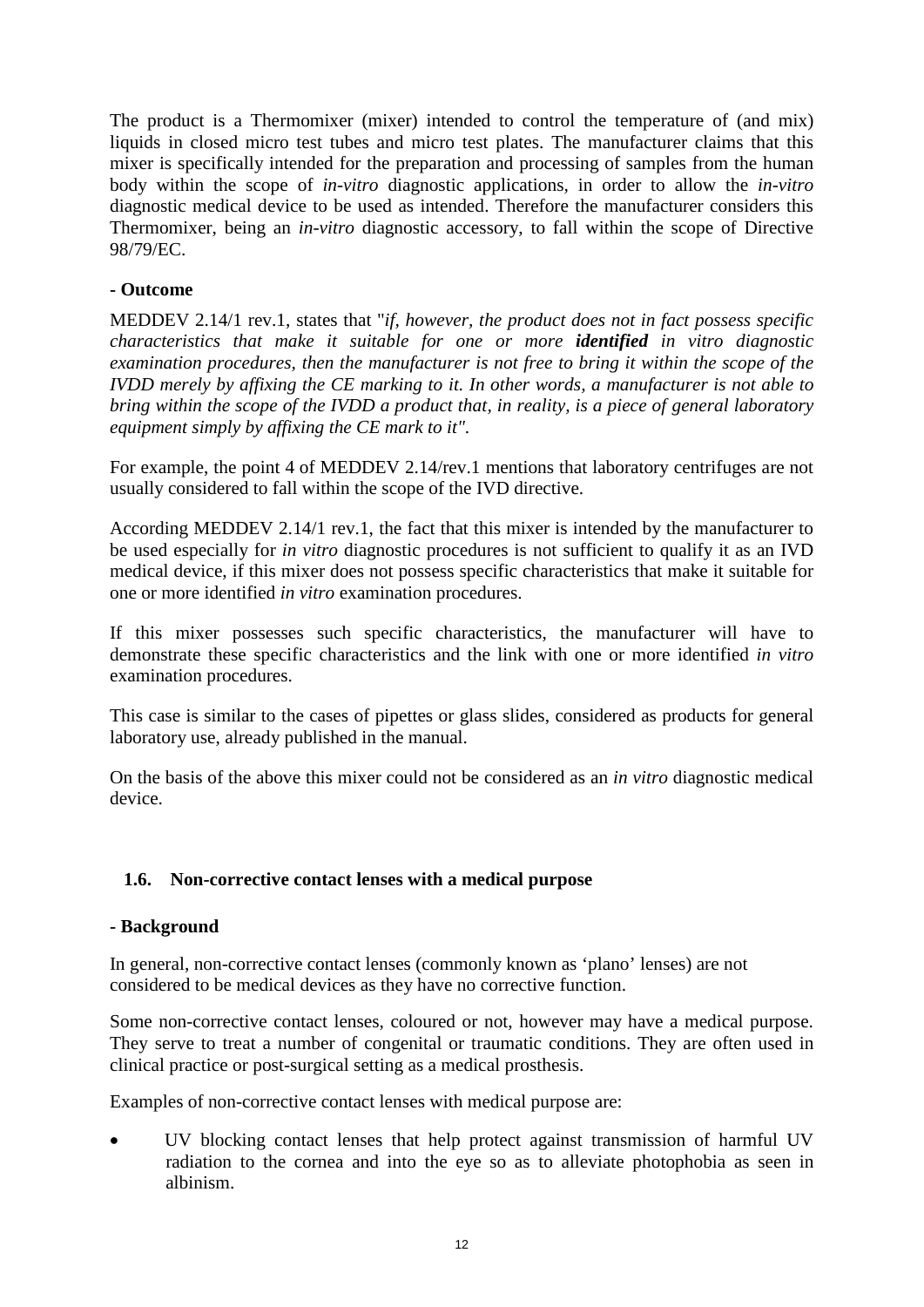The product is a Thermomixer (mixer) intended to control the temperature of (and mix) liquids in closed micro test tubes and micro test plates. The manufacturer claims that this mixer is specifically intended for the preparation and processing of samples from the human body within the scope of *in-vitro* diagnostic applications, in order to allow the *in-vitro* diagnostic medical device to be used as intended. Therefore the manufacturer considers this Thermomixer, being an *in-vitro* diagnostic accessory, to fall within the scope of Directive 98/79/EC.

**- Outcome**

MEDDEV 2.14/1 rev.1, states that "*if, however, the product does not in fact possess specific characteristics that make it suitable for one or more **identified** in vitro diagnostic examination procedures, then the manufacturer is not free to bring it within the scope of the IVDD merely by affixing the CE marking to it. In other words, a manufacturer is not able to bring within the scope of the IVDD a product that, in reality, is a piece of general laboratory equipment simply by affixing the CE mark to it"*.

For example, the point 4 of MEDDEV 2.14/rev.1 mentions that laboratory centrifuges are not usually considered to fall within the scope of the IVD directive.

According MEDDEV 2.14/1 rev.1, the fact that this mixer is intended by the manufacturer to be used especially for *in vitro* diagnostic procedures is not sufficient to qualify it as an IVD medical device, if this mixer does not possess specific characteristics that make it suitable for one or more identified *in vitro* examination procedures.

If this mixer possesses such specific characteristics, the manufacturer will have to demonstrate these specific characteristics and the link with one or more identified *in vitro* examination procedures.

This case is similar to the cases of pipettes or glass slides, considered as products for general laboratory use, already published in the manual.

On the basis of the above this mixer could not be considered as an *in vitro* diagnostic medical device.

### 1.6. Non-corrective contact lenses with a medical purpose

**- Background**

In general, non-corrective contact lenses (commonly known as 'plano' lenses) are not considered to be medical devices as they have no corrective function.

Some non-corrective contact lenses, coloured or not, however may have a medical purpose. They serve to treat a number of congenital or traumatic conditions. They are often used in clinical practice or post-surgical setting as a medical prosthesis.

Examples of non-corrective contact lenses with medical purpose are:

- UV blocking contact lenses that help protect against transmission of harmful UV radiation to the cornea and into the eye so as to alleviate photophobia as seen in albinism.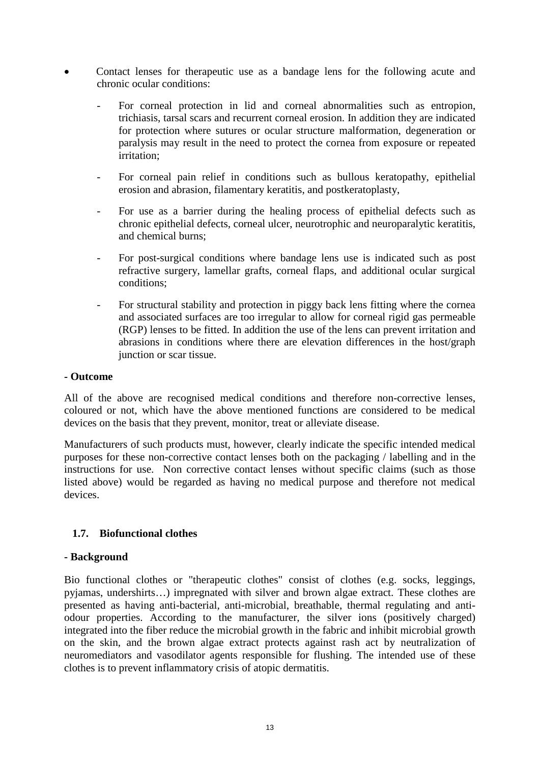- Contact lenses for therapeutic use as a bandage lens for the following acute and chronic ocular conditions:
  - For corneal protection in lid and corneal abnormalities such as entropion, trichiasis, tarsal scars and recurrent corneal erosion. In addition they are indicated for protection where sutures or ocular structure malformation, degeneration or paralysis may result in the need to protect the cornea from exposure or repeated irritation;
  - For corneal pain relief in conditions such as bullous keratopathy, epithelial erosion and abrasion, filamentary keratitis, and postkeratoplasty,
  - For use as a barrier during the healing process of epithelial defects such as chronic epithelial defects, corneal ulcer, neurotrophic and neuroparalytic keratitis, and chemical burns;
  - For post-surgical conditions where bandage lens use is indicated such as post refractive surgery, lamellar grafts, corneal flaps, and additional ocular surgical conditions;
  - For structural stability and protection in piggy back lens fitting where the cornea and associated surfaces are too irregular to allow for corneal rigid gas permeable (RGP) lenses to be fitted. In addition the use of the lens can prevent irritation and abrasions in conditions where there are elevation differences in the host/graph junction or scar tissue.

**- Outcome**

All of the above are recognised medical conditions and therefore non-corrective lenses, coloured or not, which have the above mentioned functions are considered to be medical devices on the basis that they prevent, monitor, treat or alleviate disease.

Manufacturers of such products must, however, clearly indicate the specific intended medical purposes for these non-corrective contact lenses both on the packaging / labelling and in the instructions for use. Non corrective contact lenses without specific claims (such as those listed above) would be regarded as having no medical purpose and therefore not medical devices.

### 1.7. Biofunctional clothes

**- Background**

Bio functional clothes or "therapeutic clothes" consist of clothes (e.g. socks, leggings, pyjamas, undershirts…) impregnated with silver and brown algae extract. These clothes are presented as having anti-bacterial, anti-microbial, breathable, thermal regulating and anti-odour properties. According to the manufacturer, the silver ions (positively charged) integrated into the fiber reduce the microbial growth in the fabric and inhibit microbial growth on the skin, and the brown algae extract protects against rash act by neutralization of neuromediators and vasodilator agents responsible for flushing. The intended use of these clothes is to prevent inflammatory crisis of atopic dermatitis.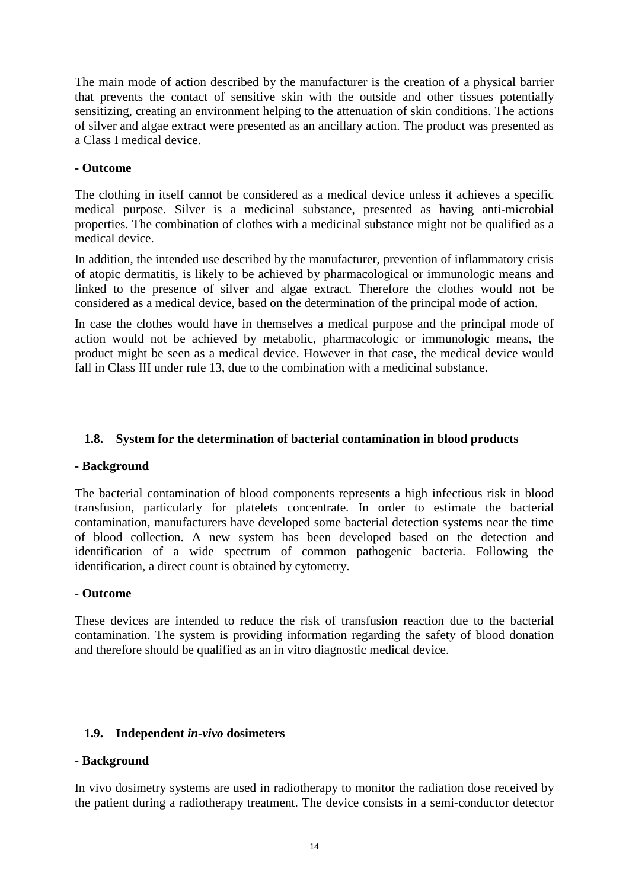The main mode of action described by the manufacturer is the creation of a physical barrier that prevents the contact of sensitive skin with the outside and other tissues potentially sensitizing, creating an environment helping to the attenuation of skin conditions. The actions of silver and algae extract were presented as an ancillary action. The product was presented as a Class I medical device.

**- Outcome**

The clothing in itself cannot be considered as a medical device unless it achieves a specific medical purpose. Silver is a medicinal substance, presented as having anti-microbial properties. The combination of clothes with a medicinal substance might not be qualified as a medical device.

In addition, the intended use described by the manufacturer, prevention of inflammatory crisis of atopic dermatitis, is likely to be achieved by pharmacological or immunologic means and linked to the presence of silver and algae extract. Therefore the clothes would not be considered as a medical device, based on the determination of the principal mode of action.

In case the clothes would have in themselves a medical purpose and the principal mode of action would not be achieved by metabolic, pharmacologic or immunologic means, the product might be seen as a medical device. However in that case, the medical device would fall in Class III under rule 13, due to the combination with a medicinal substance.

### 1.8. System for the determination of bacterial contamination in blood products

**- Background**

The bacterial contamination of blood components represents a high infectious risk in blood transfusion, particularly for platelets concentrate. In order to estimate the bacterial contamination, manufacturers have developed some bacterial detection systems near the time of blood collection. A new system has been developed based on the detection and identification of a wide spectrum of common pathogenic bacteria. Following the identification, a direct count is obtained by cytometry.

**- Outcome**

These devices are intended to reduce the risk of transfusion reaction due to the bacterial contamination. The system is providing information regarding the safety of blood donation and therefore should be qualified as an in vitro diagnostic medical device.

### 1.9. Independent *in-vivo* dosimeters

**- Background**

In vivo dosimetry systems are used in radiotherapy to monitor the radiation dose received by the patient during a radiotherapy treatment. The device consists in a semi-conductor detector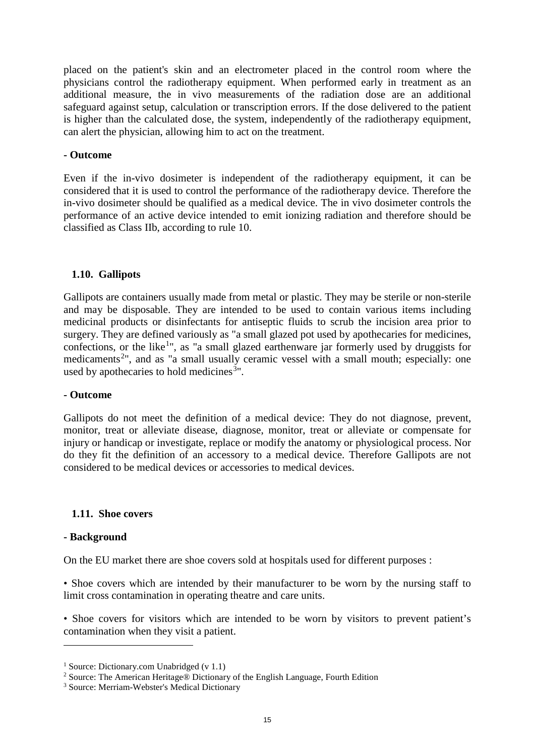placed on the patient's skin and an electrometer placed in the control room where the physicians control the radiotherapy equipment. When performed early in treatment as an additional measure, the in vivo measurements of the radiation dose are an additional safeguard against setup, calculation or transcription errors. If the dose delivered to the patient is higher than the calculated dose, the system, independently of the radiotherapy equipment, can alert the physician, allowing him to act on the treatment.

**- Outcome**

Even if the in-vivo dosimeter is independent of the radiotherapy equipment, it can be considered that it is used to control the performance of the radiotherapy device. Therefore the in-vivo dosimeter should be qualified as a medical device. The in vivo dosimeter controls the performance of an active device intended to emit ionizing radiation and therefore should be classified as Class IIb, according to rule 10.

### 1.10. Gallipots

Gallipots are containers usually made from metal or plastic. They may be sterile or non-sterile and may be disposable. They are intended to be used to contain various items including medicinal products or disinfectants for antiseptic fluids to scrub the incision area prior to surgery. They are defined variously as "a small glazed pot used by apothecaries for medicines, confections, or the like[1]", as "a small glazed earthenware jar formerly used by druggists for medicaments[2]", and as "a small usually ceramic vessel with a small mouth; especially: one used by apothecaries to hold medicines[3]".

**- Outcome**

Gallipots do not meet the definition of a medical device: They do not diagnose, prevent, monitor, treat or alleviate disease, diagnose, monitor, treat or alleviate or compensate for injury or handicap or investigate, replace or modify the anatomy or physiological process. Nor do they fit the definition of an accessory to a medical device. Therefore Gallipots are not considered to be medical devices or accessories to medical devices.

### 1.11. Shoe covers

**- Background**

On the EU market there are shoe covers sold at hospitals used for different purposes :

• Shoe covers which are intended by their manufacturer to be worn by the nursing staff to limit cross contamination in operating theatre and care units.

• Shoe covers for visitors which are intended to be worn by visitors to prevent patient's contamination when they visit a patient.

---

[1] Source: Dictionary.com Unabridged (v 1.1)

[2] Source: The American Heritage® Dictionary of the English Language, Fourth Edition

[3] Source: Merriam-Webster's Medical Dictionary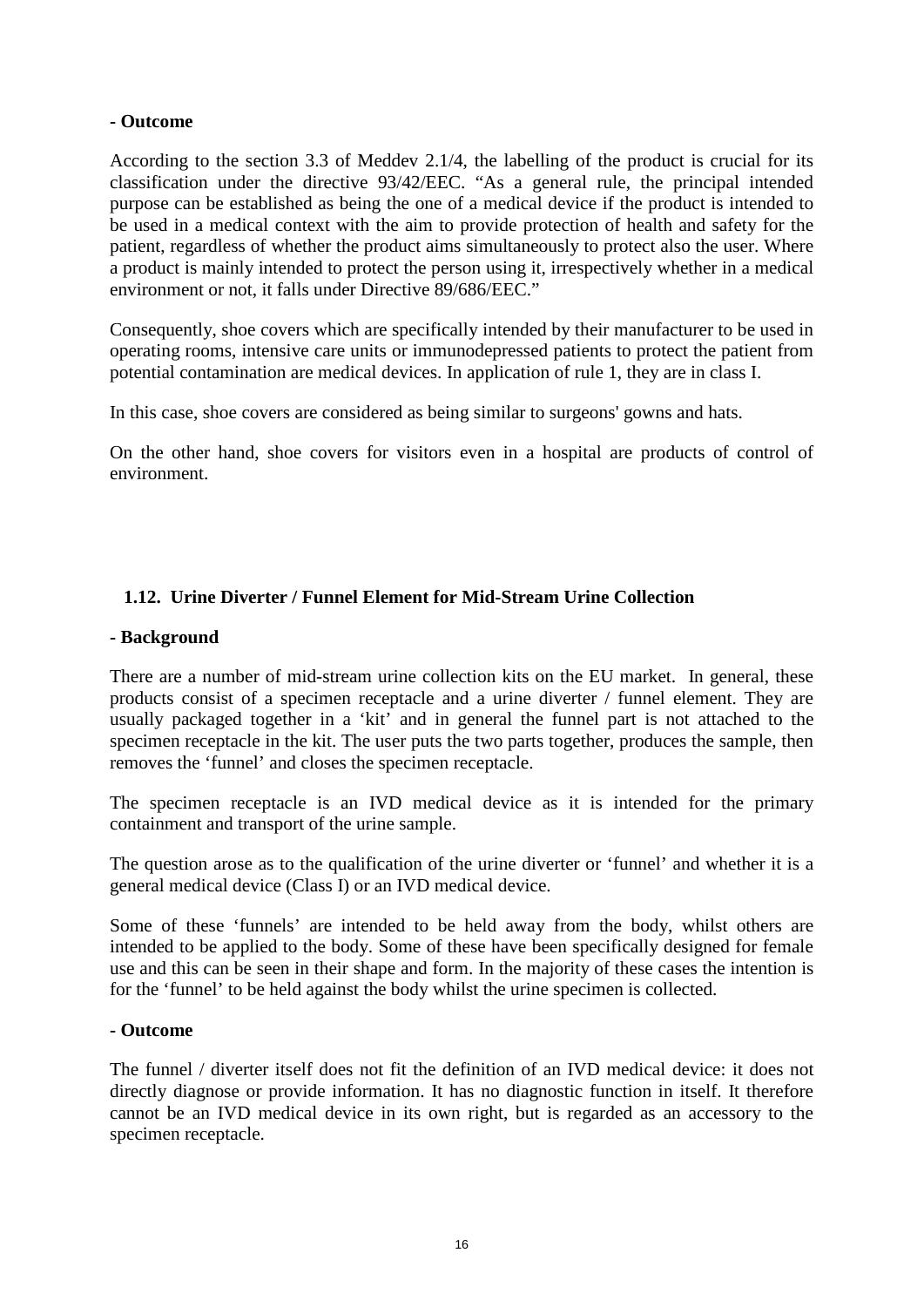**- Outcome**

According to the section 3.3 of Meddev 2.1/4, the labelling of the product is crucial for its classification under the directive 93/42/EEC. "As a general rule, the principal intended purpose can be established as being the one of a medical device if the product is intended to be used in a medical context with the aim to provide protection of health and safety for the patient, regardless of whether the product aims simultaneously to protect also the user. Where a product is mainly intended to protect the person using it, irrespectively whether in a medical environment or not, it falls under Directive 89/686/EEC."

Consequently, shoe covers which are specifically intended by their manufacturer to be used in operating rooms, intensive care units or immunodepressed patients to protect the patient from potential contamination are medical devices. In application of rule 1, they are in class I.

In this case, shoe covers are considered as being similar to surgeons' gowns and hats.

On the other hand, shoe covers for visitors even in a hospital are products of control of environment.

### 1.12. Urine Diverter / Funnel Element for Mid-Stream Urine Collection

**- Background**

There are a number of mid-stream urine collection kits on the EU market. In general, these products consist of a specimen receptacle and a urine diverter / funnel element. They are usually packaged together in a 'kit' and in general the funnel part is not attached to the specimen receptacle in the kit. The user puts the two parts together, produces the sample, then removes the 'funnel' and closes the specimen receptacle.

The specimen receptacle is an IVD medical device as it is intended for the primary containment and transport of the urine sample.

The question arose as to the qualification of the urine diverter or 'funnel' and whether it is a general medical device (Class I) or an IVD medical device.

Some of these 'funnels' are intended to be held away from the body, whilst others are intended to be applied to the body. Some of these have been specifically designed for female use and this can be seen in their shape and form. In the majority of these cases the intention is for the 'funnel' to be held against the body whilst the urine specimen is collected.

**- Outcome**

The funnel / diverter itself does not fit the definition of an IVD medical device: it does not directly diagnose or provide information. It has no diagnostic function in itself. It therefore cannot be an IVD medical device in its own right, but is regarded as an accessory to the specimen receptacle.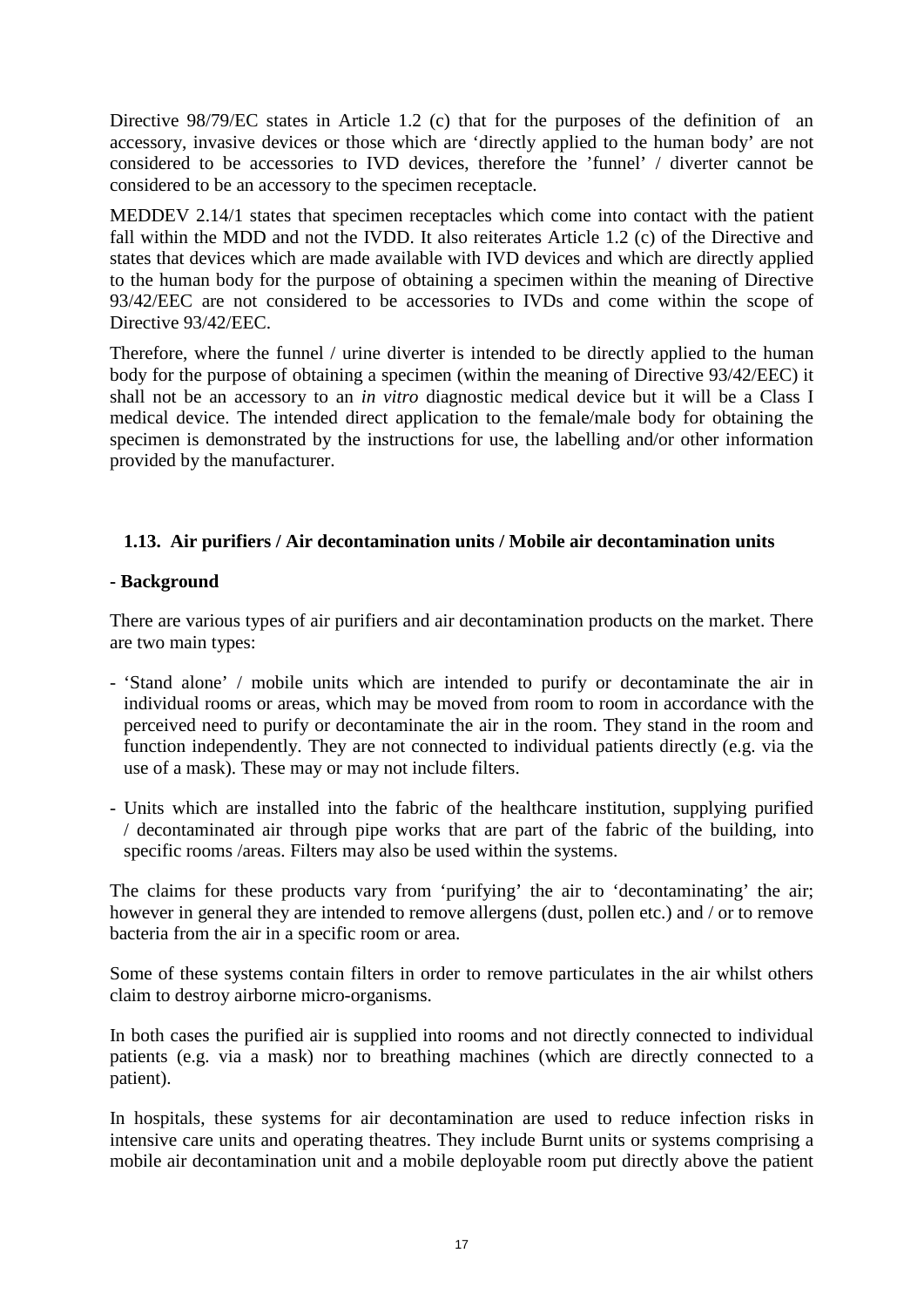Directive 98/79/EC states in Article 1.2 (c) that for the purposes of the definition of an accessory, invasive devices or those which are 'directly applied to the human body' are not considered to be accessories to IVD devices, therefore the 'funnel' / diverter cannot be considered to be an accessory to the specimen receptacle.

MEDDEV 2.14/1 states that specimen receptacles which come into contact with the patient fall within the MDD and not the IVDD. It also reiterates Article 1.2 (c) of the Directive and states that devices which are made available with IVD devices and which are directly applied to the human body for the purpose of obtaining a specimen within the meaning of Directive 93/42/EEC are not considered to be accessories to IVDs and come within the scope of Directive 93/42/EEC.

Therefore, where the funnel / urine diverter is intended to be directly applied to the human body for the purpose of obtaining a specimen (within the meaning of Directive 93/42/EEC) it shall not be an accessory to an *in vitro* diagnostic medical device but it will be a Class I medical device. The intended direct application to the female/male body for obtaining the specimen is demonstrated by the instructions for use, the labelling and/or other information provided by the manufacturer.

### 1.13. Air purifiers / Air decontamination units / Mobile air decontamination units

**- Background**

There are various types of air purifiers and air decontamination products on the market. There are two main types:

- 'Stand alone' / mobile units which are intended to purify or decontaminate the air in individual rooms or areas, which may be moved from room to room in accordance with the perceived need to purify or decontaminate the air in the room. They stand in the room and function independently. They are not connected to individual patients directly (e.g. via the use of a mask). These may or may not include filters.
- Units which are installed into the fabric of the healthcare institution, supplying purified / decontaminated air through pipe works that are part of the fabric of the building, into specific rooms /areas. Filters may also be used within the systems.

The claims for these products vary from 'purifying' the air to 'decontaminating' the air; however in general they are intended to remove allergens (dust, pollen etc.) and / or to remove bacteria from the air in a specific room or area.

Some of these systems contain filters in order to remove particulates in the air whilst others claim to destroy airborne micro-organisms.

In both cases the purified air is supplied into rooms and not directly connected to individual patients (e.g. via a mask) nor to breathing machines (which are directly connected to a patient).

In hospitals, these systems for air decontamination are used to reduce infection risks in intensive care units and operating theatres. They include Burnt units or systems comprising a mobile air decontamination unit and a mobile deployable room put directly above the patient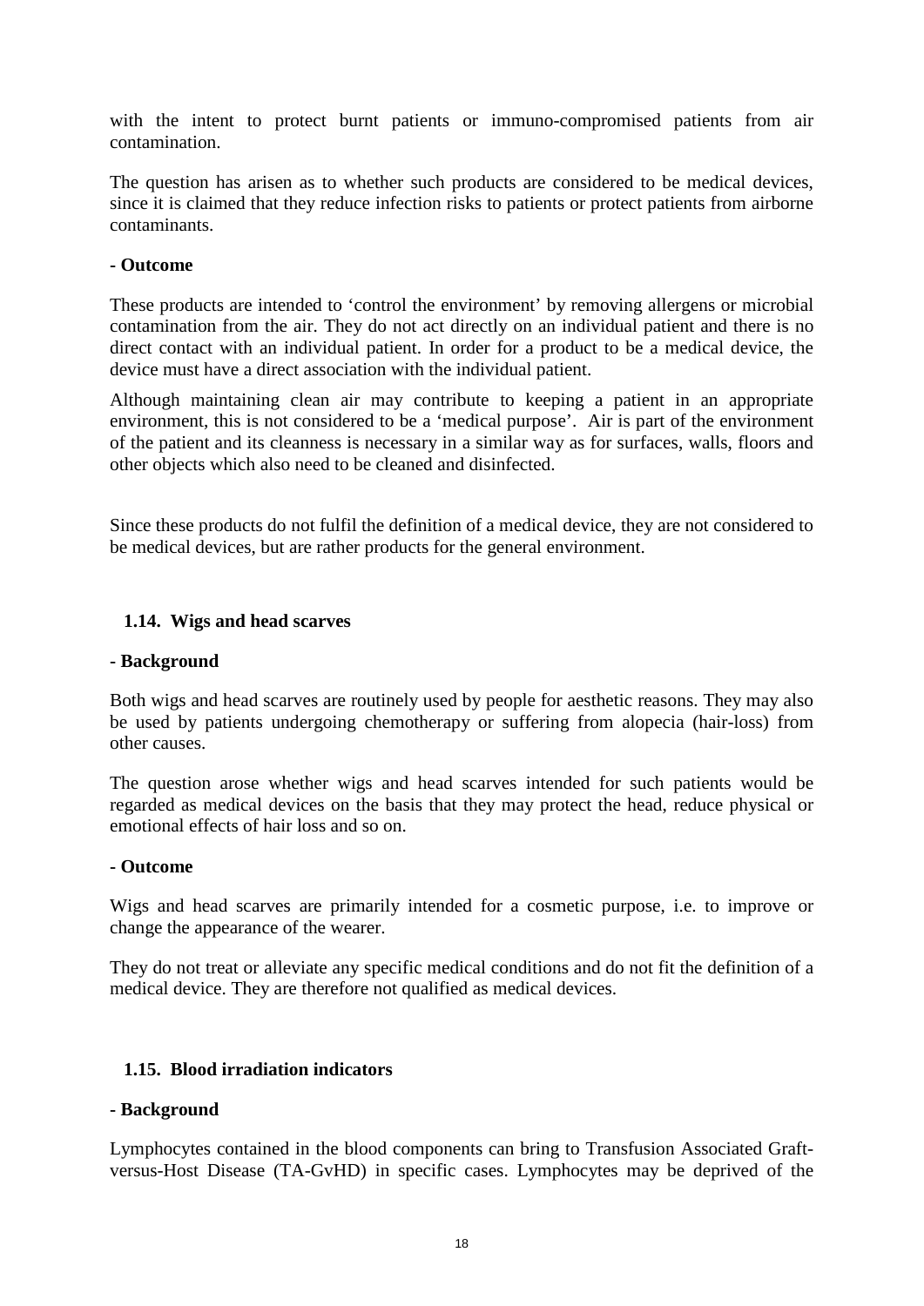with the intent to protect burnt patients or immuno-compromised patients from air contamination.

The question has arisen as to whether such products are considered to be medical devices, since it is claimed that they reduce infection risks to patients or protect patients from airborne contaminants.

**- Outcome**

These products are intended to 'control the environment' by removing allergens or microbial contamination from the air. They do not act directly on an individual patient and there is no direct contact with an individual patient. In order for a product to be a medical device, the device must have a direct association with the individual patient.

Although maintaining clean air may contribute to keeping a patient in an appropriate environment, this is not considered to be a 'medical purpose'. Air is part of the environment of the patient and its cleanness is necessary in a similar way as for surfaces, walls, floors and other objects which also need to be cleaned and disinfected.

Since these products do not fulfil the definition of a medical device, they are not considered to be medical devices, but are rather products for the general environment.

### 1.14. Wigs and head scarves

**- Background**

Both wigs and head scarves are routinely used by people for aesthetic reasons. They may also be used by patients undergoing chemotherapy or suffering from alopecia (hair-loss) from other causes.

The question arose whether wigs and head scarves intended for such patients would be regarded as medical devices on the basis that they may protect the head, reduce physical or emotional effects of hair loss and so on.

**- Outcome**

Wigs and head scarves are primarily intended for a cosmetic purpose, i.e. to improve or change the appearance of the wearer.

They do not treat or alleviate any specific medical conditions and do not fit the definition of a medical device. They are therefore not qualified as medical devices.

### 1.15. Blood irradiation indicators

**- Background**

Lymphocytes contained in the blood components can bring to Transfusion Associated Graft-versus-Host Disease (TA-GvHD) in specific cases. Lymphocytes may be deprived of the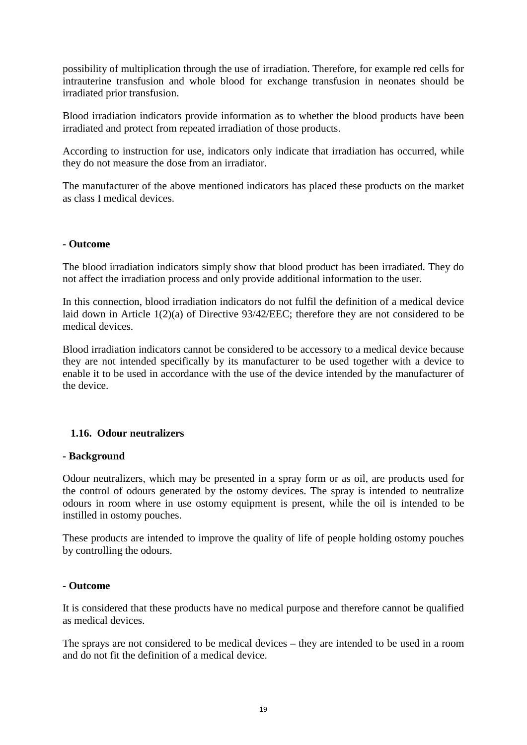possibility of multiplication through the use of irradiation. Therefore, for example red cells for intrauterine transfusion and whole blood for exchange transfusion in neonates should be irradiated prior transfusion.

Blood irradiation indicators provide information as to whether the blood products have been irradiated and protect from repeated irradiation of those products.

According to instruction for use, indicators only indicate that irradiation has occurred, while they do not measure the dose from an irradiator.

The manufacturer of the above mentioned indicators has placed these products on the market as class I medical devices.

**- Outcome**

The blood irradiation indicators simply show that blood product has been irradiated. They do not affect the irradiation process and only provide additional information to the user.

In this connection, blood irradiation indicators do not fulfil the definition of a medical device laid down in Article 1(2)(a) of Directive 93/42/EEC; therefore they are not considered to be medical devices.

Blood irradiation indicators cannot be considered to be accessory to a medical device because they are not intended specifically by its manufacturer to be used together with a device to enable it to be used in accordance with the use of the device intended by the manufacturer of the device.

### 1.16. Odour neutralizers

**- Background**

Odour neutralizers, which may be presented in a spray form or as oil, are products used for the control of odours generated by the ostomy devices. The spray is intended to neutralize odours in room where in use ostomy equipment is present, while the oil is intended to be instilled in ostomy pouches.

These products are intended to improve the quality of life of people holding ostomy pouches by controlling the odours.

**- Outcome**

It is considered that these products have no medical purpose and therefore cannot be qualified as medical devices.

The sprays are not considered to be medical devices – they are intended to be used in a room and do not fit the definition of a medical device.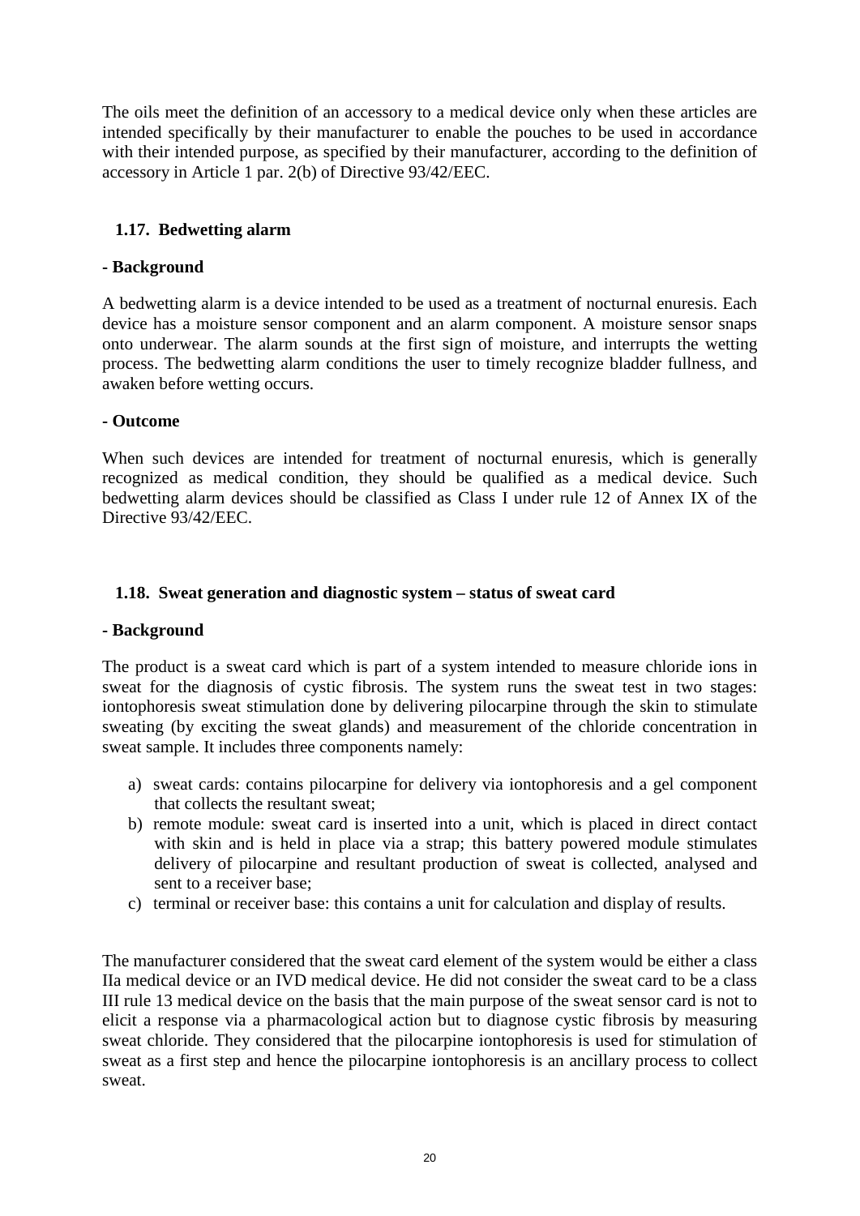The oils meet the definition of an accessory to a medical device only when these articles are intended specifically by their manufacturer to enable the pouches to be used in accordance with their intended purpose, as specified by their manufacturer, according to the definition of accessory in Article 1 par. 2(b) of Directive 93/42/EEC.

### 1.17. Bedwetting alarm

**- Background**

A bedwetting alarm is a device intended to be used as a treatment of nocturnal enuresis. Each device has a moisture sensor component and an alarm component. A moisture sensor snaps onto underwear. The alarm sounds at the first sign of moisture, and interrupts the wetting process. The bedwetting alarm conditions the user to timely recognize bladder fullness, and awaken before wetting occurs.

**- Outcome**

When such devices are intended for treatment of nocturnal enuresis, which is generally recognized as medical condition, they should be qualified as a medical device. Such bedwetting alarm devices should be classified as Class I under rule 12 of Annex IX of the Directive 93/42/EEC.

### 1.18. Sweat generation and diagnostic system – status of sweat card

**- Background**

The product is a sweat card which is part of a system intended to measure chloride ions in sweat for the diagnosis of cystic fibrosis. The system runs the sweat test in two stages: iontophoresis sweat stimulation done by delivering pilocarpine through the skin to stimulate sweating (by exciting the sweat glands) and measurement of the chloride concentration in sweat sample. It includes three components namely:

a) sweat cards: contains pilocarpine for delivery via iontophoresis and a gel component that collects the resultant sweat;
b) remote module: sweat card is inserted into a unit, which is placed in direct contact with skin and is held in place via a strap; this battery powered module stimulates delivery of pilocarpine and resultant production of sweat is collected, analysed and sent to a receiver base;
c) terminal or receiver base: this contains a unit for calculation and display of results.

The manufacturer considered that the sweat card element of the system would be either a class IIa medical device or an IVD medical device. He did not consider the sweat card to be a class III rule 13 medical device on the basis that the main purpose of the sweat sensor card is not to elicit a response via a pharmacological action but to diagnose cystic fibrosis by measuring sweat chloride. They considered that the pilocarpine iontophoresis is used for stimulation of sweat as a first step and hence the pilocarpine iontophoresis is an ancillary process to collect sweat.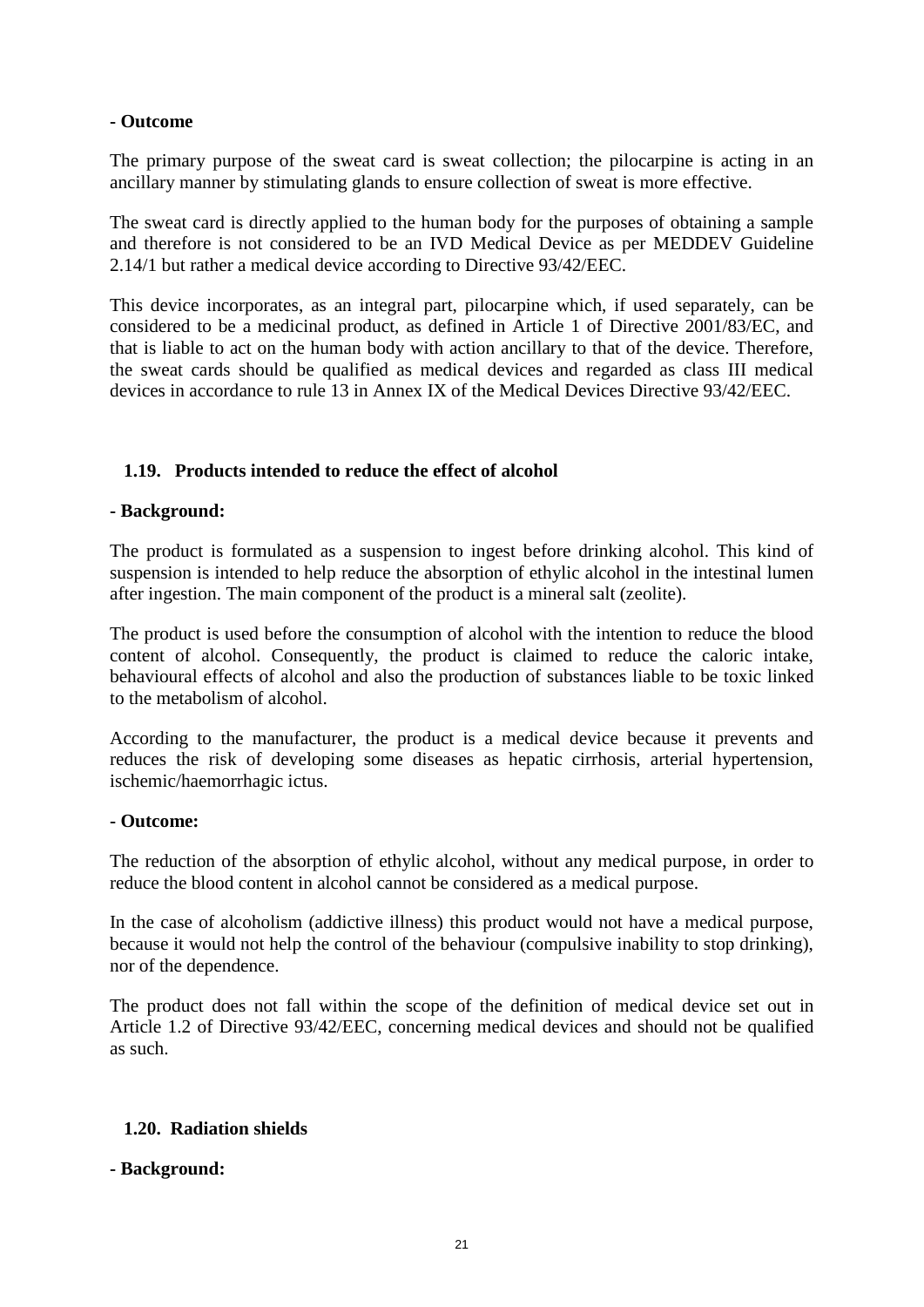**- Outcome**

The primary purpose of the sweat card is sweat collection; the pilocarpine is acting in an ancillary manner by stimulating glands to ensure collection of sweat is more effective.

The sweat card is directly applied to the human body for the purposes of obtaining a sample and therefore is not considered to be an IVD Medical Device as per MEDDEV Guideline 2.14/1 but rather a medical device according to Directive 93/42/EEC.

This device incorporates, as an integral part, pilocarpine which, if used separately, can be considered to be a medicinal product, as defined in Article 1 of Directive 2001/83/EC, and that is liable to act on the human body with action ancillary to that of the device. Therefore, the sweat cards should be qualified as medical devices and regarded as class III medical devices in accordance to rule 13 in Annex IX of the Medical Devices Directive 93/42/EEC.

### 1.19. Products intended to reduce the effect of alcohol

**- Background:**

The product is formulated as a suspension to ingest before drinking alcohol. This kind of suspension is intended to help reduce the absorption of ethylic alcohol in the intestinal lumen after ingestion. The main component of the product is a mineral salt (zeolite).

The product is used before the consumption of alcohol with the intention to reduce the blood content of alcohol. Consequently, the product is claimed to reduce the caloric intake, behavioural effects of alcohol and also the production of substances liable to be toxic linked to the metabolism of alcohol.

According to the manufacturer, the product is a medical device because it prevents and reduces the risk of developing some diseases as hepatic cirrhosis, arterial hypertension, ischemic/haemorrhagic ictus.

**- Outcome:**

The reduction of the absorption of ethylic alcohol, without any medical purpose, in order to reduce the blood content in alcohol cannot be considered as a medical purpose.

In the case of alcoholism (addictive illness) this product would not have a medical purpose, because it would not help the control of the behaviour (compulsive inability to stop drinking), nor of the dependence.

The product does not fall within the scope of the definition of medical device set out in Article 1.2 of Directive 93/42/EEC, concerning medical devices and should not be qualified as such.

### 1.20. Radiation shields

**- Background:**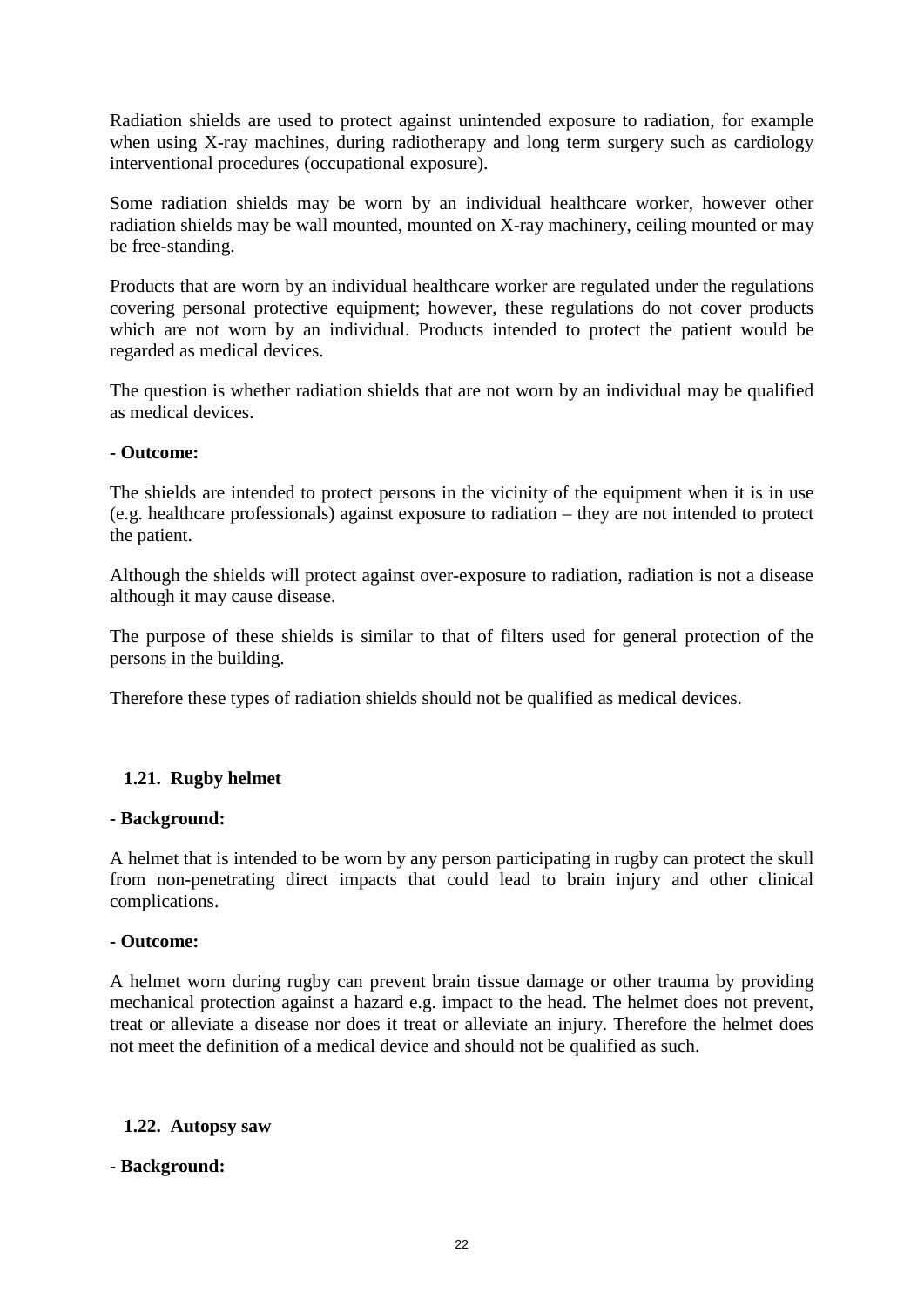Radiation shields are used to protect against unintended exposure to radiation, for example when using X-ray machines, during radiotherapy and long term surgery such as cardiology interventional procedures (occupational exposure).

Some radiation shields may be worn by an individual healthcare worker, however other radiation shields may be wall mounted, mounted on X-ray machinery, ceiling mounted or may be free-standing.

Products that are worn by an individual healthcare worker are regulated under the regulations covering personal protective equipment; however, these regulations do not cover products which are not worn by an individual. Products intended to protect the patient would be regarded as medical devices.

The question is whether radiation shields that are not worn by an individual may be qualified as medical devices.

**- Outcome:**

The shields are intended to protect persons in the vicinity of the equipment when it is in use (e.g. healthcare professionals) against exposure to radiation – they are not intended to protect the patient.

Although the shields will protect against over-exposure to radiation, radiation is not a disease although it may cause disease.

The purpose of these shields is similar to that of filters used for general protection of the persons in the building.

Therefore these types of radiation shields should not be qualified as medical devices.

### 1.21. Rugby helmet

**- Background:**

A helmet that is intended to be worn by any person participating in rugby can protect the skull from non-penetrating direct impacts that could lead to brain injury and other clinical complications.

**- Outcome:**

A helmet worn during rugby can prevent brain tissue damage or other trauma by providing mechanical protection against a hazard e.g. impact to the head. The helmet does not prevent, treat or alleviate a disease nor does it treat or alleviate an injury. Therefore the helmet does not meet the definition of a medical device and should not be qualified as such.

### 1.22. Autopsy saw

**- Background:**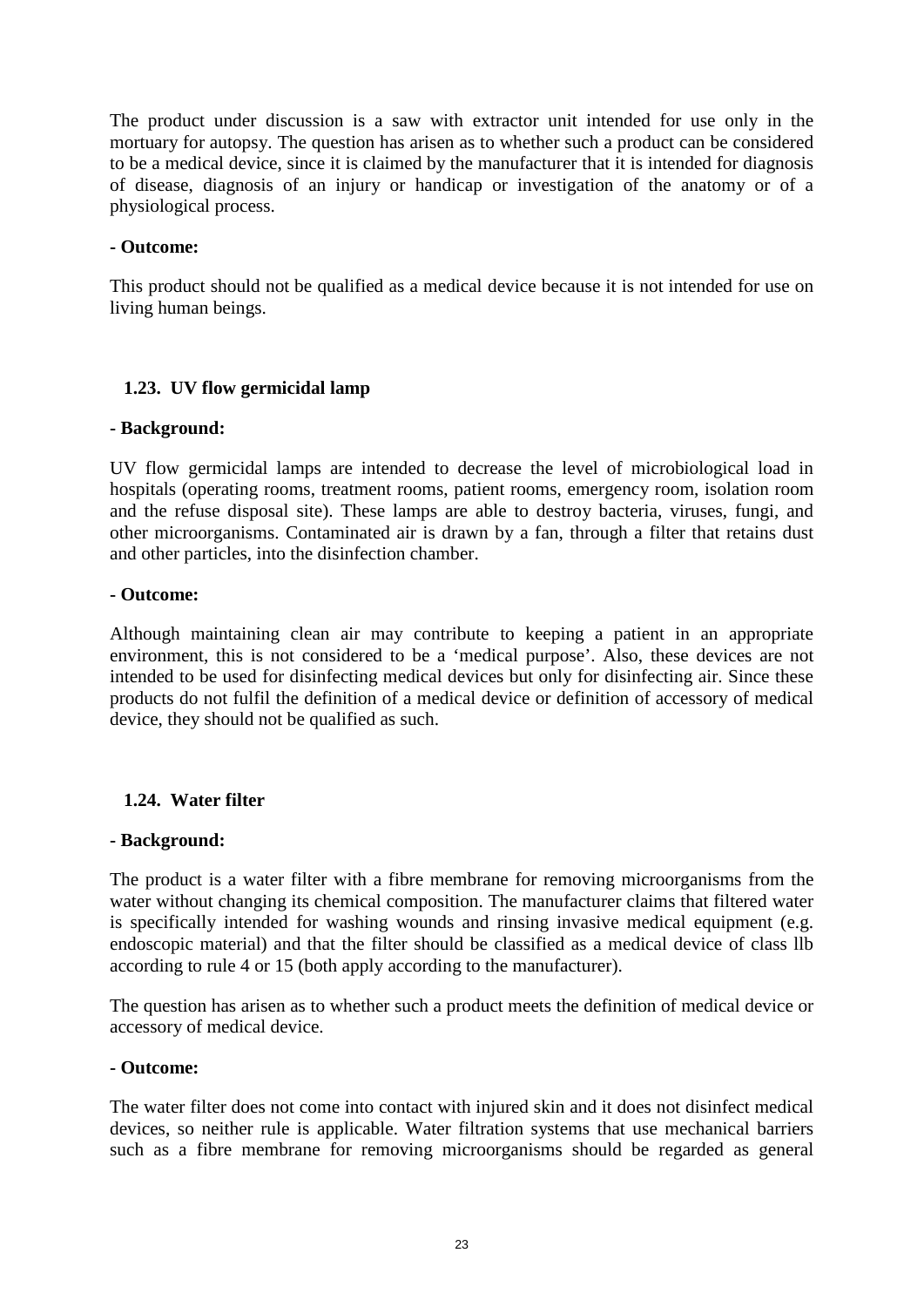The product under discussion is a saw with extractor unit intended for use only in the mortuary for autopsy. The question has arisen as to whether such a product can be considered to be a medical device, since it is claimed by the manufacturer that it is intended for diagnosis of disease, diagnosis of an injury or handicap or investigation of the anatomy or of a physiological process.

**- Outcome:**

This product should not be qualified as a medical device because it is not intended for use on living human beings.

### 1.23. UV flow germicidal lamp

**- Background:**

UV flow germicidal lamps are intended to decrease the level of microbiological load in hospitals (operating rooms, treatment rooms, patient rooms, emergency room, isolation room and the refuse disposal site). These lamps are able to destroy bacteria, viruses, fungi, and other microorganisms. Contaminated air is drawn by a fan, through a filter that retains dust and other particles, into the disinfection chamber.

**- Outcome:**

Although maintaining clean air may contribute to keeping a patient in an appropriate environment, this is not considered to be a 'medical purpose'. Also, these devices are not intended to be used for disinfecting medical devices but only for disinfecting air. Since these products do not fulfil the definition of a medical device or definition of accessory of medical device, they should not be qualified as such.

### 1.24. Water filter

**- Background:**

The product is a water filter with a fibre membrane for removing microorganisms from the water without changing its chemical composition. The manufacturer claims that filtered water is specifically intended for washing wounds and rinsing invasive medical equipment (e.g. endoscopic material) and that the filter should be classified as a medical device of class llb according to rule 4 or 15 (both apply according to the manufacturer).

The question has arisen as to whether such a product meets the definition of medical device or accessory of medical device.

**- Outcome:**

The water filter does not come into contact with injured skin and it does not disinfect medical devices, so neither rule is applicable. Water filtration systems that use mechanical barriers such as a fibre membrane for removing microorganisms should be regarded as general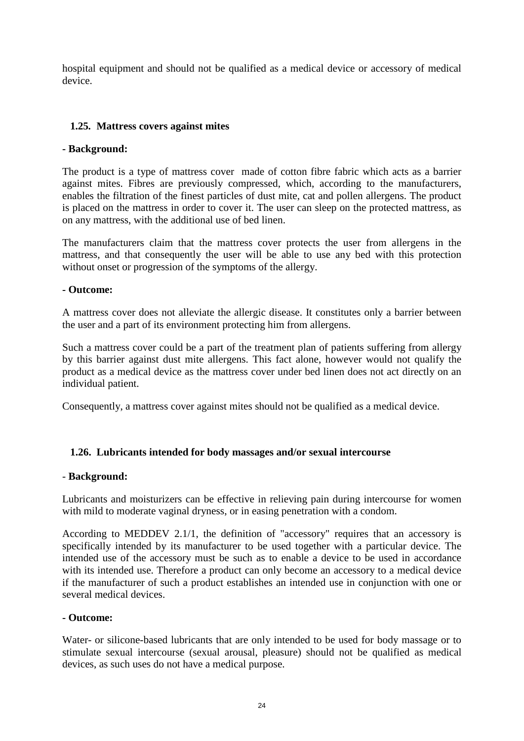hospital equipment and should not be qualified as a medical device or accessory of medical device.

### 1.25. Mattress covers against mites

**- Background:**

The product is a type of mattress cover made of cotton fibre fabric which acts as a barrier against mites. Fibres are previously compressed, which, according to the manufacturers, enables the filtration of the finest particles of dust mite, cat and pollen allergens. The product is placed on the mattress in order to cover it. The user can sleep on the protected mattress, as on any mattress, with the additional use of bed linen.

The manufacturers claim that the mattress cover protects the user from allergens in the mattress, and that consequently the user will be able to use any bed with this protection without onset or progression of the symptoms of the allergy.

**- Outcome:**

A mattress cover does not alleviate the allergic disease. It constitutes only a barrier between the user and a part of its environment protecting him from allergens.

Such a mattress cover could be a part of the treatment plan of patients suffering from allergy by this barrier against dust mite allergens. This fact alone, however would not qualify the product as a medical device as the mattress cover under bed linen does not act directly on an individual patient.

Consequently, a mattress cover against mites should not be qualified as a medical device.

### 1.26. Lubricants intended for body massages and/or sexual intercourse

- **Background:**

Lubricants and moisturizers can be effective in relieving pain during intercourse for women with mild to moderate vaginal dryness, or in easing penetration with a condom.

According to MEDDEV 2.1/1, the definition of "accessory" requires that an accessory is specifically intended by its manufacturer to be used together with a particular device. The intended use of the accessory must be such as to enable a device to be used in accordance with its intended use. Therefore a product can only become an accessory to a medical device if the manufacturer of such a product establishes an intended use in conjunction with one or several medical devices.

**- Outcome:**

Water- or silicone-based lubricants that are only intended to be used for body massage or to stimulate sexual intercourse (sexual arousal, pleasure) should not be qualified as medical devices, as such uses do not have a medical purpose.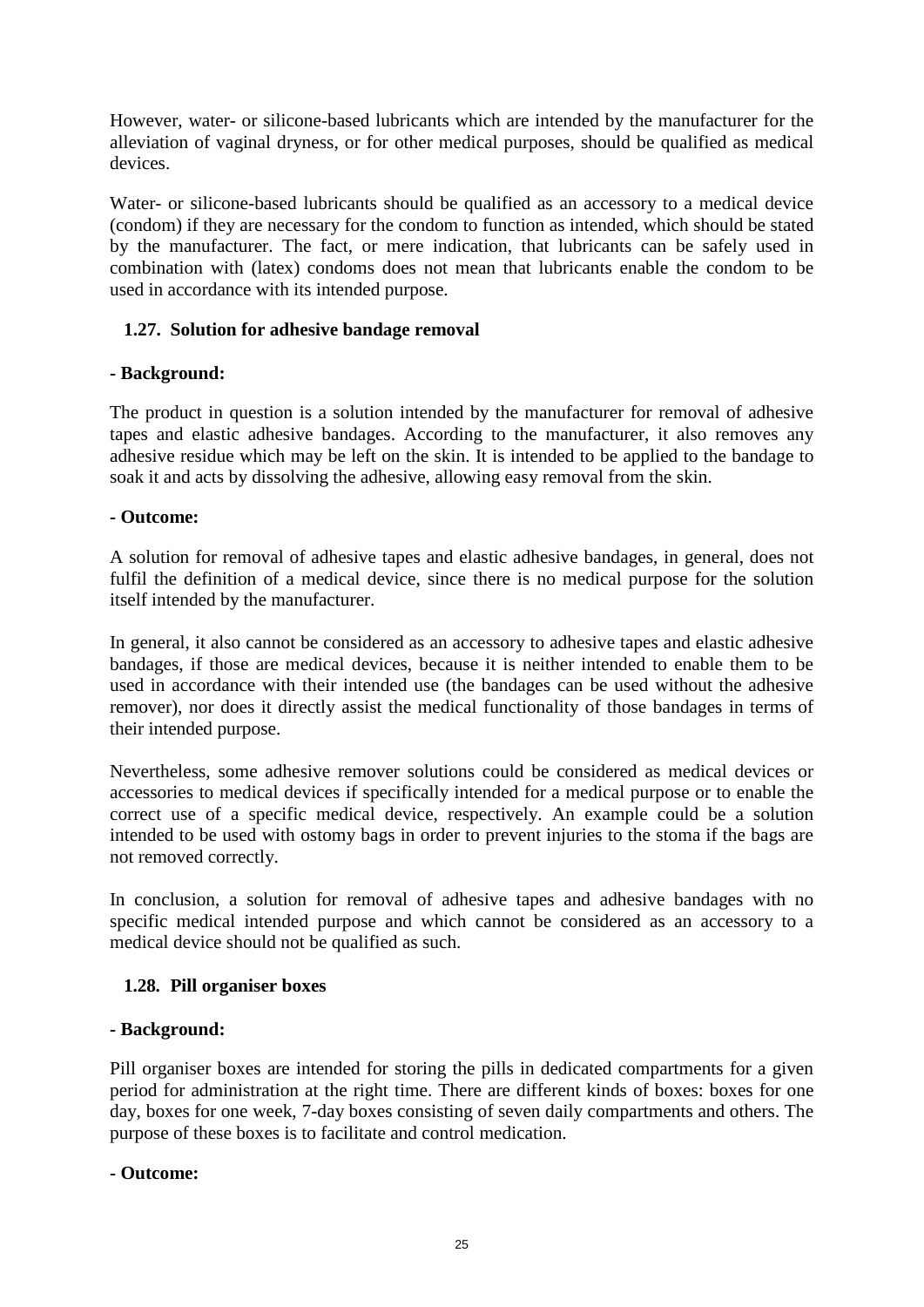However, water- or silicone-based lubricants which are intended by the manufacturer for the alleviation of vaginal dryness, or for other medical purposes, should be qualified as medical devices.

Water- or silicone-based lubricants should be qualified as an accessory to a medical device (condom) if they are necessary for the condom to function as intended, which should be stated by the manufacturer. The fact, or mere indication, that lubricants can be safely used in combination with (latex) condoms does not mean that lubricants enable the condom to be used in accordance with its intended purpose.

### 1.27. Solution for adhesive bandage removal

**- Background:**

The product in question is a solution intended by the manufacturer for removal of adhesive tapes and elastic adhesive bandages. According to the manufacturer, it also removes any adhesive residue which may be left on the skin. It is intended to be applied to the bandage to soak it and acts by dissolving the adhesive, allowing easy removal from the skin.

**- Outcome:**

A solution for removal of adhesive tapes and elastic adhesive bandages, in general, does not fulfil the definition of a medical device, since there is no medical purpose for the solution itself intended by the manufacturer.

In general, it also cannot be considered as an accessory to adhesive tapes and elastic adhesive bandages, if those are medical devices, because it is neither intended to enable them to be used in accordance with their intended use (the bandages can be used without the adhesive remover), nor does it directly assist the medical functionality of those bandages in terms of their intended purpose.

Nevertheless, some adhesive remover solutions could be considered as medical devices or accessories to medical devices if specifically intended for a medical purpose or to enable the correct use of a specific medical device, respectively. An example could be a solution intended to be used with ostomy bags in order to prevent injuries to the stoma if the bags are not removed correctly.

In conclusion, a solution for removal of adhesive tapes and adhesive bandages with no specific medical intended purpose and which cannot be considered as an accessory to a medical device should not be qualified as such.

### 1.28. Pill organiser boxes

**- Background:**

Pill organiser boxes are intended for storing the pills in dedicated compartments for a given period for administration at the right time. There are different kinds of boxes: boxes for one day, boxes for one week, 7-day boxes consisting of seven daily compartments and others. The purpose of these boxes is to facilitate and control medication.

**- Outcome:**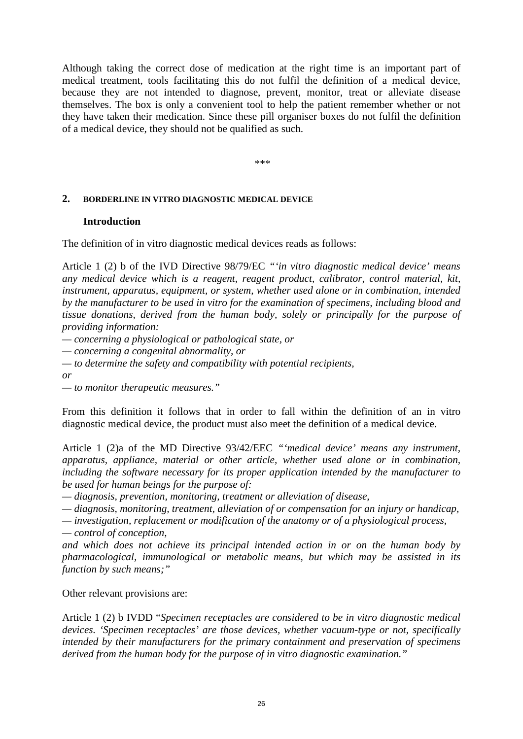Although taking the correct dose of medication at the right time is an important part of medical treatment, tools facilitating this do not fulfil the definition of a medical device, because they are not intended to diagnose, prevent, monitor, treat or alleviate disease themselves. The box is only a convenient tool to help the patient remember whether or not they have taken their medication. Since these pill organiser boxes do not fulfil the definition of a medical device, they should not be qualified as such.

***

## 2. BORDERLINE IN VITRO DIAGNOSTIC MEDICAL DEVICE

### Introduction

The definition of in vitro diagnostic medical devices reads as follows:

Article 1 (2) b of the IVD Directive 98/79/EC *"'in vitro diagnostic medical device' means any medical device which is a reagent, reagent product, calibrator, control material, kit, instrument, apparatus, equipment, or system, whether used alone or in combination, intended by the manufacturer to be used in vitro for the examination of specimens, including blood and tissue donations, derived from the human body, solely or principally for the purpose of providing information:*
*— concerning a physiological or pathological state, or*
*— concerning a congenital abnormality, or*
*— to determine the safety and compatibility with potential recipients,*
*or*
*— to monitor therapeutic measures."*

From this definition it follows that in order to fall within the definition of an in vitro diagnostic medical device, the product must also meet the definition of a medical device.

Article 1 (2)a of the MD Directive 93/42/EEC *"'medical device' means any instrument, apparatus, appliance, material or other article, whether used alone or in combination, including the software necessary for its proper application intended by the manufacturer to be used for human beings for the purpose of:*
*— diagnosis, prevention, monitoring, treatment or alleviation of disease,*
*— diagnosis, monitoring, treatment, alleviation of or compensation for an injury or handicap,*
*— investigation, replacement or modification of the anatomy or of a physiological process,*
*— control of conception,*
*and which does not achieve its principal intended action in or on the human body by pharmacological, immunological or metabolic means, but which may be assisted in its function by such means;"*

Other relevant provisions are:

Article 1 (2) b IVDD "*Specimen receptacles are considered to be in vitro diagnostic medical devices. 'Specimen receptacles' are those devices, whether vacuum-type or not, specifically intended by their manufacturers for the primary containment and preservation of specimens derived from the human body for the purpose of in vitro diagnostic examination."*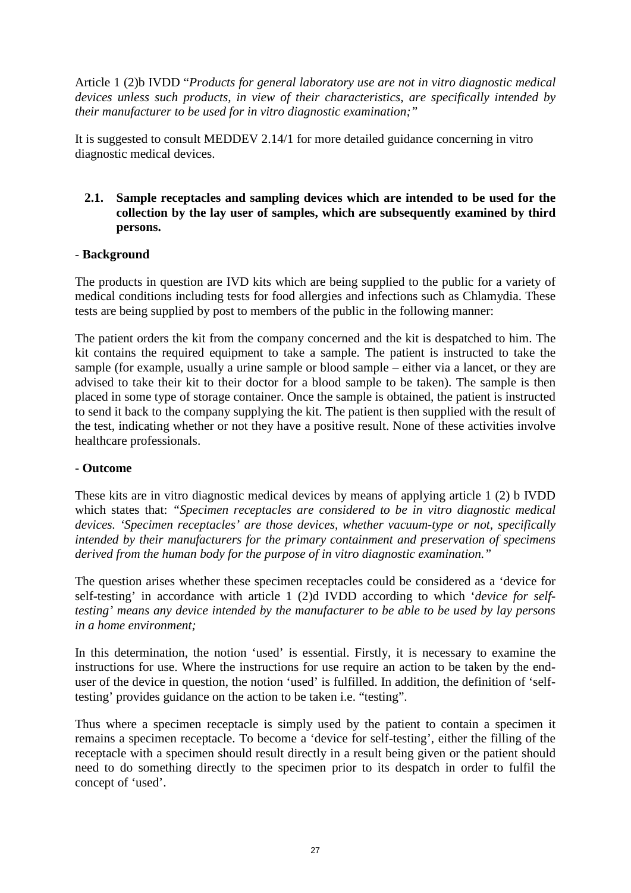Article 1 (2)b IVDD "*Products for general laboratory use are not in vitro diagnostic medical devices unless such products, in view of their characteristics, are specifically intended by their manufacturer to be used for in vitro diagnostic examination;"*

It is suggested to consult MEDDEV 2.14/1 for more detailed guidance concerning in vitro diagnostic medical devices.

## 2.1. Sample receptacles and sampling devices which are intended to be used for the collection by the lay user of samples, which are subsequently examined by third persons.

- **Background**

The products in question are IVD kits which are being supplied to the public for a variety of medical conditions including tests for food allergies and infections such as Chlamydia. These tests are being supplied by post to members of the public in the following manner:

The patient orders the kit from the company concerned and the kit is despatched to him. The kit contains the required equipment to take a sample. The patient is instructed to take the sample (for example, usually a urine sample or blood sample – either via a lancet, or they are advised to take their kit to their doctor for a blood sample to be taken). The sample is then placed in some type of storage container. Once the sample is obtained, the patient is instructed to send it back to the company supplying the kit. The patient is then supplied with the result of the test, indicating whether or not they have a positive result. None of these activities involve healthcare professionals.

- **Outcome**

These kits are in vitro diagnostic medical devices by means of applying article 1 (2) b IVDD which states that: *"Specimen receptacles are considered to be in vitro diagnostic medical devices. 'Specimen receptacles' are those devices, whether vacuum-type or not, specifically intended by their manufacturers for the primary containment and preservation of specimens derived from the human body for the purpose of in vitro diagnostic examination."*

The question arises whether these specimen receptacles could be considered as a 'device for self-testing' in accordance with article 1 (2)d IVDD according to which '*device for self-testing' means any device intended by the manufacturer to be able to be used by lay persons in a home environment;*

In this determination, the notion 'used' is essential. Firstly, it is necessary to examine the instructions for use. Where the instructions for use require an action to be taken by the end-user of the device in question, the notion 'used' is fulfilled. In addition, the definition of 'self-testing' provides guidance on the action to be taken i.e. "testing".

Thus where a specimen receptacle is simply used by the patient to contain a specimen it remains a specimen receptacle. To become a 'device for self-testing', either the filling of the receptacle with a specimen should result directly in a result being given or the patient should need to do something directly to the specimen prior to its despatch in order to fulfil the concept of 'used'.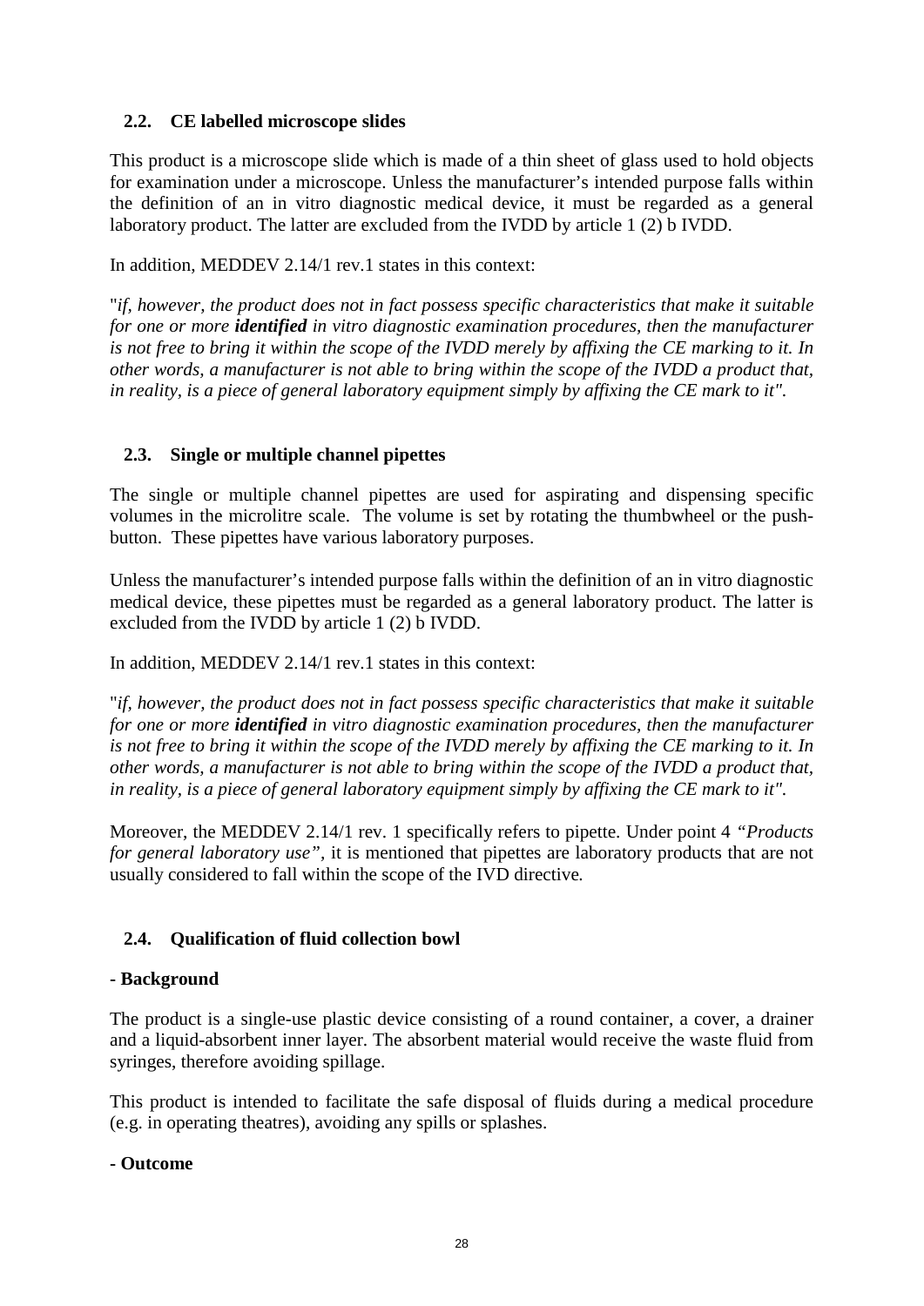## 2.2. CE labelled microscope slides

This product is a microscope slide which is made of a thin sheet of glass used to hold objects for examination under a microscope. Unless the manufacturer's intended purpose falls within the definition of an in vitro diagnostic medical device, it must be regarded as a general laboratory product. The latter are excluded from the IVDD by article 1 (2) b IVDD.

In addition, MEDDEV 2.14/1 rev.1 states in this context:

"*if, however, the product does not in fact possess specific characteristics that make it suitable for one or more **identified** in vitro diagnostic examination procedures, then the manufacturer is not free to bring it within the scope of the IVDD merely by affixing the CE marking to it. In other words, a manufacturer is not able to bring within the scope of the IVDD a product that, in reality, is a piece of general laboratory equipment simply by affixing the CE mark to it".*

## 2.3. Single or multiple channel pipettes

The single or multiple channel pipettes are used for aspirating and dispensing specific volumes in the microlitre scale. The volume is set by rotating the thumbwheel or the push-button. These pipettes have various laboratory purposes.

Unless the manufacturer's intended purpose falls within the definition of an in vitro diagnostic medical device, these pipettes must be regarded as a general laboratory product. The latter is excluded from the IVDD by article 1 (2) b IVDD.

In addition, MEDDEV 2.14/1 rev.1 states in this context:

"*if, however, the product does not in fact possess specific characteristics that make it suitable for one or more **identified** in vitro diagnostic examination procedures, then the manufacturer is not free to bring it within the scope of the IVDD merely by affixing the CE marking to it. In other words, a manufacturer is not able to bring within the scope of the IVDD a product that, in reality, is a piece of general laboratory equipment simply by affixing the CE mark to it".*

Moreover, the MEDDEV 2.14/1 rev. 1 specifically refers to pipette. Under point 4 *"Products for general laboratory use"*, it is mentioned that pipettes are laboratory products that are not usually considered to fall within the scope of the IVD directive.

## 2.4. Qualification of fluid collection bowl

**- Background**

The product is a single-use plastic device consisting of a round container, a cover, a drainer and a liquid-absorbent inner layer. The absorbent material would receive the waste fluid from syringes, therefore avoiding spillage.

This product is intended to facilitate the safe disposal of fluids during a medical procedure (e.g. in operating theatres), avoiding any spills or splashes.

**- Outcome**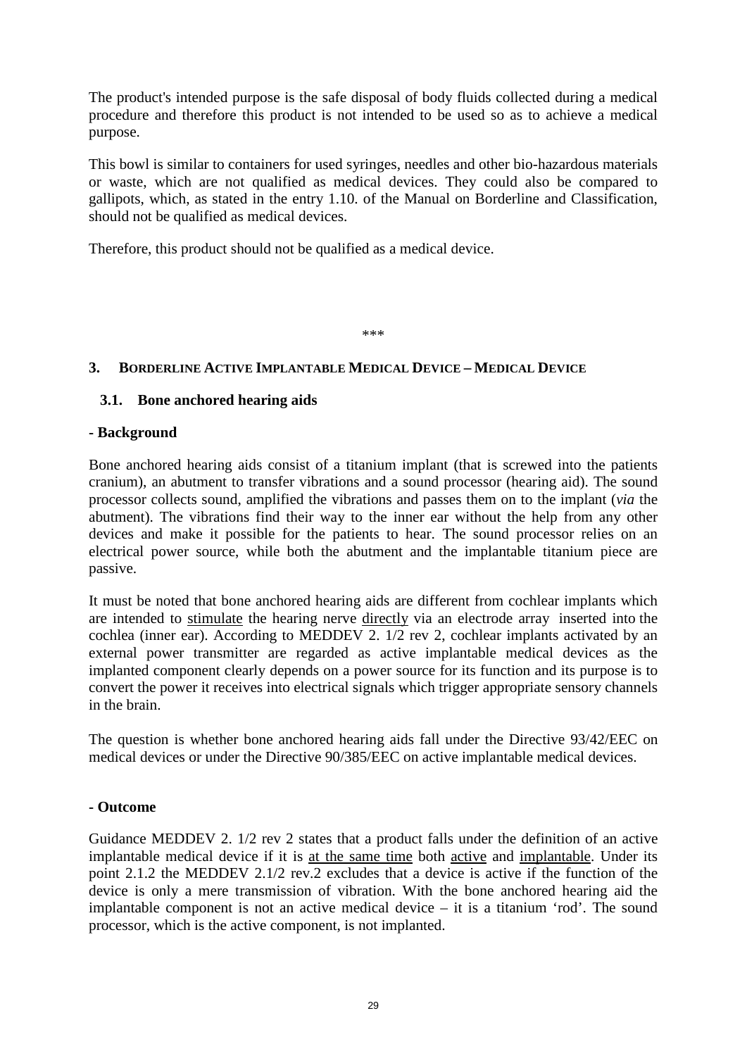The product's intended purpose is the safe disposal of body fluids collected during a medical procedure and therefore this product is not intended to be used so as to achieve a medical purpose.

This bowl is similar to containers for used syringes, needles and other bio-hazardous materials or waste, which are not qualified as medical devices. They could also be compared to gallipots, which, as stated in the entry 1.10. of the Manual on Borderline and Classification, should not be qualified as medical devices.

Therefore, this product should not be qualified as a medical device.

***

## 3. Borderline Active Implantable Medical Device – Medical Device

### 3.1. Bone anchored hearing aids

**- Background**

Bone anchored hearing aids consist of a titanium implant (that is screwed into the patients cranium), an abutment to transfer vibrations and a sound processor (hearing aid). The sound processor collects sound, amplified the vibrations and passes them on to the implant (*via* the abutment). The vibrations find their way to the inner ear without the help from any other devices and make it possible for the patients to hear. The sound processor relies on an electrical power source, while both the abutment and the implantable titanium piece are passive.

It must be noted that bone anchored hearing aids are different from cochlear implants which are intended to <u>stimulate</u> the hearing nerve <u>directly</u> via an electrode array inserted into the cochlea (inner ear). According to MEDDEV 2. 1/2 rev 2, cochlear implants activated by an external power transmitter are regarded as active implantable medical devices as the implanted component clearly depends on a power source for its function and its purpose is to convert the power it receives into electrical signals which trigger appropriate sensory channels in the brain.

The question is whether bone anchored hearing aids fall under the Directive 93/42/EEC on medical devices or under the Directive 90/385/EEC on active implantable medical devices.

**- Outcome**

Guidance MEDDEV 2. 1/2 rev 2 states that a product falls under the definition of an active implantable medical device if it is <u>at the same time</u> both <u>active</u> and <u>implantable</u>. Under its point 2.1.2 the MEDDEV 2.1/2 rev.2 excludes that a device is active if the function of the device is only a mere transmission of vibration. With the bone anchored hearing aid the implantable component is not an active medical device – it is a titanium 'rod'. The sound processor, which is the active component, is not implanted.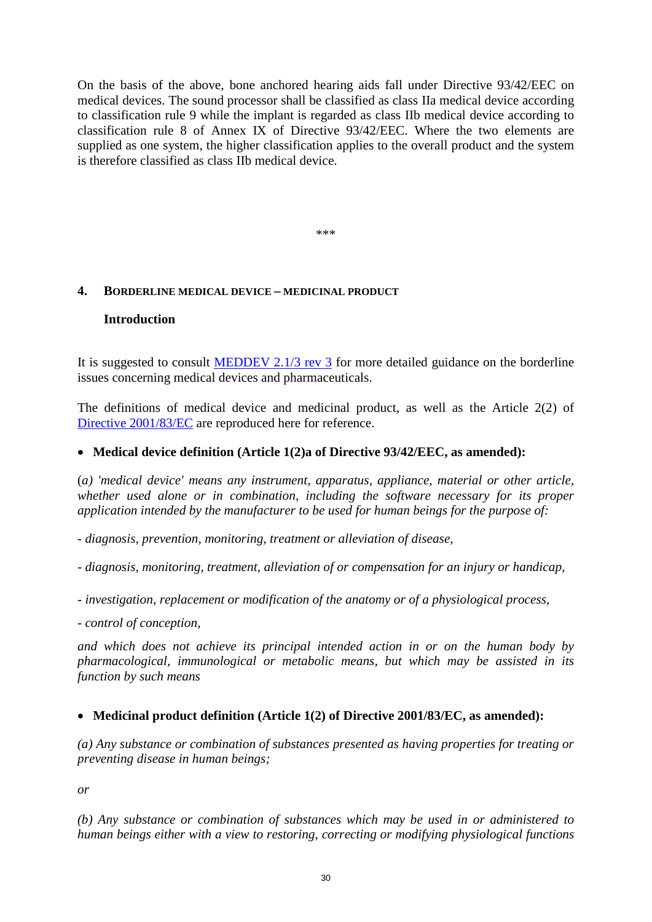On the basis of the above, bone anchored hearing aids fall under Directive 93/42/EEC on medical devices. The sound processor shall be classified as class IIa medical device according to classification rule 9 while the implant is regarded as class IIb medical device according to classification rule 8 of Annex IX of Directive 93/42/EEC. Where the two elements are supplied as one system, the higher classification applies to the overall product and the system is therefore classified as class IIb medical device.

\*\*\*

## 4. BORDERLINE MEDICAL DEVICE – MEDICINAL PRODUCT

### Introduction

It is suggested to consult MEDDEV 2.1/3 rev 3 for more detailed guidance on the borderline issues concerning medical devices and pharmaceuticals.

The definitions of medical device and medicinal product, as well as the Article 2(2) of Directive 2001/83/EC are reproduced here for reference.

- **Medical device definition (Article 1(2)a of Directive 93/42/EEC, as amended):**

(*a) 'medical device' means any instrument, apparatus, appliance, material or other article, whether used alone or in combination, including the software necessary for its proper application intended by the manufacturer to be used for human beings for the purpose of:*

*- diagnosis, prevention, monitoring, treatment or alleviation of disease,*

*- diagnosis, monitoring, treatment, alleviation of or compensation for an injury or handicap,*

*- investigation, replacement or modification of the anatomy or of a physiological process,*

*- control of conception,*

*and which does not achieve its principal intended action in or on the human body by pharmacological, immunological or metabolic means, but which may be assisted in its function by such means*

- **Medicinal product definition (Article 1(2) of Directive 2001/83/EC, as amended):**

*(a) Any substance or combination of substances presented as having properties for treating or preventing disease in human beings;*

*or*

*(b) Any substance or combination of substances which may be used in or administered to human beings either with a view to restoring, correcting or modifying physiological functions*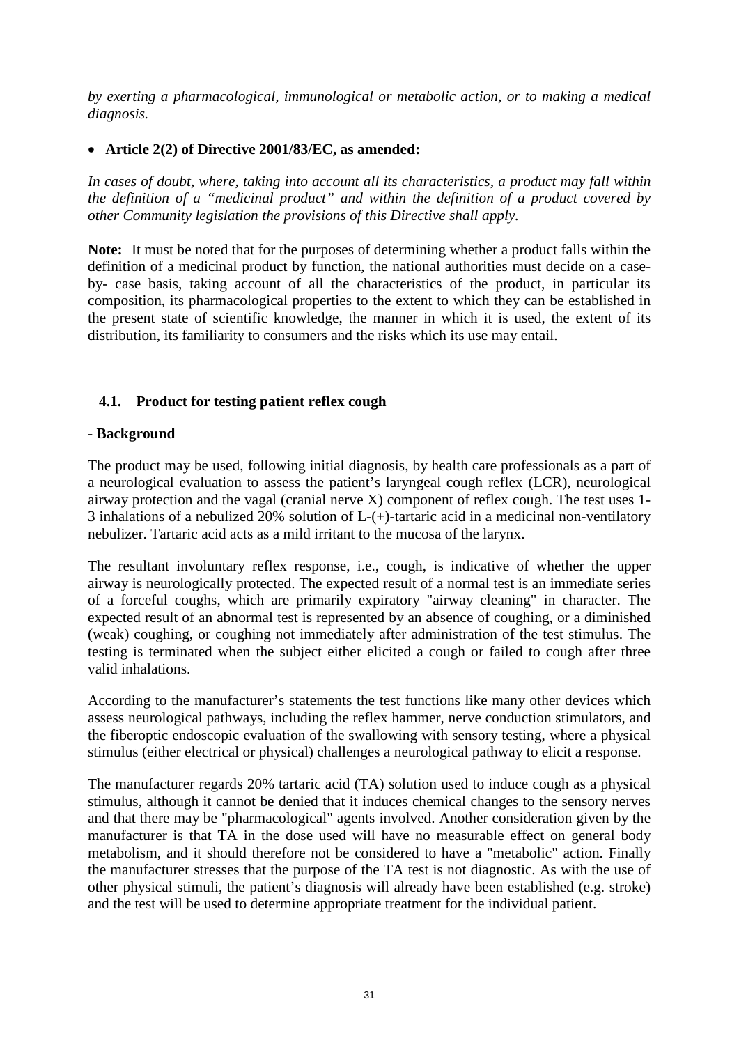*by exerting a pharmacological, immunological or metabolic action, or to making a medical diagnosis.*

- **Article 2(2) of Directive 2001/83/EC, as amended:**

*In cases of doubt, where, taking into account all its characteristics, a product may fall within the definition of a "medicinal product" and within the definition of a product covered by other Community legislation the provisions of this Directive shall apply.*

**Note:** It must be noted that for the purposes of determining whether a product falls within the definition of a medicinal product by function, the national authorities must decide on a case-by- case basis, taking account of all the characteristics of the product, in particular its composition, its pharmacological properties to the extent to which they can be established in the present state of scientific knowledge, the manner in which it is used, the extent of its distribution, its familiarity to consumers and the risks which its use may entail.

## 4.1. Product for testing patient reflex cough

### - Background

The product may be used, following initial diagnosis, by health care professionals as a part of a neurological evaluation to assess the patient's laryngeal cough reflex (LCR), neurological airway protection and the vagal (cranial nerve X) component of reflex cough. The test uses 1-3 inhalations of a nebulized 20% solution of L-(+)-tartaric acid in a medicinal non-ventilatory nebulizer. Tartaric acid acts as a mild irritant to the mucosa of the larynx.

The resultant involuntary reflex response, i.e., cough, is indicative of whether the upper airway is neurologically protected. The expected result of a normal test is an immediate series of a forceful coughs, which are primarily expiratory "airway cleaning" in character. The expected result of an abnormal test is represented by an absence of coughing, or a diminished (weak) coughing, or coughing not immediately after administration of the test stimulus. The testing is terminated when the subject either elicited a cough or failed to cough after three valid inhalations.

According to the manufacturer's statements the test functions like many other devices which assess neurological pathways, including the reflex hammer, nerve conduction stimulators, and the fiberoptic endoscopic evaluation of the swallowing with sensory testing, where a physical stimulus (either electrical or physical) challenges a neurological pathway to elicit a response.

The manufacturer regards 20% tartaric acid (TA) solution used to induce cough as a physical stimulus, although it cannot be denied that it induces chemical changes to the sensory nerves and that there may be "pharmacological" agents involved. Another consideration given by the manufacturer is that TA in the dose used will have no measurable effect on general body metabolism, and it should therefore not be considered to have a "metabolic" action. Finally the manufacturer stresses that the purpose of the TA test is not diagnostic. As with the use of other physical stimuli, the patient's diagnosis will already have been established (e.g. stroke) and the test will be used to determine appropriate treatment for the individual patient.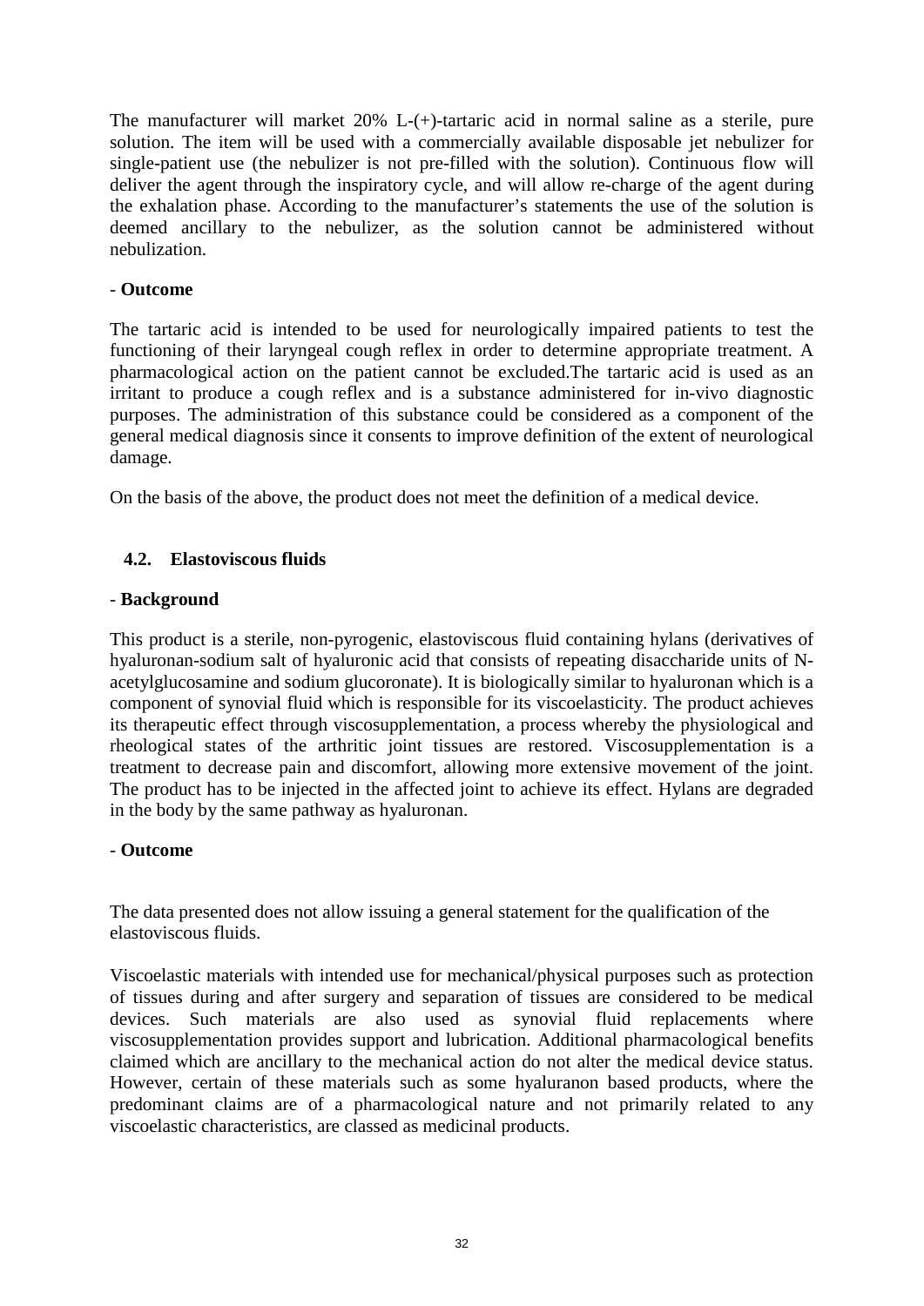The manufacturer will market 20% L-(+)-tartaric acid in normal saline as a sterile, pure solution. The item will be used with a commercially available disposable jet nebulizer for single-patient use (the nebulizer is not pre-filled with the solution). Continuous flow will deliver the agent through the inspiratory cycle, and will allow re-charge of the agent during the exhalation phase. According to the manufacturer's statements the use of the solution is deemed ancillary to the nebulizer, as the solution cannot be administered without nebulization.

- **Outcome**

The tartaric acid is intended to be used for neurologically impaired patients to test the functioning of their laryngeal cough reflex in order to determine appropriate treatment. A pharmacological action on the patient cannot be excluded.The tartaric acid is used as an irritant to produce a cough reflex and is a substance administered for in-vivo diagnostic purposes. The administration of this substance could be considered as a component of the general medical diagnosis since it consents to improve definition of the extent of neurological damage.

On the basis of the above, the product does not meet the definition of a medical device.

### 4.2. Elastoviscous fluids

- **Background**

This product is a sterile, non-pyrogenic, elastoviscous fluid containing hylans (derivatives of hyaluronan-sodium salt of hyaluronic acid that consists of repeating disaccharide units of N-acetylglucosamine and sodium glucoronate). It is biologically similar to hyaluronan which is a component of synovial fluid which is responsible for its viscoelasticity. The product achieves its therapeutic effect through viscosupplementation, a process whereby the physiological and rheological states of the arthritic joint tissues are restored. Viscosupplementation is a treatment to decrease pain and discomfort, allowing more extensive movement of the joint. The product has to be injected in the affected joint to achieve its effect. Hylans are degraded in the body by the same pathway as hyaluronan.

- **Outcome**

The data presented does not allow issuing a general statement for the qualification of the elastoviscous fluids.

Viscoelastic materials with intended use for mechanical/physical purposes such as protection of tissues during and after surgery and separation of tissues are considered to be medical devices. Such materials are also used as synovial fluid replacements where viscosupplementation provides support and lubrication. Additional pharmacological benefits claimed which are ancillary to the mechanical action do not alter the medical device status. However, certain of these materials such as some hyaluranon based products, where the predominant claims are of a pharmacological nature and not primarily related to any viscoelastic characteristics, are classed as medicinal products.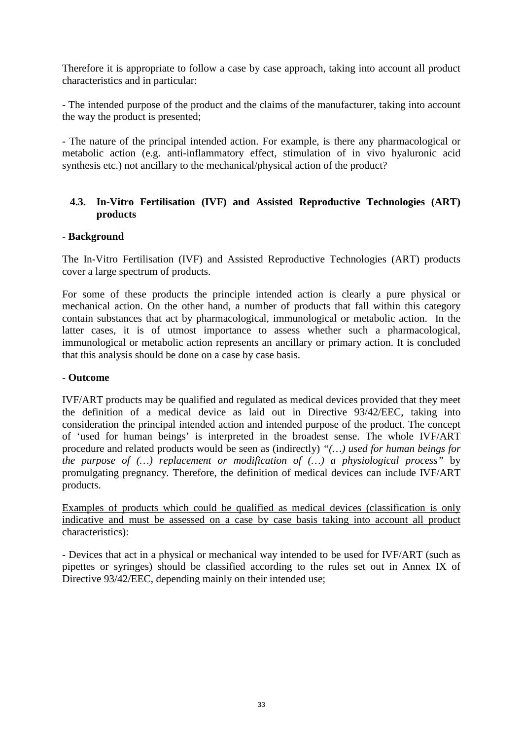Therefore it is appropriate to follow a case by case approach, taking into account all product characteristics and in particular:

- The intended purpose of the product and the claims of the manufacturer, taking into account the way the product is presented;

- The nature of the principal intended action. For example, is there any pharmacological or metabolic action (e.g. anti-inflammatory effect, stimulation of in vivo hyaluronic acid synthesis etc.) not ancillary to the mechanical/physical action of the product?

### 4.3. In-Vitro Fertilisation (IVF) and Assisted Reproductive Technologies (ART) products

**- Background**

The In-Vitro Fertilisation (IVF) and Assisted Reproductive Technologies (ART) products cover a large spectrum of products.

For some of these products the principle intended action is clearly a pure physical or mechanical action. On the other hand, a number of products that fall within this category contain substances that act by pharmacological, immunological or metabolic action. In the latter cases, it is of utmost importance to assess whether such a pharmacological, immunological or metabolic action represents an ancillary or primary action. It is concluded that this analysis should be done on a case by case basis.

**- Outcome**

IVF/ART products may be qualified and regulated as medical devices provided that they meet the definition of a medical device as laid out in Directive 93/42/EEC, taking into consideration the principal intended action and intended purpose of the product. The concept of 'used for human beings' is interpreted in the broadest sense. The whole IVF/ART procedure and related products would be seen as (indirectly) *"(…) used for human beings for the purpose of (…) replacement or modification of (…) a physiological process"* by promulgating pregnancy. Therefore, the definition of medical devices can include IVF/ART products.

<u>Examples of products which could be qualified as medical devices (classification is only indicative and must be assessed on a case by case basis taking into account all product characteristics):</u>

- Devices that act in a physical or mechanical way intended to be used for IVF/ART (such as pipettes or syringes) should be classified according to the rules set out in Annex IX of Directive 93/42/EEC, depending mainly on their intended use;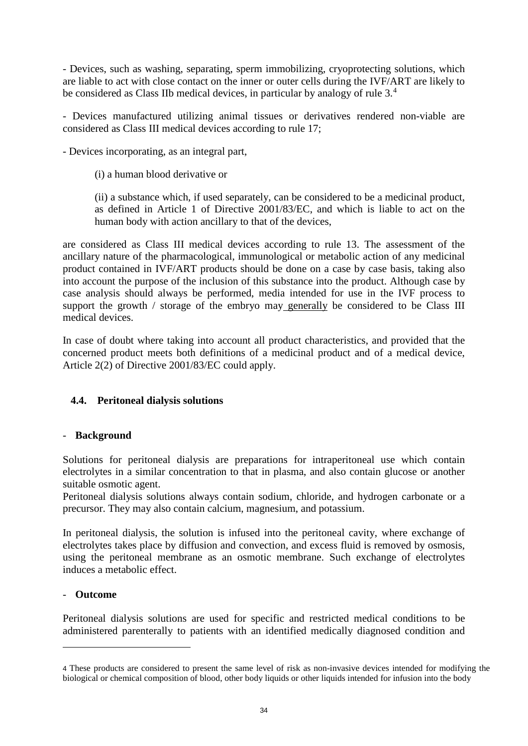- Devices, such as washing, separating, sperm immobilizing, cryoprotecting solutions, which are liable to act with close contact on the inner or outer cells during the IVF/ART are likely to be considered as Class IIb medical devices, in particular by analogy of rule 3.[4]

- Devices manufactured utilizing animal tissues or derivatives rendered non-viable are considered as Class III medical devices according to rule 17;

- Devices incorporating, as an integral part,

(i) a human blood derivative or

(ii) a substance which, if used separately, can be considered to be a medicinal product, as defined in Article 1 of Directive 2001/83/EC, and which is liable to act on the human body with action ancillary to that of the devices,

are considered as Class III medical devices according to rule 13. The assessment of the ancillary nature of the pharmacological, immunological or metabolic action of any medicinal product contained in IVF/ART products should be done on a case by case basis, taking also into account the purpose of the inclusion of this substance into the product. Although case by case analysis should always be performed, media intended for use in the IVF process to support the growth / storage of the embryo may <u>generally</u> be considered to be Class III medical devices.

In case of doubt where taking into account all product characteristics, and provided that the concerned product meets both definitions of a medicinal product and of a medical device, Article 2(2) of Directive 2001/83/EC could apply.

### 4.4. Peritoneal dialysis solutions

- **Background**

Solutions for peritoneal dialysis are preparations for intraperitoneal use which contain electrolytes in a similar concentration to that in plasma, and also contain glucose or another suitable osmotic agent.
Peritoneal dialysis solutions always contain sodium, chloride, and hydrogen carbonate or a precursor. They may also contain calcium, magnesium, and potassium.

In peritoneal dialysis, the solution is infused into the peritoneal cavity, where exchange of electrolytes takes place by diffusion and convection, and excess fluid is removed by osmosis, using the peritoneal membrane as an osmotic membrane. Such exchange of electrolytes induces a metabolic effect.

- **Outcome**

Peritoneal dialysis solutions are used for specific and restricted medical conditions to be administered parenterally to patients with an identified medically diagnosed condition and

[4] These products are considered to present the same level of risk as non-invasive devices intended for modifying the biological or chemical composition of blood, other body liquids or other liquids intended for infusion into the body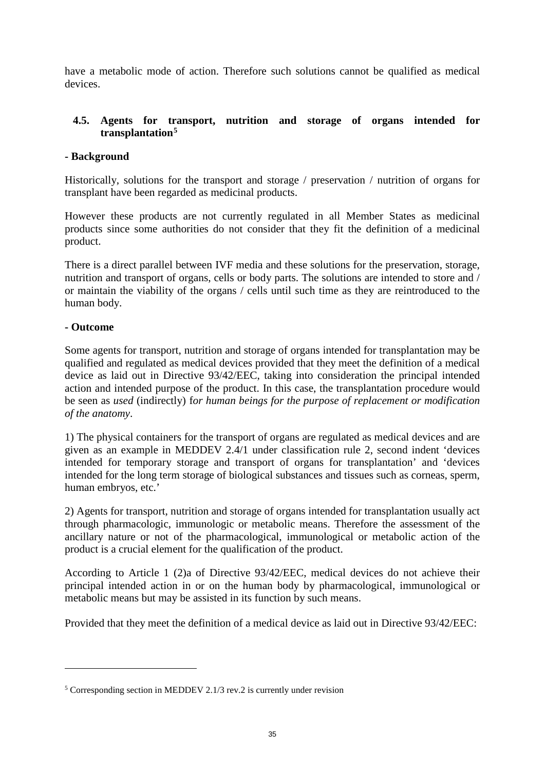have a metabolic mode of action. Therefore such solutions cannot be qualified as medical devices.

### 4.5. Agents for transport, nutrition and storage of organs intended for transplantation[5]

**- Background**

Historically, solutions for the transport and storage / preservation / nutrition of organs for transplant have been regarded as medicinal products.

However these products are not currently regulated in all Member States as medicinal products since some authorities do not consider that they fit the definition of a medicinal product.

There is a direct parallel between IVF media and these solutions for the preservation, storage, nutrition and transport of organs, cells or body parts. The solutions are intended to store and / or maintain the viability of the organs / cells until such time as they are reintroduced to the human body.

**- Outcome**

Some agents for transport, nutrition and storage of organs intended for transplantation may be qualified and regulated as medical devices provided that they meet the definition of a medical device as laid out in Directive 93/42/EEC, taking into consideration the principal intended action and intended purpose of the product. In this case, the transplantation procedure would be seen as *used* (indirectly) f*or human beings for the purpose of replacement or modification of the anatomy*.

1) The physical containers for the transport of organs are regulated as medical devices and are given as an example in MEDDEV 2.4/1 under classification rule 2, second indent 'devices intended for temporary storage and transport of organs for transplantation' and 'devices intended for the long term storage of biological substances and tissues such as corneas, sperm, human embryos, etc.'

2) Agents for transport, nutrition and storage of organs intended for transplantation usually act through pharmacologic, immunologic or metabolic means. Therefore the assessment of the ancillary nature or not of the pharmacological, immunological or metabolic action of the product is a crucial element for the qualification of the product.

According to Article 1 (2)a of Directive 93/42/EEC, medical devices do not achieve their principal intended action in or on the human body by pharmacological, immunological or metabolic means but may be assisted in its function by such means.

Provided that they meet the definition of a medical device as laid out in Directive 93/42/EEC:

---

[5] Corresponding section in MEDDEV 2.1/3 rev.2 is currently under revision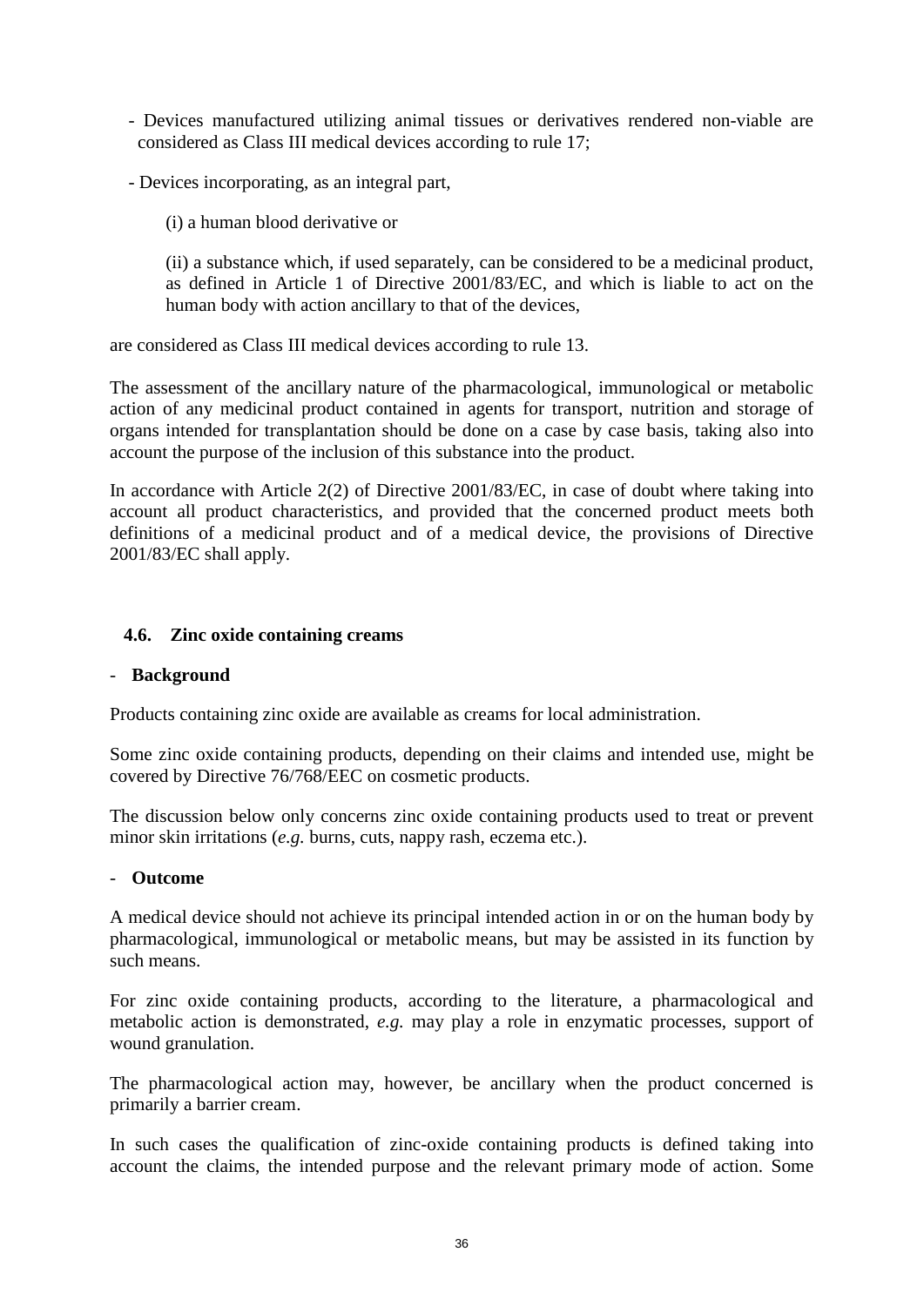- Devices manufactured utilizing animal tissues or derivatives rendered non-viable are considered as Class III medical devices according to rule 17;

- Devices incorporating, as an integral part,

  (i) a human blood derivative or

  (ii) a substance which, if used separately, can be considered to be a medicinal product, as defined in Article 1 of Directive 2001/83/EC, and which is liable to act on the human body with action ancillary to that of the devices,

are considered as Class III medical devices according to rule 13.

The assessment of the ancillary nature of the pharmacological, immunological or metabolic action of any medicinal product contained in agents for transport, nutrition and storage of organs intended for transplantation should be done on a case by case basis, taking also into account the purpose of the inclusion of this substance into the product.

In accordance with Article 2(2) of Directive 2001/83/EC, in case of doubt where taking into account all product characteristics, and provided that the concerned product meets both definitions of a medicinal product and of a medical device, the provisions of Directive 2001/83/EC shall apply.

### 4.6. Zinc oxide containing creams

- **Background**

Products containing zinc oxide are available as creams for local administration.

Some zinc oxide containing products, depending on their claims and intended use, might be covered by Directive 76/768/EEC on cosmetic products.

The discussion below only concerns zinc oxide containing products used to treat or prevent minor skin irritations (*e.g.* burns, cuts, nappy rash, eczema etc.).

- **Outcome**

A medical device should not achieve its principal intended action in or on the human body by pharmacological, immunological or metabolic means, but may be assisted in its function by such means.

For zinc oxide containing products, according to the literature, a pharmacological and metabolic action is demonstrated, *e.g.* may play a role in enzymatic processes, support of wound granulation.

The pharmacological action may, however, be ancillary when the product concerned is primarily a barrier cream.

In such cases the qualification of zinc-oxide containing products is defined taking into account the claims, the intended purpose and the relevant primary mode of action. Some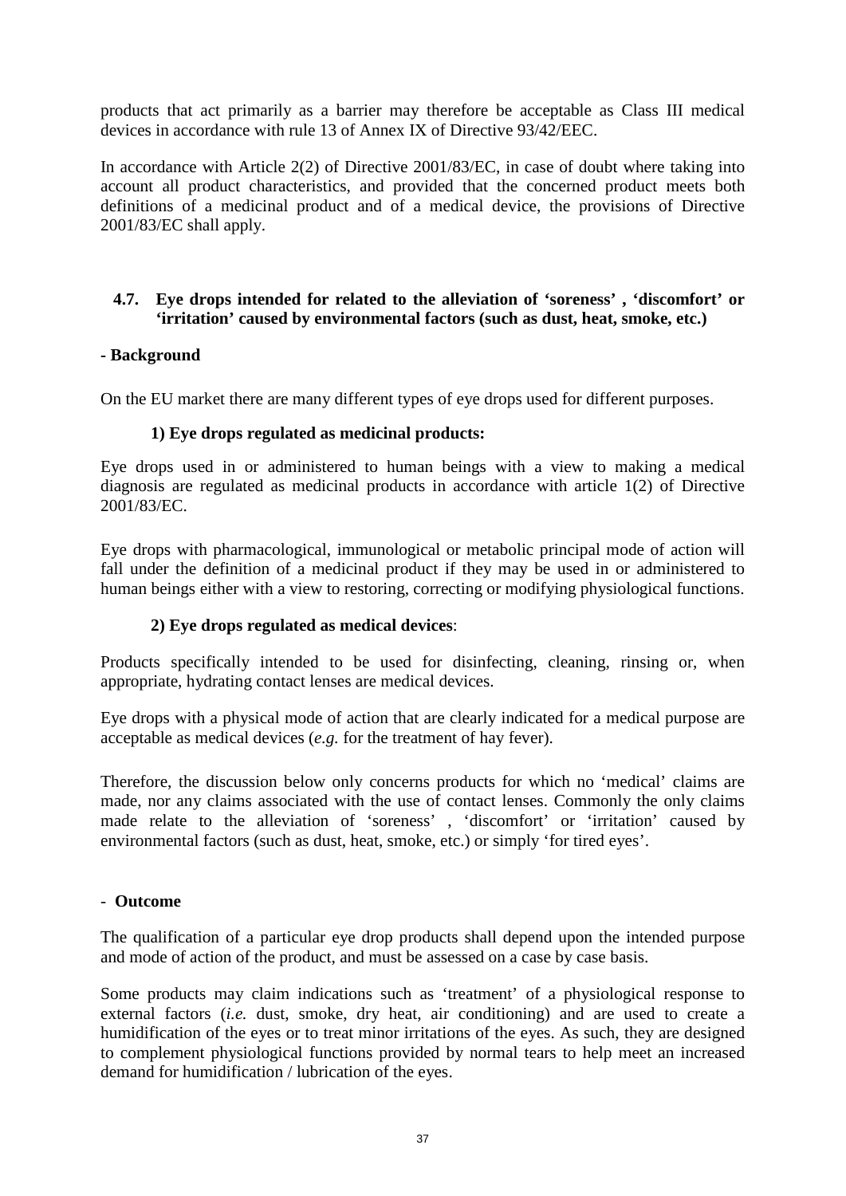products that act primarily as a barrier may therefore be acceptable as Class III medical devices in accordance with rule 13 of Annex IX of Directive 93/42/EEC.

In accordance with Article 2(2) of Directive 2001/83/EC, in case of doubt where taking into account all product characteristics, and provided that the concerned product meets both definitions of a medicinal product and of a medical device, the provisions of Directive 2001/83/EC shall apply.

### 4.7. Eye drops intended for related to the alleviation of 'soreness' , 'discomfort' or 'irritation' caused by environmental factors (such as dust, heat, smoke, etc.)

**- Background**

On the EU market there are many different types of eye drops used for different purposes.

**1) Eye drops regulated as medicinal products:**

Eye drops used in or administered to human beings with a view to making a medical diagnosis are regulated as medicinal products in accordance with article 1(2) of Directive 2001/83/EC.

Eye drops with pharmacological, immunological or metabolic principal mode of action will fall under the definition of a medicinal product if they may be used in or administered to human beings either with a view to restoring, correcting or modifying physiological functions.

**2) Eye drops regulated as medical devices**:

Products specifically intended to be used for disinfecting, cleaning, rinsing or, when appropriate, hydrating contact lenses are medical devices.

Eye drops with a physical mode of action that are clearly indicated for a medical purpose are acceptable as medical devices (*e.g.* for the treatment of hay fever).

Therefore, the discussion below only concerns products for which no 'medical' claims are made, nor any claims associated with the use of contact lenses. Commonly the only claims made relate to the alleviation of 'soreness' , 'discomfort' or 'irritation' caused by environmental factors (such as dust, heat, smoke, etc.) or simply 'for tired eyes'.

- **Outcome**

The qualification of a particular eye drop products shall depend upon the intended purpose and mode of action of the product, and must be assessed on a case by case basis.

Some products may claim indications such as 'treatment' of a physiological response to external factors (*i.e.* dust, smoke, dry heat, air conditioning) and are used to create a humidification of the eyes or to treat minor irritations of the eyes. As such, they are designed to complement physiological functions provided by normal tears to help meet an increased demand for humidification / lubrication of the eyes.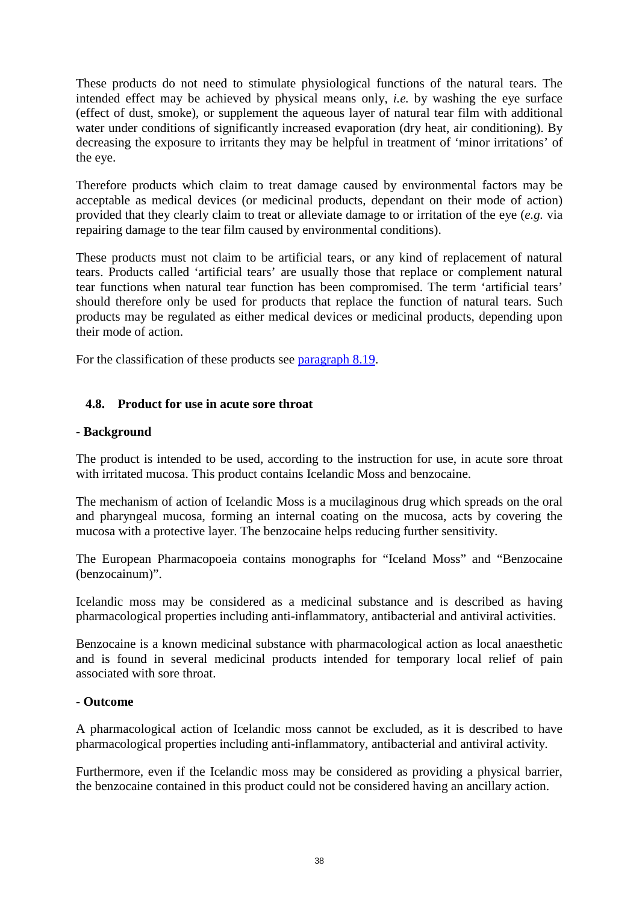These products do not need to stimulate physiological functions of the natural tears. The intended effect may be achieved by physical means only, *i.e.* by washing the eye surface (effect of dust, smoke), or supplement the aqueous layer of natural tear film with additional water under conditions of significantly increased evaporation (dry heat, air conditioning). By decreasing the exposure to irritants they may be helpful in treatment of 'minor irritations' of the eye.

Therefore products which claim to treat damage caused by environmental factors may be acceptable as medical devices (or medicinal products, dependant on their mode of action) provided that they clearly claim to treat or alleviate damage to or irritation of the eye (*e.g.* via repairing damage to the tear film caused by environmental conditions).

These products must not claim to be artificial tears, or any kind of replacement of natural tears. Products called 'artificial tears' are usually those that replace or complement natural tear functions when natural tear function has been compromised. The term 'artificial tears' should therefore only be used for products that replace the function of natural tears. Such products may be regulated as either medical devices or medicinal products, depending upon their mode of action.

For the classification of these products see [paragraph 8.19](#).

### 4.8. Product for use in acute sore throat

**- Background**

The product is intended to be used, according to the instruction for use, in acute sore throat with irritated mucosa. This product contains Icelandic Moss and benzocaine.

The mechanism of action of Icelandic Moss is a mucilaginous drug which spreads on the oral and pharyngeal mucosa, forming an internal coating on the mucosa, acts by covering the mucosa with a protective layer. The benzocaine helps reducing further sensitivity.

The European Pharmacopoeia contains monographs for "Iceland Moss" and "Benzocaine (benzocainum)".

Icelandic moss may be considered as a medicinal substance and is described as having pharmacological properties including anti-inflammatory, antibacterial and antiviral activities.

Benzocaine is a known medicinal substance with pharmacological action as local anaesthetic and is found in several medicinal products intended for temporary local relief of pain associated with sore throat.

**- Outcome**

A pharmacological action of Icelandic moss cannot be excluded, as it is described to have pharmacological properties including anti-inflammatory, antibacterial and antiviral activity.

Furthermore, even if the Icelandic moss may be considered as providing a physical barrier, the benzocaine contained in this product could not be considered having an ancillary action.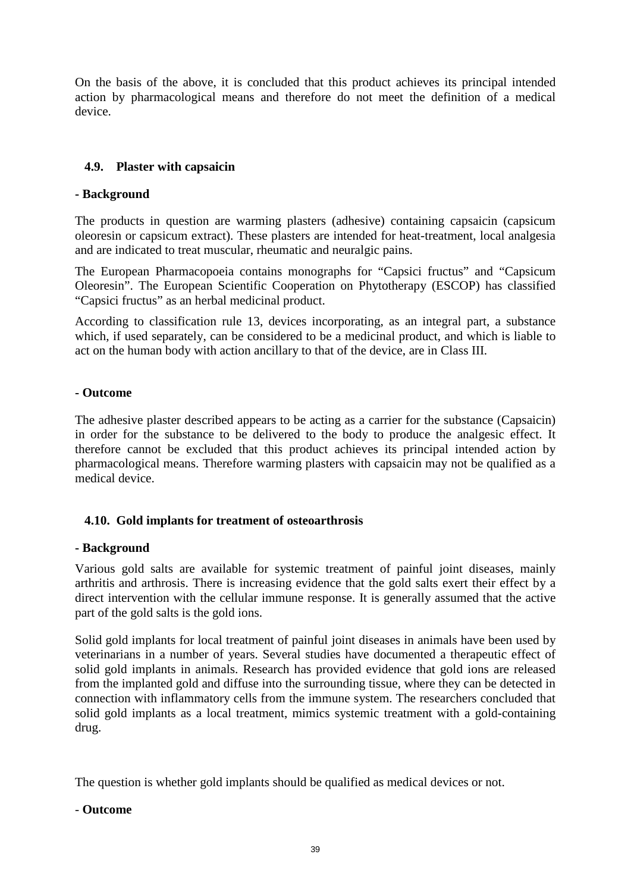On the basis of the above, it is concluded that this product achieves its principal intended action by pharmacological means and therefore do not meet the definition of a medical device.

### 4.9. Plaster with capsaicin

**- Background**

The products in question are warming plasters (adhesive) containing capsaicin (capsicum oleoresin or capsicum extract). These plasters are intended for heat-treatment, local analgesia and are indicated to treat muscular, rheumatic and neuralgic pains.

The European Pharmacopoeia contains monographs for “Capsici fructus” and “Capsicum Oleoresin”. The European Scientific Cooperation on Phytotherapy (ESCOP) has classified “Capsici fructus” as an herbal medicinal product.

According to classification rule 13, devices incorporating, as an integral part, a substance which, if used separately, can be considered to be a medicinal product, and which is liable to act on the human body with action ancillary to that of the device, are in Class III.

**- Outcome**

The adhesive plaster described appears to be acting as a carrier for the substance (Capsaicin) in order for the substance to be delivered to the body to produce the analgesic effect. It therefore cannot be excluded that this product achieves its principal intended action by pharmacological means. Therefore warming plasters with capsaicin may not be qualified as a medical device.

### 4.10. Gold implants for treatment of osteoarthrosis

**- Background**

Various gold salts are available for systemic treatment of painful joint diseases, mainly arthritis and arthrosis. There is increasing evidence that the gold salts exert their effect by a direct intervention with the cellular immune response. It is generally assumed that the active part of the gold salts is the gold ions.

Solid gold implants for local treatment of painful joint diseases in animals have been used by veterinarians in a number of years. Several studies have documented a therapeutic effect of solid gold implants in animals. Research has provided evidence that gold ions are released from the implanted gold and diffuse into the surrounding tissue, where they can be detected in connection with inflammatory cells from the immune system. The researchers concluded that solid gold implants as a local treatment, mimics systemic treatment with a gold-containing drug.

The question is whether gold implants should be qualified as medical devices or not.

**- Outcome**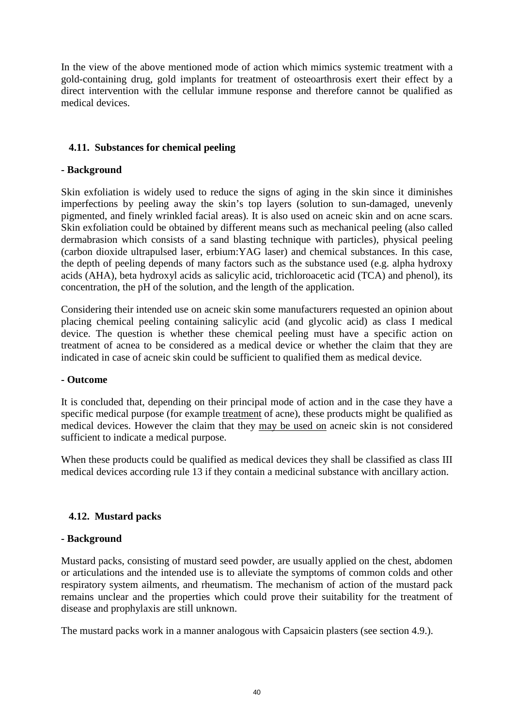In the view of the above mentioned mode of action which mimics systemic treatment with a gold-containing drug, gold implants for treatment of osteoarthrosis exert their effect by a direct intervention with the cellular immune response and therefore cannot be qualified as medical devices.

### 4.11. Substances for chemical peeling

**- Background**

Skin exfoliation is widely used to reduce the signs of aging in the skin since it diminishes imperfections by peeling away the skin's top layers (solution to sun-damaged, unevenly pigmented, and finely wrinkled facial areas). It is also used on acneic skin and on acne scars. Skin exfoliation could be obtained by different means such as mechanical peeling (also called dermabrasion which consists of a sand blasting technique with particles), physical peeling (carbon dioxide ultrapulsed laser, erbium:YAG laser) and chemical substances. In this case, the depth of peeling depends of many factors such as the substance used (e.g. alpha hydroxy acids (AHA), beta hydroxyl acids as salicylic acid, trichloroacetic acid (TCA) and phenol), its concentration, the pH of the solution, and the length of the application.

Considering their intended use on acneic skin some manufacturers requested an opinion about placing chemical peeling containing salicylic acid (and glycolic acid) as class I medical device. The question is whether these chemical peeling must have a specific action on treatment of acnea to be considered as a medical device or whether the claim that they are indicated in case of acneic skin could be sufficient to qualified them as medical device.

**- Outcome**

It is concluded that, depending on their principal mode of action and in the case they have a specific medical purpose (for example <u>treatment</u> of acne), these products might be qualified as medical devices. However the claim that they <u>may be used on</u> acneic skin is not considered sufficient to indicate a medical purpose.

When these products could be qualified as medical devices they shall be classified as class III medical devices according rule 13 if they contain a medicinal substance with ancillary action.

### 4.12. Mustard packs

**- Background**

Mustard packs, consisting of mustard seed powder, are usually applied on the chest, abdomen or articulations and the intended use is to alleviate the symptoms of common colds and other respiratory system ailments, and rheumatism. The mechanism of action of the mustard pack remains unclear and the properties which could prove their suitability for the treatment of disease and prophylaxis are still unknown.

The mustard packs work in a manner analogous with Capsaicin plasters (see section 4.9.).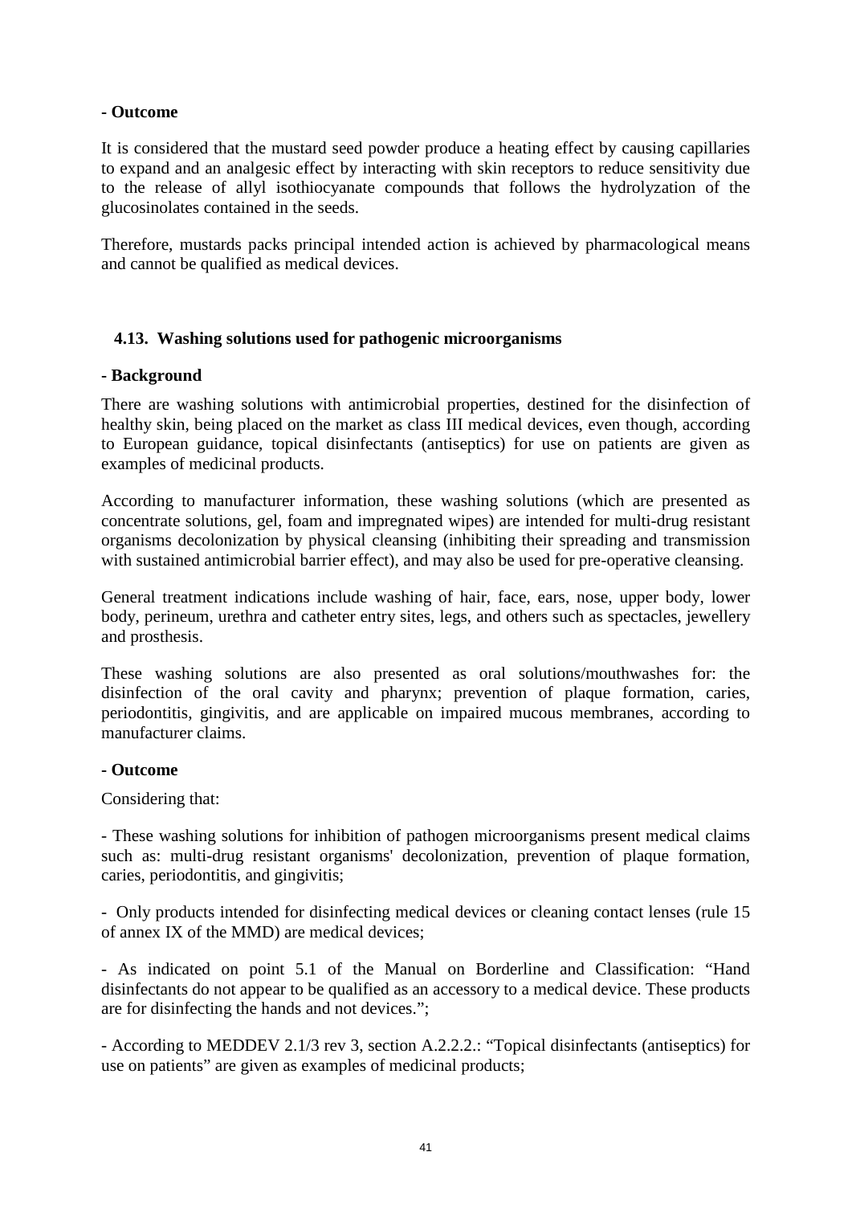**- Outcome**

It is considered that the mustard seed powder produce a heating effect by causing capillaries to expand and an analgesic effect by interacting with skin receptors to reduce sensitivity due to the release of allyl isothiocyanate compounds that follows the hydrolyzation of the glucosinolates contained in the seeds.

Therefore, mustards packs principal intended action is achieved by pharmacological means and cannot be qualified as medical devices.

### 4.13. Washing solutions used for pathogenic microorganisms

**- Background**

There are washing solutions with antimicrobial properties, destined for the disinfection of healthy skin, being placed on the market as class III medical devices, even though, according to European guidance, topical disinfectants (antiseptics) for use on patients are given as examples of medicinal products.

According to manufacturer information, these washing solutions (which are presented as concentrate solutions, gel, foam and impregnated wipes) are intended for multi-drug resistant organisms decolonization by physical cleansing (inhibiting their spreading and transmission with sustained antimicrobial barrier effect), and may also be used for pre-operative cleansing.

General treatment indications include washing of hair, face, ears, nose, upper body, lower body, perineum, urethra and catheter entry sites, legs, and others such as spectacles, jewellery and prosthesis.

These washing solutions are also presented as oral solutions/mouthwashes for: the disinfection of the oral cavity and pharynx; prevention of plaque formation, caries, periodontitis, gingivitis, and are applicable on impaired mucous membranes, according to manufacturer claims.

**- Outcome**

Considering that:

- These washing solutions for inhibition of pathogen microorganisms present medical claims such as: multi-drug resistant organisms' decolonization, prevention of plaque formation, caries, periodontitis, and gingivitis;

- Only products intended for disinfecting medical devices or cleaning contact lenses (rule 15 of annex IX of the MMD) are medical devices;

- As indicated on point 5.1 of the Manual on Borderline and Classification: "Hand disinfectants do not appear to be qualified as an accessory to a medical device. These products are for disinfecting the hands and not devices.";

- According to MEDDEV 2.1/3 rev 3, section A.2.2.2.: "Topical disinfectants (antiseptics) for use on patients" are given as examples of medicinal products;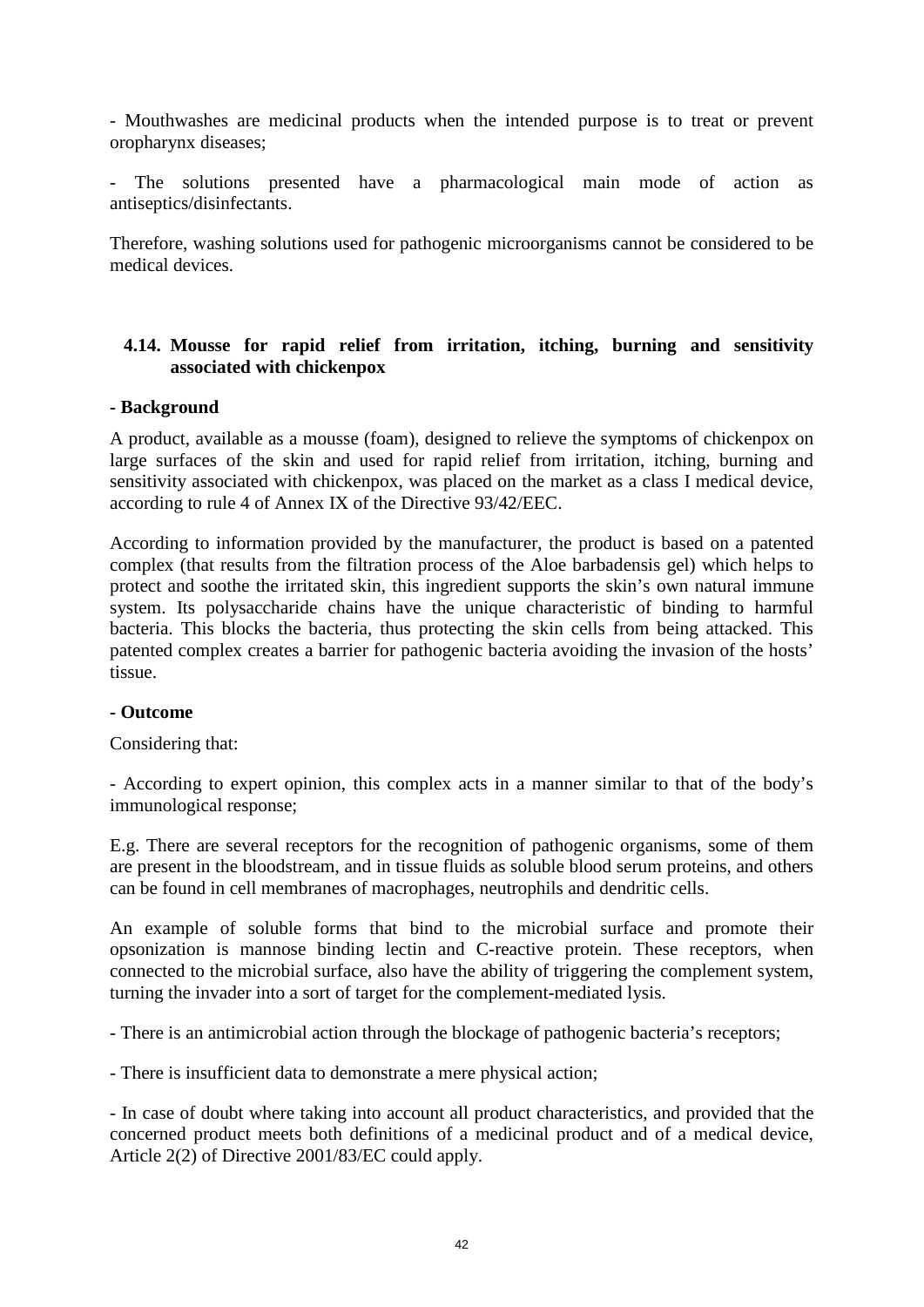- Mouthwashes are medicinal products when the intended purpose is to treat or prevent oropharynx diseases;

- The solutions presented have a pharmacological main mode of action as antiseptics/disinfectants.

Therefore, washing solutions used for pathogenic microorganisms cannot be considered to be medical devices.

### 4.14. Mousse for rapid relief from irritation, itching, burning and sensitivity associated with chickenpox

**- Background**

A product, available as a mousse (foam), designed to relieve the symptoms of chickenpox on large surfaces of the skin and used for rapid relief from irritation, itching, burning and sensitivity associated with chickenpox, was placed on the market as a class I medical device, according to rule 4 of Annex IX of the Directive 93/42/EEC.

According to information provided by the manufacturer, the product is based on a patented complex (that results from the filtration process of the Aloe barbadensis gel) which helps to protect and soothe the irritated skin, this ingredient supports the skin's own natural immune system. Its polysaccharide chains have the unique characteristic of binding to harmful bacteria. This blocks the bacteria, thus protecting the skin cells from being attacked. This patented complex creates a barrier for pathogenic bacteria avoiding the invasion of the hosts' tissue.

**- Outcome**

Considering that:

- According to expert opinion, this complex acts in a manner similar to that of the body's immunological response;

E.g. There are several receptors for the recognition of pathogenic organisms, some of them are present in the bloodstream, and in tissue fluids as soluble blood serum proteins, and others can be found in cell membranes of macrophages, neutrophils and dendritic cells.

An example of soluble forms that bind to the microbial surface and promote their opsonization is mannose binding lectin and C-reactive protein. These receptors, when connected to the microbial surface, also have the ability of triggering the complement system, turning the invader into a sort of target for the complement-mediated lysis.

- There is an antimicrobial action through the blockage of pathogenic bacteria's receptors;

- There is insufficient data to demonstrate a mere physical action;

- In case of doubt where taking into account all product characteristics, and provided that the concerned product meets both definitions of a medicinal product and of a medical device, Article 2(2) of Directive 2001/83/EC could apply.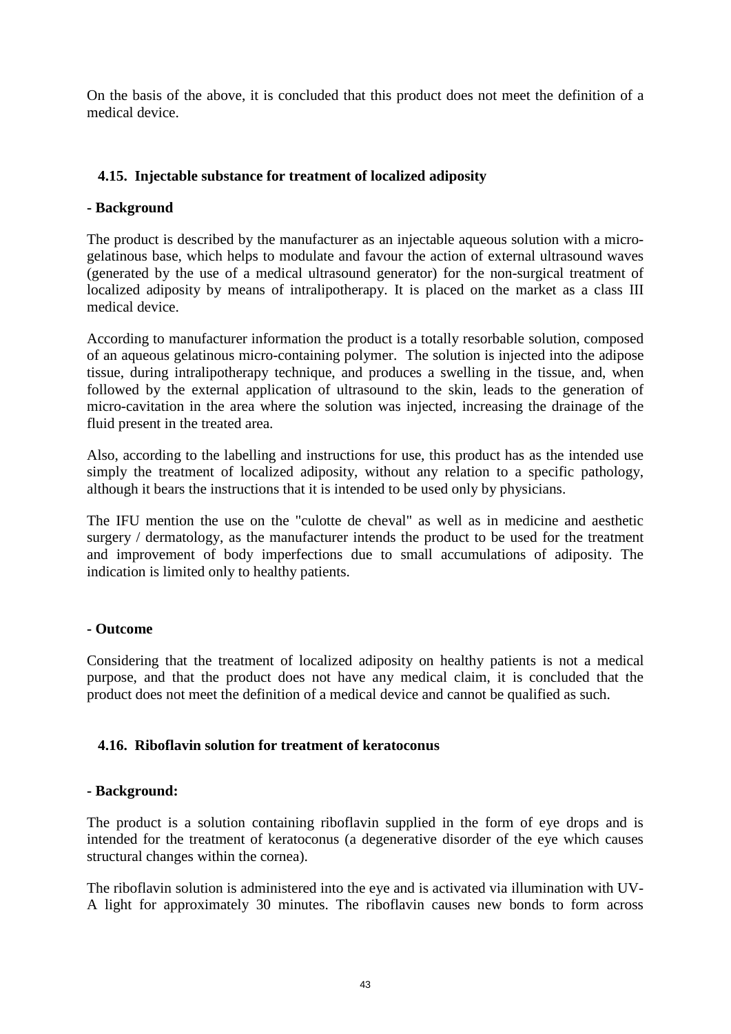On the basis of the above, it is concluded that this product does not meet the definition of a medical device.

### 4.15. Injectable substance for treatment of localized adiposity

**- Background**

The product is described by the manufacturer as an injectable aqueous solution with a micro-gelatinous base, which helps to modulate and favour the action of external ultrasound waves (generated by the use of a medical ultrasound generator) for the non-surgical treatment of localized adiposity by means of intralipotherapy. It is placed on the market as a class III medical device.

According to manufacturer information the product is a totally resorbable solution, composed of an aqueous gelatinous micro-containing polymer. The solution is injected into the adipose tissue, during intralipotherapy technique, and produces a swelling in the tissue, and, when followed by the external application of ultrasound to the skin, leads to the generation of micro-cavitation in the area where the solution was injected, increasing the drainage of the fluid present in the treated area.

Also, according to the labelling and instructions for use, this product has as the intended use simply the treatment of localized adiposity, without any relation to a specific pathology, although it bears the instructions that it is intended to be used only by physicians.

The IFU mention the use on the "culotte de cheval" as well as in medicine and aesthetic surgery / dermatology, as the manufacturer intends the product to be used for the treatment and improvement of body imperfections due to small accumulations of adiposity. The indication is limited only to healthy patients.

**- Outcome**

Considering that the treatment of localized adiposity on healthy patients is not a medical purpose, and that the product does not have any medical claim, it is concluded that the product does not meet the definition of a medical device and cannot be qualified as such.

### 4.16. Riboflavin solution for treatment of keratoconus

**- Background:**

The product is a solution containing riboflavin supplied in the form of eye drops and is intended for the treatment of keratoconus (a degenerative disorder of the eye which causes structural changes within the cornea).

The riboflavin solution is administered into the eye and is activated via illumination with UV-A light for approximately 30 minutes. The riboflavin causes new bonds to form across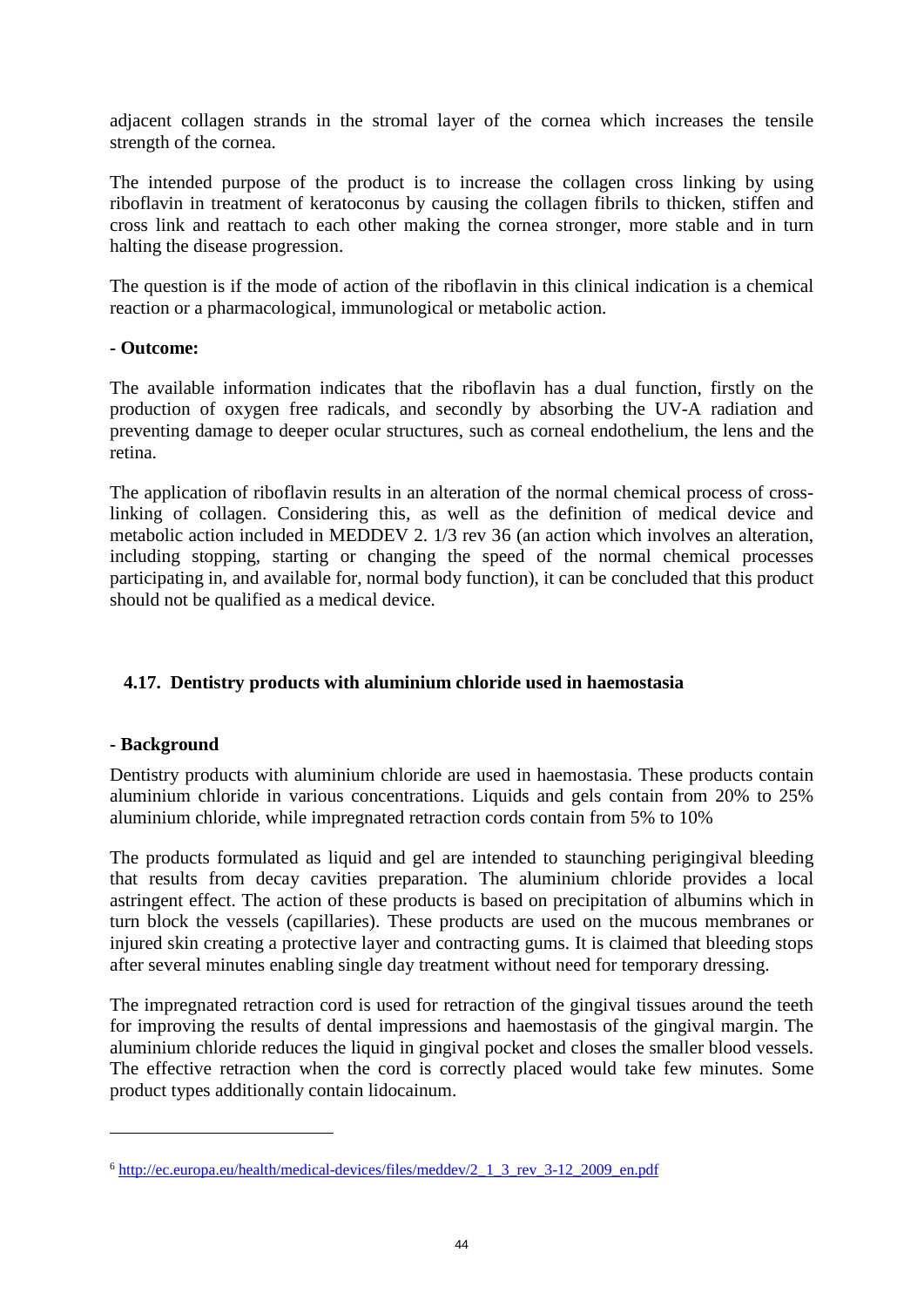adjacent collagen strands in the stromal layer of the cornea which increases the tensile strength of the cornea.

The intended purpose of the product is to increase the collagen cross linking by using riboflavin in treatment of keratoconus by causing the collagen fibrils to thicken, stiffen and cross link and reattach to each other making the cornea stronger, more stable and in turn halting the disease progression.

The question is if the mode of action of the riboflavin in this clinical indication is a chemical reaction or a pharmacological, immunological or metabolic action.

**- Outcome:**

The available information indicates that the riboflavin has a dual function, firstly on the production of oxygen free radicals, and secondly by absorbing the UV-A radiation and preventing damage to deeper ocular structures, such as corneal endothelium, the lens and the retina.

The application of riboflavin results in an alteration of the normal chemical process of cross-linking of collagen. Considering this, as well as the definition of medical device and metabolic action included in MEDDEV 2. 1/3 rev 36 (an action which involves an alteration, including stopping, starting or changing the speed of the normal chemical processes participating in, and available for, normal body function), it can be concluded that this product should not be qualified as a medical device.

## 4.17. Dentistry products with aluminium chloride used in haemostasia

**- Background**

Dentistry products with aluminium chloride are used in haemostasia. These products contain aluminium chloride in various concentrations. Liquids and gels contain from 20% to 25% aluminium chloride, while impregnated retraction cords contain from 5% to 10%

The products formulated as liquid and gel are intended to staunching perigingival bleeding that results from decay cavities preparation. The aluminium chloride provides a local astringent effect. The action of these products is based on precipitation of albumins which in turn block the vessels (capillaries). These products are used on the mucous membranes or injured skin creating a protective layer and contracting gums. It is claimed that bleeding stops after several minutes enabling single day treatment without need for temporary dressing.

The impregnated retraction cord is used for retraction of the gingival tissues around the teeth for improving the results of dental impressions and haemostasis of the gingival margin. The aluminium chloride reduces the liquid in gingival pocket and closes the smaller blood vessels. The effective retraction when the cord is correctly placed would take few minutes. Some product types additionally contain lidocainum.

---

[6] http://ec.europa.eu/health/medical-devices/files/meddev/2_1_3_rev_3-12_2009_en.pdf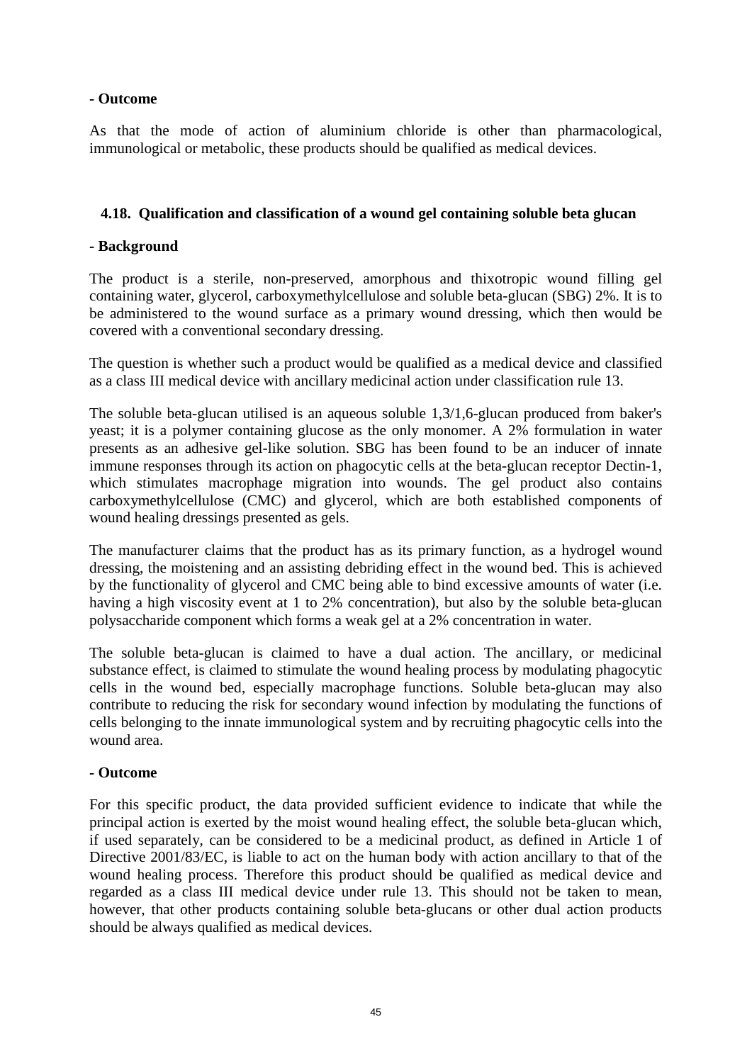**- Outcome**

As that the mode of action of aluminium chloride is other than pharmacological, immunological or metabolic, these products should be qualified as medical devices.

### 4.18. Qualification and classification of a wound gel containing soluble beta glucan

**- Background**

The product is a sterile, non-preserved, amorphous and thixotropic wound filling gel containing water, glycerol, carboxymethylcellulose and soluble beta-glucan (SBG) 2%. It is to be administered to the wound surface as a primary wound dressing, which then would be covered with a conventional secondary dressing.

The question is whether such a product would be qualified as a medical device and classified as a class III medical device with ancillary medicinal action under classification rule 13.

The soluble beta-glucan utilised is an aqueous soluble 1,3/1,6-glucan produced from baker's yeast; it is a polymer containing glucose as the only monomer. A 2% formulation in water presents as an adhesive gel-like solution. SBG has been found to be an inducer of innate immune responses through its action on phagocytic cells at the beta-glucan receptor Dectin-1, which stimulates macrophage migration into wounds. The gel product also contains carboxymethylcellulose (CMC) and glycerol, which are both established components of wound healing dressings presented as gels.

The manufacturer claims that the product has as its primary function, as a hydrogel wound dressing, the moistening and an assisting debriding effect in the wound bed. This is achieved by the functionality of glycerol and CMC being able to bind excessive amounts of water (i.e. having a high viscosity event at 1 to 2% concentration), but also by the soluble beta-glucan polysaccharide component which forms a weak gel at a 2% concentration in water.

The soluble beta-glucan is claimed to have a dual action. The ancillary, or medicinal substance effect, is claimed to stimulate the wound healing process by modulating phagocytic cells in the wound bed, especially macrophage functions. Soluble beta-glucan may also contribute to reducing the risk for secondary wound infection by modulating the functions of cells belonging to the innate immunological system and by recruiting phagocytic cells into the wound area.

**- Outcome**

For this specific product, the data provided sufficient evidence to indicate that while the principal action is exerted by the moist wound healing effect, the soluble beta-glucan which, if used separately, can be considered to be a medicinal product, as defined in Article 1 of Directive 2001/83/EC, is liable to act on the human body with action ancillary to that of the wound healing process. Therefore this product should be qualified as medical device and regarded as a class III medical device under rule 13. This should not be taken to mean, however, that other products containing soluble beta-glucans or other dual action products should be always qualified as medical devices.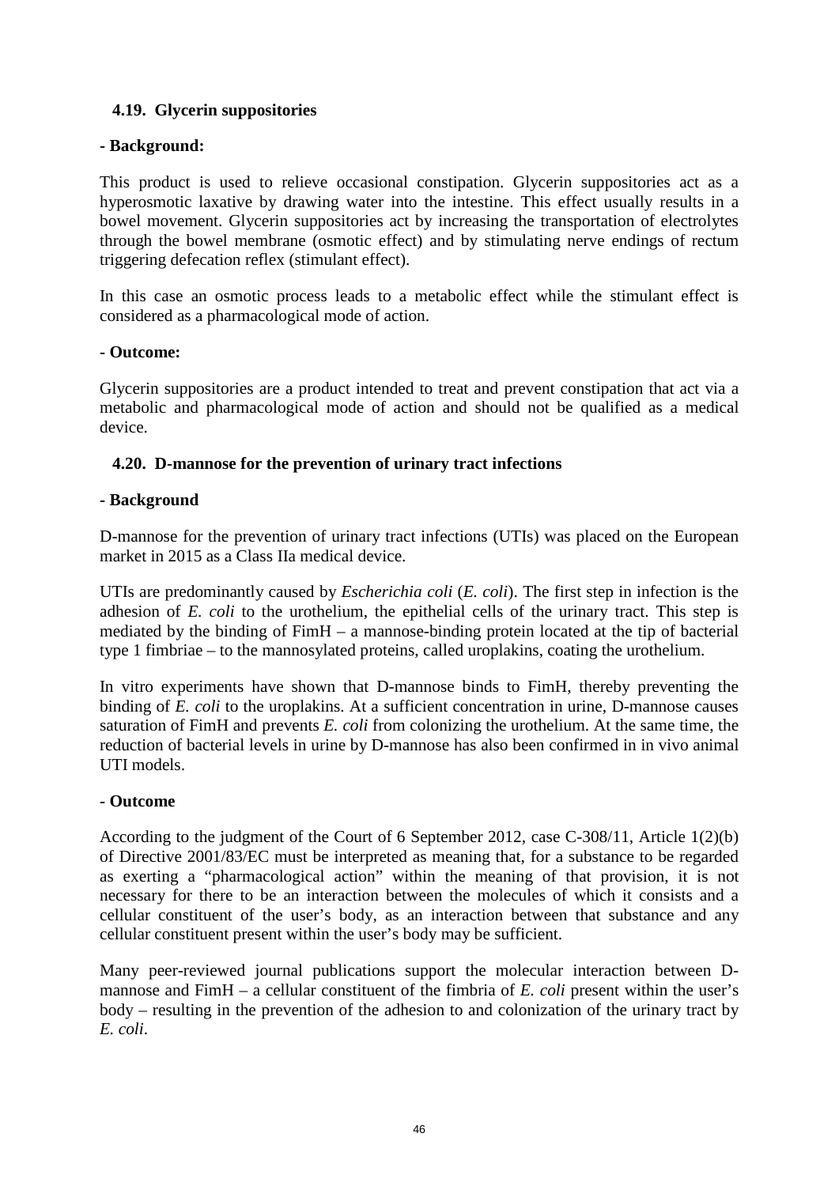### 4.19. Glycerin suppositories

**- Background:**

This product is used to relieve occasional constipation. Glycerin suppositories act as a hyperosmotic laxative by drawing water into the intestine. This effect usually results in a bowel movement. Glycerin suppositories act by increasing the transportation of electrolytes through the bowel membrane (osmotic effect) and by stimulating nerve endings of rectum triggering defecation reflex (stimulant effect).

In this case an osmotic process leads to a metabolic effect while the stimulant effect is considered as a pharmacological mode of action.

**- Outcome:**

Glycerin suppositories are a product intended to treat and prevent constipation that act via a metabolic and pharmacological mode of action and should not be qualified as a medical device.

### 4.20. D-mannose for the prevention of urinary tract infections

**- Background**

D-mannose for the prevention of urinary tract infections (UTIs) was placed on the European market in 2015 as a Class IIa medical device.

UTIs are predominantly caused by *Escherichia coli* (*E. coli*). The first step in infection is the adhesion of *E. coli* to the urothelium, the epithelial cells of the urinary tract. This step is mediated by the binding of FimH – a mannose-binding protein located at the tip of bacterial type 1 fimbriae – to the mannosylated proteins, called uroplakins, coating the urothelium.

In vitro experiments have shown that D-mannose binds to FimH, thereby preventing the binding of *E. coli* to the uroplakins. At a sufficient concentration in urine, D-mannose causes saturation of FimH and prevents *E. coli* from colonizing the urothelium. At the same time, the reduction of bacterial levels in urine by D-mannose has also been confirmed in in vivo animal UTI models.

**- Outcome**

According to the judgment of the Court of 6 September 2012, case C-308/11, Article 1(2)(b) of Directive 2001/83/EC must be interpreted as meaning that, for a substance to be regarded as exerting a "pharmacological action" within the meaning of that provision, it is not necessary for there to be an interaction between the molecules of which it consists and a cellular constituent of the user's body, as an interaction between that substance and any cellular constituent present within the user's body may be sufficient.

Many peer-reviewed journal publications support the molecular interaction between D-mannose and FimH – a cellular constituent of the fimbria of *E. coli* present within the user's body – resulting in the prevention of the adhesion to and colonization of the urinary tract by *E. coli*.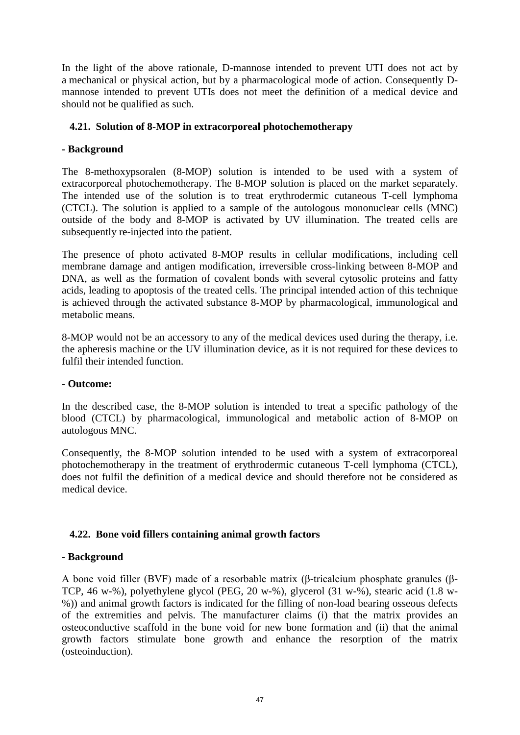In the light of the above rationale, D-mannose intended to prevent UTI does not act by a mechanical or physical action, but by a pharmacological mode of action. Consequently D-mannose intended to prevent UTIs does not meet the definition of a medical device and should not be qualified as such.

### 4.21. Solution of 8-MOP in extracorporeal photochemotherapy

**- Background**

The 8-methoxypsoralen (8-MOP) solution is intended to be used with a system of extracorporeal photochemotherapy. The 8-MOP solution is placed on the market separately. The intended use of the solution is to treat erythrodermic cutaneous T-cell lymphoma (CTCL). The solution is applied to a sample of the autologous mononuclear cells (MNC) outside of the body and 8-MOP is activated by UV illumination. The treated cells are subsequently re-injected into the patient.

The presence of photo activated 8-MOP results in cellular modifications, including cell membrane damage and antigen modification, irreversible cross-linking between 8-MOP and DNA, as well as the formation of covalent bonds with several cytosolic proteins and fatty acids, leading to apoptosis of the treated cells. The principal intended action of this technique is achieved through the activated substance 8-MOP by pharmacological, immunological and metabolic means.

8-MOP would not be an accessory to any of the medical devices used during the therapy, i.e. the apheresis machine or the UV illumination device, as it is not required for these devices to fulfil their intended function.

**- Outcome:**

In the described case, the 8-MOP solution is intended to treat a specific pathology of the blood (CTCL) by pharmacological, immunological and metabolic action of 8-MOP on autologous MNC.

Consequently, the 8-MOP solution intended to be used with a system of extracorporeal photochemotherapy in the treatment of erythrodermic cutaneous T-cell lymphoma (CTCL), does not fulfil the definition of a medical device and should therefore not be considered as medical device.

### 4.22. Bone void fillers containing animal growth factors

**- Background**

A bone void filler (BVF) made of a resorbable matrix (β-tricalcium phosphate granules (β-TCP, 46 w-%), polyethylene glycol (PEG, 20 w-%), glycerol (31 w-%), stearic acid (1.8 w-%)) and animal growth factors is indicated for the filling of non-load bearing osseous defects of the extremities and pelvis. The manufacturer claims (i) that the matrix provides an osteoconductive scaffold in the bone void for new bone formation and (ii) that the animal growth factors stimulate bone growth and enhance the resorption of the matrix (osteoinduction).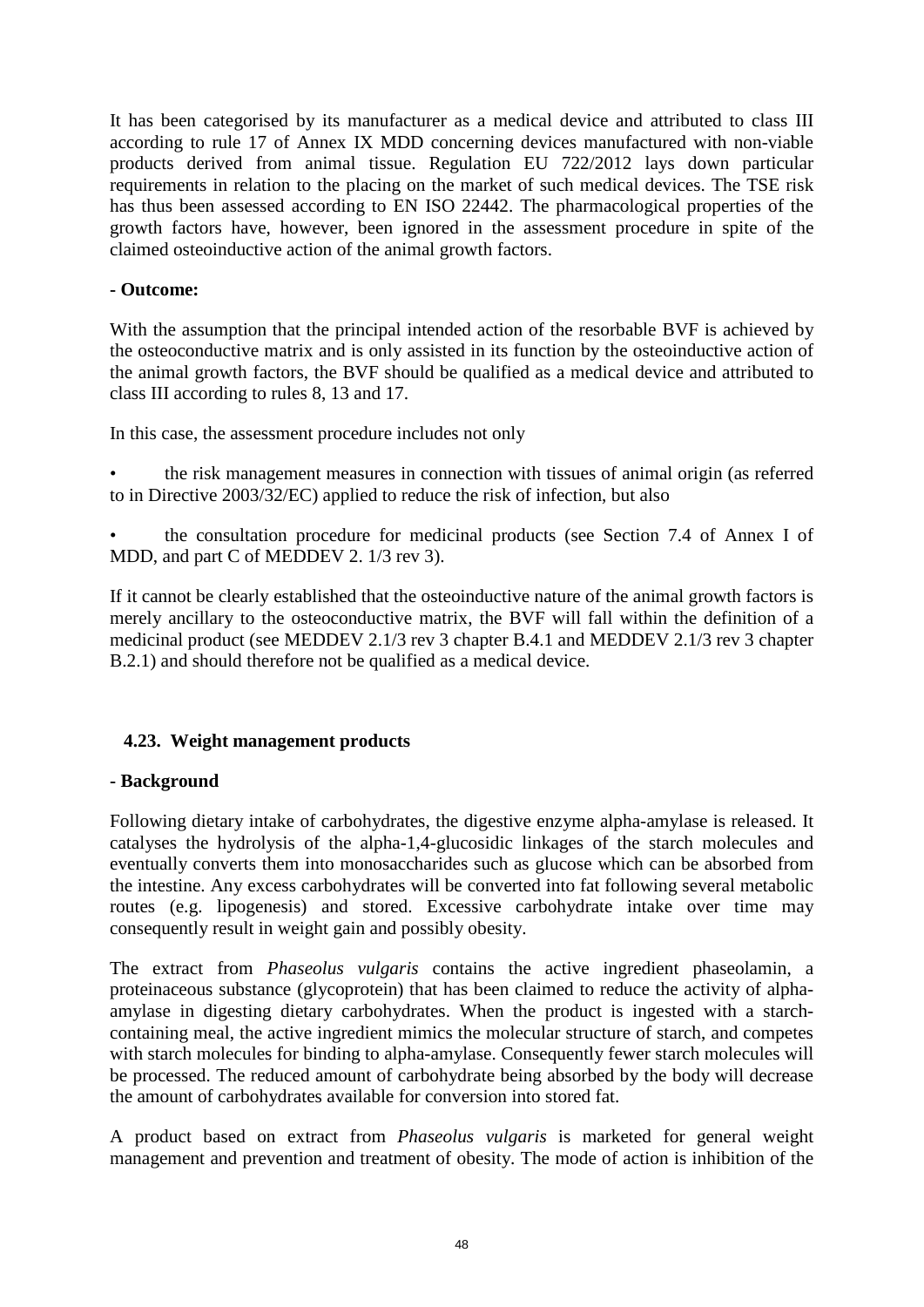It has been categorised by its manufacturer as a medical device and attributed to class III according to rule 17 of Annex IX MDD concerning devices manufactured with non-viable products derived from animal tissue. Regulation EU 722/2012 lays down particular requirements in relation to the placing on the market of such medical devices. The TSE risk has thus been assessed according to EN ISO 22442. The pharmacological properties of the growth factors have, however, been ignored in the assessment procedure in spite of the claimed osteoinductive action of the animal growth factors.

**- Outcome:**

With the assumption that the principal intended action of the resorbable BVF is achieved by the osteoconductive matrix and is only assisted in its function by the osteoinductive action of the animal growth factors, the BVF should be qualified as a medical device and attributed to class III according to rules 8, 13 and 17.

In this case, the assessment procedure includes not only

- the risk management measures in connection with tissues of animal origin (as referred to in Directive 2003/32/EC) applied to reduce the risk of infection, but also
- the consultation procedure for medicinal products (see Section 7.4 of Annex I of MDD, and part C of MEDDEV 2. 1/3 rev 3).

If it cannot be clearly established that the osteoinductive nature of the animal growth factors is merely ancillary to the osteoconductive matrix, the BVF will fall within the definition of a medicinal product (see MEDDEV 2.1/3 rev 3 chapter B.4.1 and MEDDEV 2.1/3 rev 3 chapter B.2.1) and should therefore not be qualified as a medical device.

### 4.23. Weight management products

**- Background**

Following dietary intake of carbohydrates, the digestive enzyme alpha-amylase is released. It catalyses the hydrolysis of the alpha-1,4-glucosidic linkages of the starch molecules and eventually converts them into monosaccharides such as glucose which can be absorbed from the intestine. Any excess carbohydrates will be converted into fat following several metabolic routes (e.g. lipogenesis) and stored. Excessive carbohydrate intake over time may consequently result in weight gain and possibly obesity.

The extract from *Phaseolus vulgaris* contains the active ingredient phaseolamin, a proteinaceous substance (glycoprotein) that has been claimed to reduce the activity of alpha-amylase in digesting dietary carbohydrates. When the product is ingested with a starch-containing meal, the active ingredient mimics the molecular structure of starch, and competes with starch molecules for binding to alpha-amylase. Consequently fewer starch molecules will be processed. The reduced amount of carbohydrate being absorbed by the body will decrease the amount of carbohydrates available for conversion into stored fat.

A product based on extract from *Phaseolus vulgaris* is marketed for general weight management and prevention and treatment of obesity. The mode of action is inhibition of the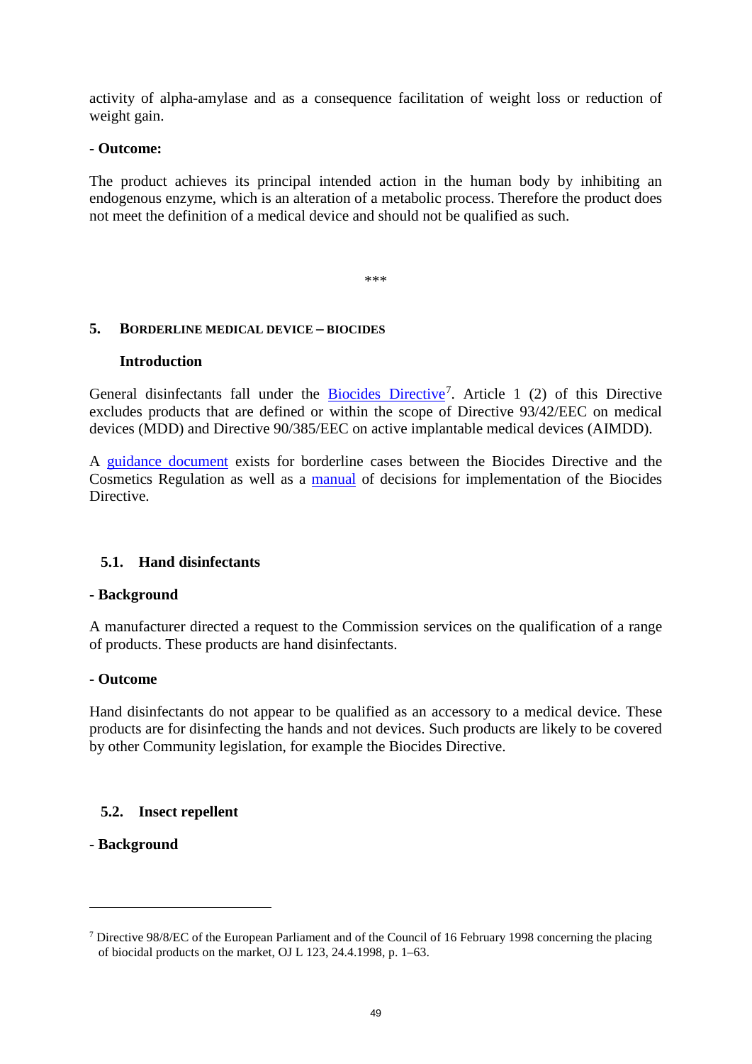activity of alpha-amylase and as a consequence facilitation of weight loss or reduction of weight gain.

**- Outcome:**

The product achieves its principal intended action in the human body by inhibiting an endogenous enzyme, which is an alteration of a metabolic process. Therefore the product does not meet the definition of a medical device and should not be qualified as such.

\*\*\*

## 5. BORDERLINE MEDICAL DEVICE – BIOCIDES

### Introduction

General disinfectants fall under the Biocides Directive[7]. Article 1 (2) of this Directive excludes products that are defined or within the scope of Directive 93/42/EEC on medical devices (MDD) and Directive 90/385/EEC on active implantable medical devices (AIMDD).

A guidance document exists for borderline cases between the Biocides Directive and the Cosmetics Regulation as well as a manual of decisions for implementation of the Biocides Directive.

### 5.1. Hand disinfectants

**- Background**

A manufacturer directed a request to the Commission services on the qualification of a range of products. These products are hand disinfectants.

**- Outcome**

Hand disinfectants do not appear to be qualified as an accessory to a medical device. These products are for disinfecting the hands and not devices. Such products are likely to be covered by other Community legislation, for example the Biocides Directive.

### 5.2. Insect repellent

**- Background**

---

[7] Directive 98/8/EC of the European Parliament and of the Council of 16 February 1998 concerning the placing of biocidal products on the market, OJ L 123, 24.4.1998, p. 1–63.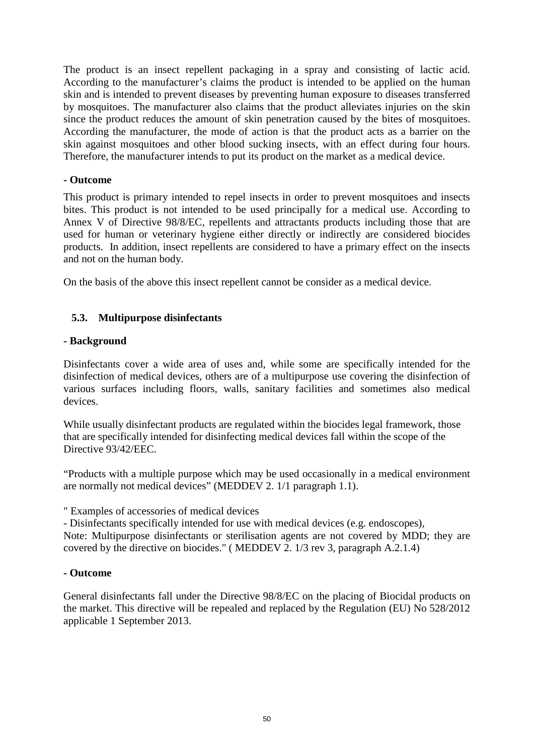The product is an insect repellent packaging in a spray and consisting of lactic acid. According to the manufacturer's claims the product is intended to be applied on the human skin and is intended to prevent diseases by preventing human exposure to diseases transferred by mosquitoes. The manufacturer also claims that the product alleviates injuries on the skin since the product reduces the amount of skin penetration caused by the bites of mosquitoes. According the manufacturer, the mode of action is that the product acts as a barrier on the skin against mosquitoes and other blood sucking insects, with an effect during four hours. Therefore, the manufacturer intends to put its product on the market as a medical device.

**- Outcome**

This product is primary intended to repel insects in order to prevent mosquitoes and insects bites. This product is not intended to be used principally for a medical use. According to Annex V of Directive 98/8/EC, repellents and attractants products including those that are used for human or veterinary hygiene either directly or indirectly are considered biocides products. In addition, insect repellents are considered to have a primary effect on the insects and not on the human body.

On the basis of the above this insect repellent cannot be consider as a medical device.

## 5.3. Multipurpose disinfectants

**- Background**

Disinfectants cover a wide area of uses and, while some are specifically intended for the disinfection of medical devices, others are of a multipurpose use covering the disinfection of various surfaces including floors, walls, sanitary facilities and sometimes also medical devices.

While usually disinfectant products are regulated within the biocides legal framework, those that are specifically intended for disinfecting medical devices fall within the scope of the Directive 93/42/EEC.

"Products with a multiple purpose which may be used occasionally in a medical environment are normally not medical devices" (MEDDEV 2. 1/1 paragraph 1.1).

" Examples of accessories of medical devices

- Disinfectants specifically intended for use with medical devices (e.g. endoscopes),

Note: Multipurpose disinfectants or sterilisation agents are not covered by MDD; they are covered by the directive on biocides." ( MEDDEV 2. 1/3 rev 3, paragraph A.2.1.4)

**- Outcome**

General disinfectants fall under the Directive 98/8/EC on the placing of Biocidal products on the market. This directive will be repealed and replaced by the Regulation (EU) No 528/2012 applicable 1 September 2013.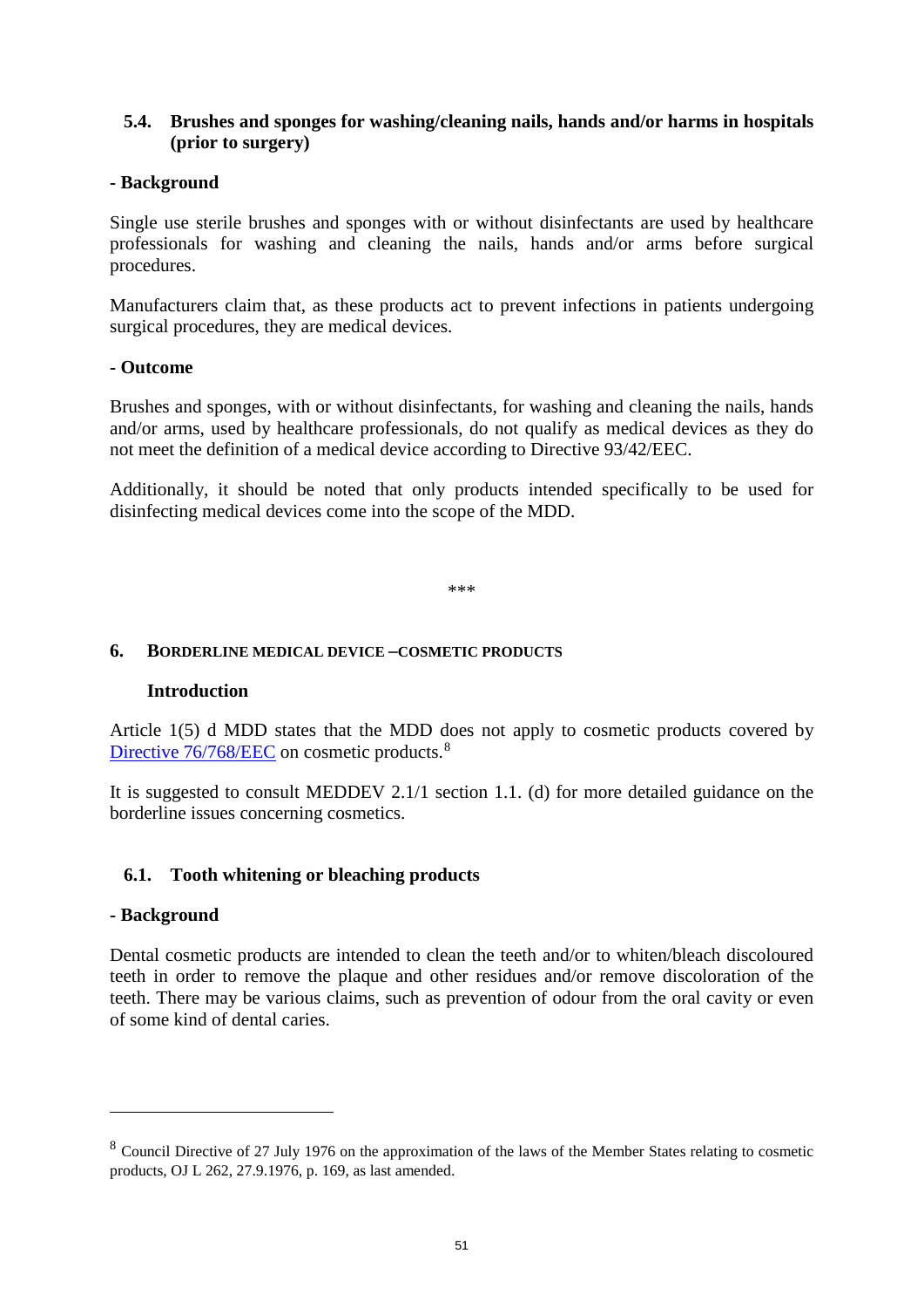### 5.4. Brushes and sponges for washing/cleaning nails, hands and/or harms in hospitals (prior to surgery)

**- Background**

Single use sterile brushes and sponges with or without disinfectants are used by healthcare professionals for washing and cleaning the nails, hands and/or arms before surgical procedures.

Manufacturers claim that, as these products act to prevent infections in patients undergoing surgical procedures, they are medical devices.

**- Outcome**

Brushes and sponges, with or without disinfectants, for washing and cleaning the nails, hands and/or arms, used by healthcare professionals, do not qualify as medical devices as they do not meet the definition of a medical device according to Directive 93/42/EEC.

Additionally, it should be noted that only products intended specifically to be used for disinfecting medical devices come into the scope of the MDD.

***

## 6. Borderline medical device – cosmetic products

**Introduction**

Article 1(5) d MDD states that the MDD does not apply to cosmetic products covered by Directive 76/768/EEC on cosmetic products.[8]

It is suggested to consult MEDDEV 2.1/1 section 1.1. (d) for more detailed guidance on the borderline issues concerning cosmetics.

### 6.1. Tooth whitening or bleaching products

**- Background**

Dental cosmetic products are intended to clean the teeth and/or to whiten/bleach discoloured teeth in order to remove the plaque and other residues and/or remove discoloration of the teeth. There may be various claims, such as prevention of odour from the oral cavity or even of some kind of dental caries.

---

[8] Council Directive of 27 July 1976 on the approximation of the laws of the Member States relating to cosmetic products, OJ L 262, 27.9.1976, p. 169, as last amended.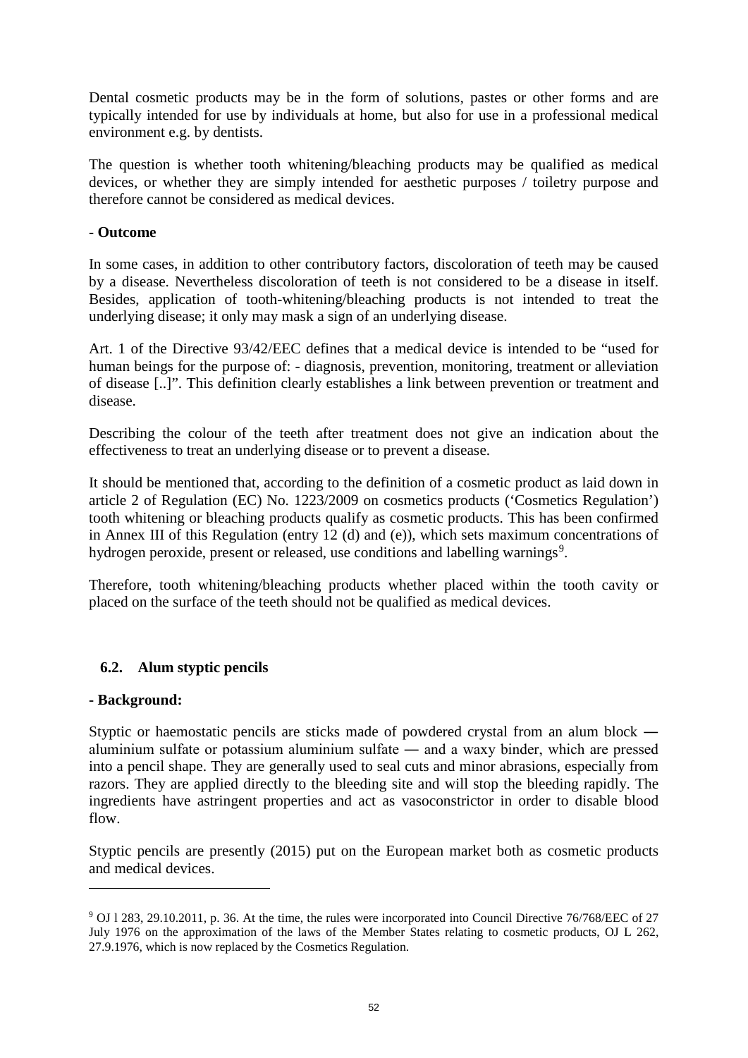Dental cosmetic products may be in the form of solutions, pastes or other forms and are typically intended for use by individuals at home, but also for use in a professional medical environment e.g. by dentists.

The question is whether tooth whitening/bleaching products may be qualified as medical devices, or whether they are simply intended for aesthetic purposes / toiletry purpose and therefore cannot be considered as medical devices.

**- Outcome**

In some cases, in addition to other contributory factors, discoloration of teeth may be caused by a disease. Nevertheless discoloration of teeth is not considered to be a disease in itself. Besides, application of tooth-whitening/bleaching products is not intended to treat the underlying disease; it only may mask a sign of an underlying disease.

Art. 1 of the Directive 93/42/EEC defines that a medical device is intended to be "used for human beings for the purpose of: - diagnosis, prevention, monitoring, treatment or alleviation of disease [..]". This definition clearly establishes a link between prevention or treatment and disease.

Describing the colour of the teeth after treatment does not give an indication about the effectiveness to treat an underlying disease or to prevent a disease.

It should be mentioned that, according to the definition of a cosmetic product as laid down in article 2 of Regulation (EC) No. 1223/2009 on cosmetics products ('Cosmetics Regulation') tooth whitening or bleaching products qualify as cosmetic products. This has been confirmed in Annex III of this Regulation (entry 12 (d) and (e)), which sets maximum concentrations of hydrogen peroxide, present or released, use conditions and labelling warnings[9].

Therefore, tooth whitening/bleaching products whether placed within the tooth cavity or placed on the surface of the teeth should not be qualified as medical devices.

### 6.2. Alum styptic pencils

**- Background:**

Styptic or haemostatic pencils are sticks made of powdered crystal from an alum block ― aluminium sulfate or potassium aluminium sulfate ― and a waxy binder, which are pressed into a pencil shape. They are generally used to seal cuts and minor abrasions, especially from razors. They are applied directly to the bleeding site and will stop the bleeding rapidly. The ingredients have astringent properties and act as vasoconstrictor in order to disable blood flow.

Styptic pencils are presently (2015) put on the European market both as cosmetic products and medical devices.

---

[9] OJ l 283, 29.10.2011, p. 36. At the time, the rules were incorporated into Council Directive 76/768/EEC of 27 July 1976 on the approximation of the laws of the Member States relating to cosmetic products, OJ L 262, 27.9.1976, which is now replaced by the Cosmetics Regulation.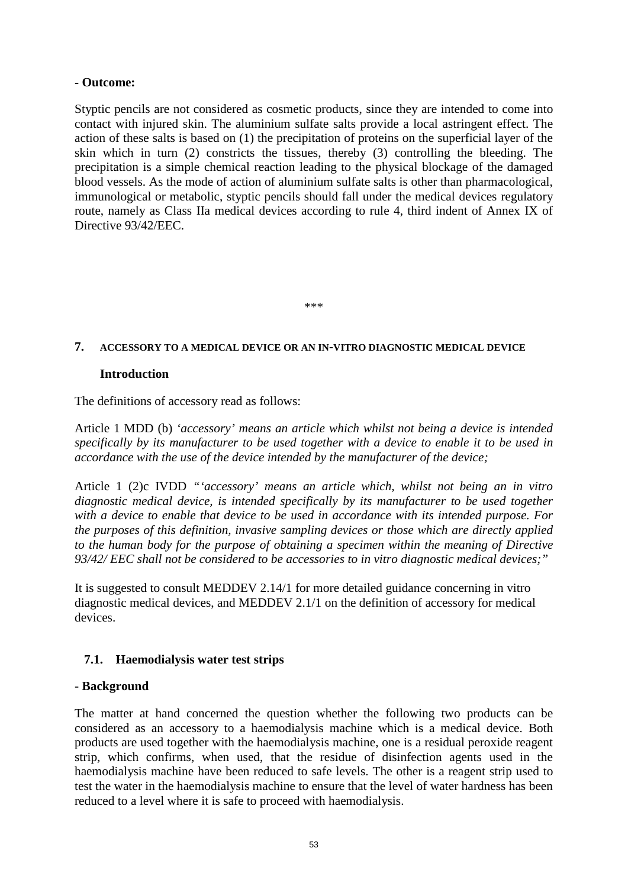**- Outcome:**

Styptic pencils are not considered as cosmetic products, since they are intended to come into contact with injured skin. The aluminium sulfate salts provide a local astringent effect. The action of these salts is based on (1) the precipitation of proteins on the superficial layer of the skin which in turn (2) constricts the tissues, thereby (3) controlling the bleeding. The precipitation is a simple chemical reaction leading to the physical blockage of the damaged blood vessels. As the mode of action of aluminium sulfate salts is other than pharmacological, immunological or metabolic, styptic pencils should fall under the medical devices regulatory route, namely as Class IIa medical devices according to rule 4, third indent of Annex IX of Directive 93/42/EEC.

\*\*\*

## 7. ACCESSORY TO A MEDICAL DEVICE OR AN IN-VITRO DIAGNOSTIC MEDICAL DEVICE

### Introduction

The definitions of accessory read as follows:

Article 1 MDD (b) *'accessory' means an article which whilst not being a device is intended specifically by its manufacturer to be used together with a device to enable it to be used in accordance with the use of the device intended by the manufacturer of the device;*

Article 1 (2)c IVDD *"'accessory' means an article which, whilst not being an in vitro diagnostic medical device, is intended specifically by its manufacturer to be used together with a device to enable that device to be used in accordance with its intended purpose. For the purposes of this definition, invasive sampling devices or those which are directly applied to the human body for the purpose of obtaining a specimen within the meaning of Directive 93/42/ EEC shall not be considered to be accessories to in vitro diagnostic medical devices;"*

It is suggested to consult MEDDEV 2.14/1 for more detailed guidance concerning in vitro diagnostic medical devices, and MEDDEV 2.1/1 on the definition of accessory for medical devices.

### 7.1. Haemodialysis water test strips

**- Background**

The matter at hand concerned the question whether the following two products can be considered as an accessory to a haemodialysis machine which is a medical device. Both products are used together with the haemodialysis machine, one is a residual peroxide reagent strip, which confirms, when used, that the residue of disinfection agents used in the haemodialysis machine have been reduced to safe levels. The other is a reagent strip used to test the water in the haemodialysis machine to ensure that the level of water hardness has been reduced to a level where it is safe to proceed with haemodialysis.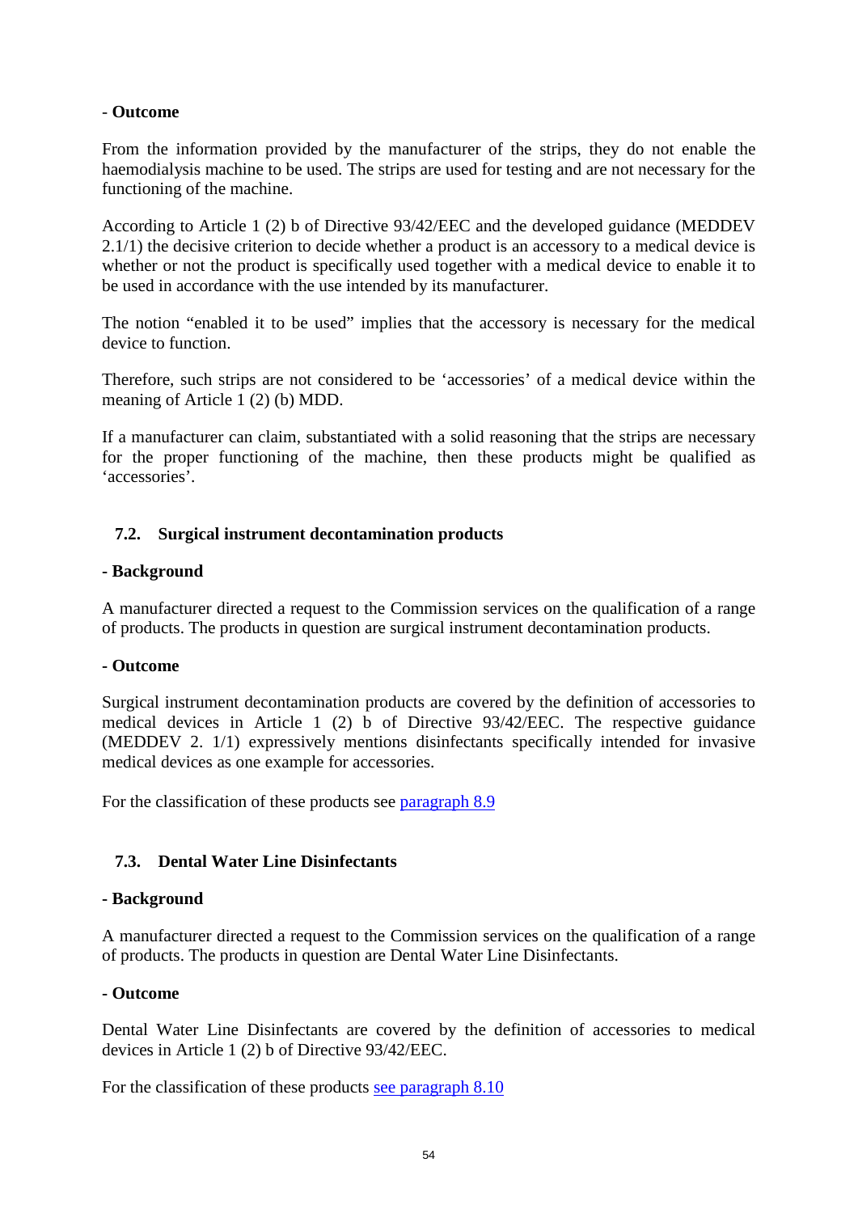**- Outcome**

From the information provided by the manufacturer of the strips, they do not enable the haemodialysis machine to be used. The strips are used for testing and are not necessary for the functioning of the machine.

According to Article 1 (2) b of Directive 93/42/EEC and the developed guidance (MEDDEV 2.1/1) the decisive criterion to decide whether a product is an accessory to a medical device is whether or not the product is specifically used together with a medical device to enable it to be used in accordance with the use intended by its manufacturer.

The notion "enabled it to be used" implies that the accessory is necessary for the medical device to function.

Therefore, such strips are not considered to be 'accessories' of a medical device within the meaning of Article 1 (2) (b) MDD.

If a manufacturer can claim, substantiated with a solid reasoning that the strips are necessary for the proper functioning of the machine, then these products might be qualified as 'accessories'.

## 7.2. Surgical instrument decontamination products

**- Background**

A manufacturer directed a request to the Commission services on the qualification of a range of products. The products in question are surgical instrument decontamination products.

**- Outcome**

Surgical instrument decontamination products are covered by the definition of accessories to medical devices in Article 1 (2) b of Directive 93/42/EEC. The respective guidance (MEDDEV 2. 1/1) expressively mentions disinfectants specifically intended for invasive medical devices as one example for accessories.

For the classification of these products see paragraph 8.9

## 7.3. Dental Water Line Disinfectants

**- Background**

A manufacturer directed a request to the Commission services on the qualification of a range of products. The products in question are Dental Water Line Disinfectants.

**- Outcome**

Dental Water Line Disinfectants are covered by the definition of accessories to medical devices in Article 1 (2) b of Directive 93/42/EEC.

For the classification of these products see paragraph 8.10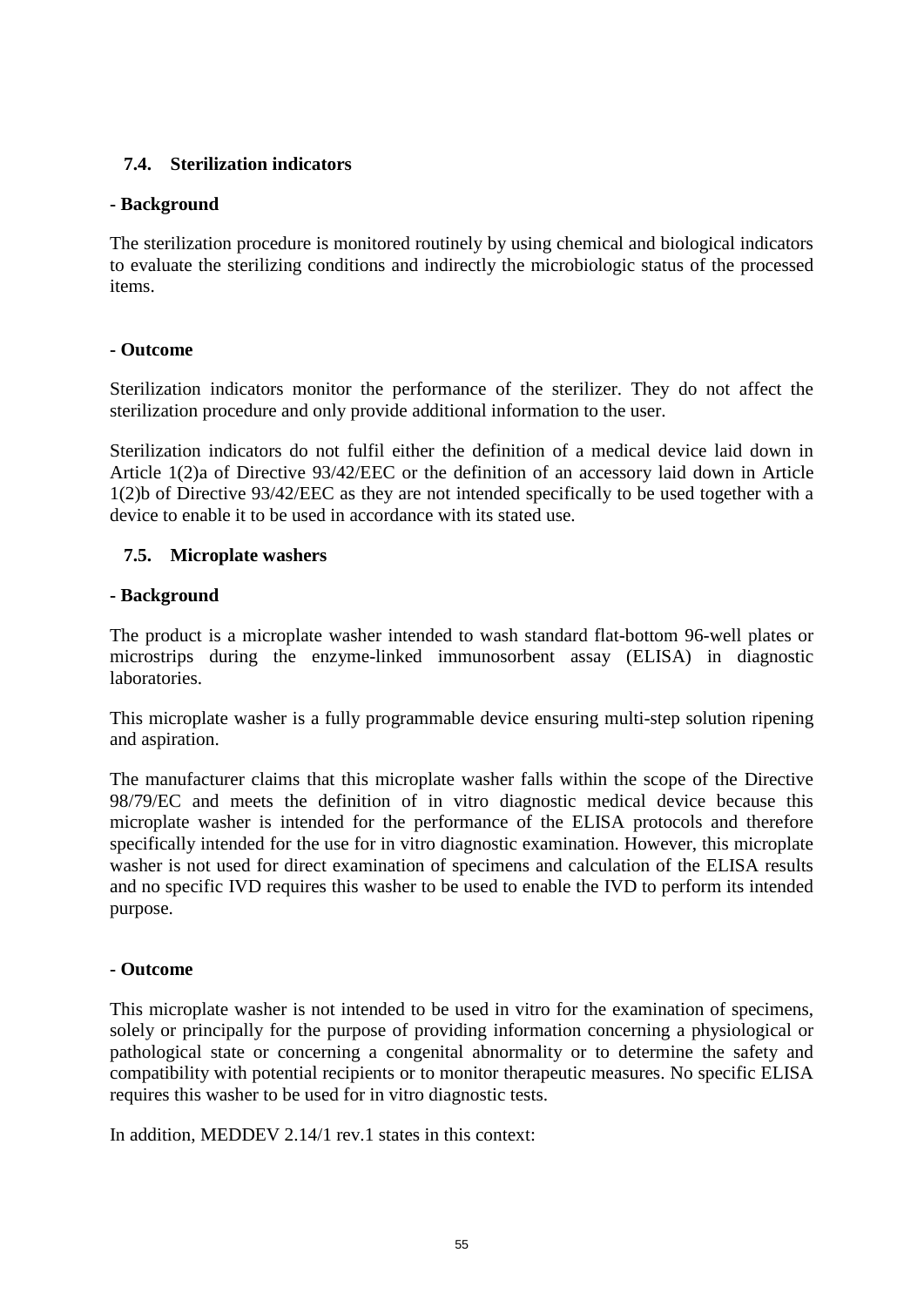### 7.4. Sterilization indicators

**- Background**

The sterilization procedure is monitored routinely by using chemical and biological indicators to evaluate the sterilizing conditions and indirectly the microbiologic status of the processed items.

**- Outcome**

Sterilization indicators monitor the performance of the sterilizer. They do not affect the sterilization procedure and only provide additional information to the user.

Sterilization indicators do not fulfil either the definition of a medical device laid down in Article 1(2)a of Directive 93/42/EEC or the definition of an accessory laid down in Article 1(2)b of Directive 93/42/EEC as they are not intended specifically to be used together with a device to enable it to be used in accordance with its stated use.

### 7.5. Microplate washers

**- Background**

The product is a microplate washer intended to wash standard flat-bottom 96-well plates or microstrips during the enzyme-linked immunosorbent assay (ELISA) in diagnostic laboratories.

This microplate washer is a fully programmable device ensuring multi-step solution ripening and aspiration.

The manufacturer claims that this microplate washer falls within the scope of the Directive 98/79/EC and meets the definition of in vitro diagnostic medical device because this microplate washer is intended for the performance of the ELISA protocols and therefore specifically intended for the use for in vitro diagnostic examination. However, this microplate washer is not used for direct examination of specimens and calculation of the ELISA results and no specific IVD requires this washer to be used to enable the IVD to perform its intended purpose.

**- Outcome**

This microplate washer is not intended to be used in vitro for the examination of specimens, solely or principally for the purpose of providing information concerning a physiological or pathological state or concerning a congenital abnormality or to determine the safety and compatibility with potential recipients or to monitor therapeutic measures. No specific ELISA requires this washer to be used for in vitro diagnostic tests.

In addition, MEDDEV 2.14/1 rev.1 states in this context: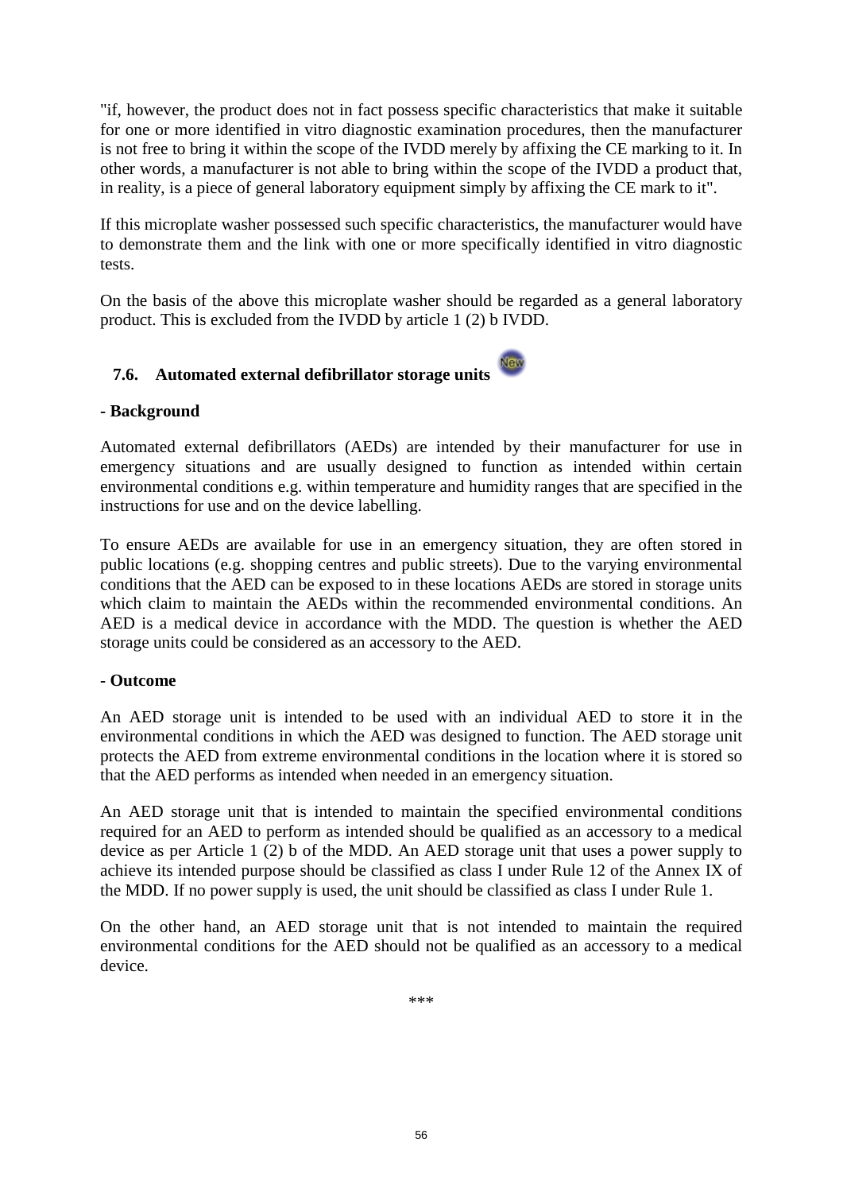"if, however, the product does not in fact possess specific characteristics that make it suitable for one or more identified in vitro diagnostic examination procedures, then the manufacturer is not free to bring it within the scope of the IVDD merely by affixing the CE marking to it. In other words, a manufacturer is not able to bring within the scope of the IVDD a product that, in reality, is a piece of general laboratory equipment simply by affixing the CE mark to it".

If this microplate washer possessed such specific characteristics, the manufacturer would have to demonstrate them and the link with one or more specifically identified in vitro diagnostic tests.

On the basis of the above this microplate washer should be regarded as a general laboratory product. This is excluded from the IVDD by article 1 (2) b IVDD.

### 7.6. Automated external defibrillator storage units

**- Background**

Automated external defibrillators (AEDs) are intended by their manufacturer for use in emergency situations and are usually designed to function as intended within certain environmental conditions e.g. within temperature and humidity ranges that are specified in the instructions for use and on the device labelling.

To ensure AEDs are available for use in an emergency situation, they are often stored in public locations (e.g. shopping centres and public streets). Due to the varying environmental conditions that the AED can be exposed to in these locations AEDs are stored in storage units which claim to maintain the AEDs within the recommended environmental conditions. An AED is a medical device in accordance with the MDD. The question is whether the AED storage units could be considered as an accessory to the AED.

**- Outcome**

An AED storage unit is intended to be used with an individual AED to store it in the environmental conditions in which the AED was designed to function. The AED storage unit protects the AED from extreme environmental conditions in the location where it is stored so that the AED performs as intended when needed in an emergency situation.

An AED storage unit that is intended to maintain the specified environmental conditions required for an AED to perform as intended should be qualified as an accessory to a medical device as per Article 1 (2) b of the MDD. An AED storage unit that uses a power supply to achieve its intended purpose should be classified as class I under Rule 12 of the Annex IX of the MDD. If no power supply is used, the unit should be classified as class I under Rule 1.

On the other hand, an AED storage unit that is not intended to maintain the required environmental conditions for the AED should not be qualified as an accessory to a medical device.

***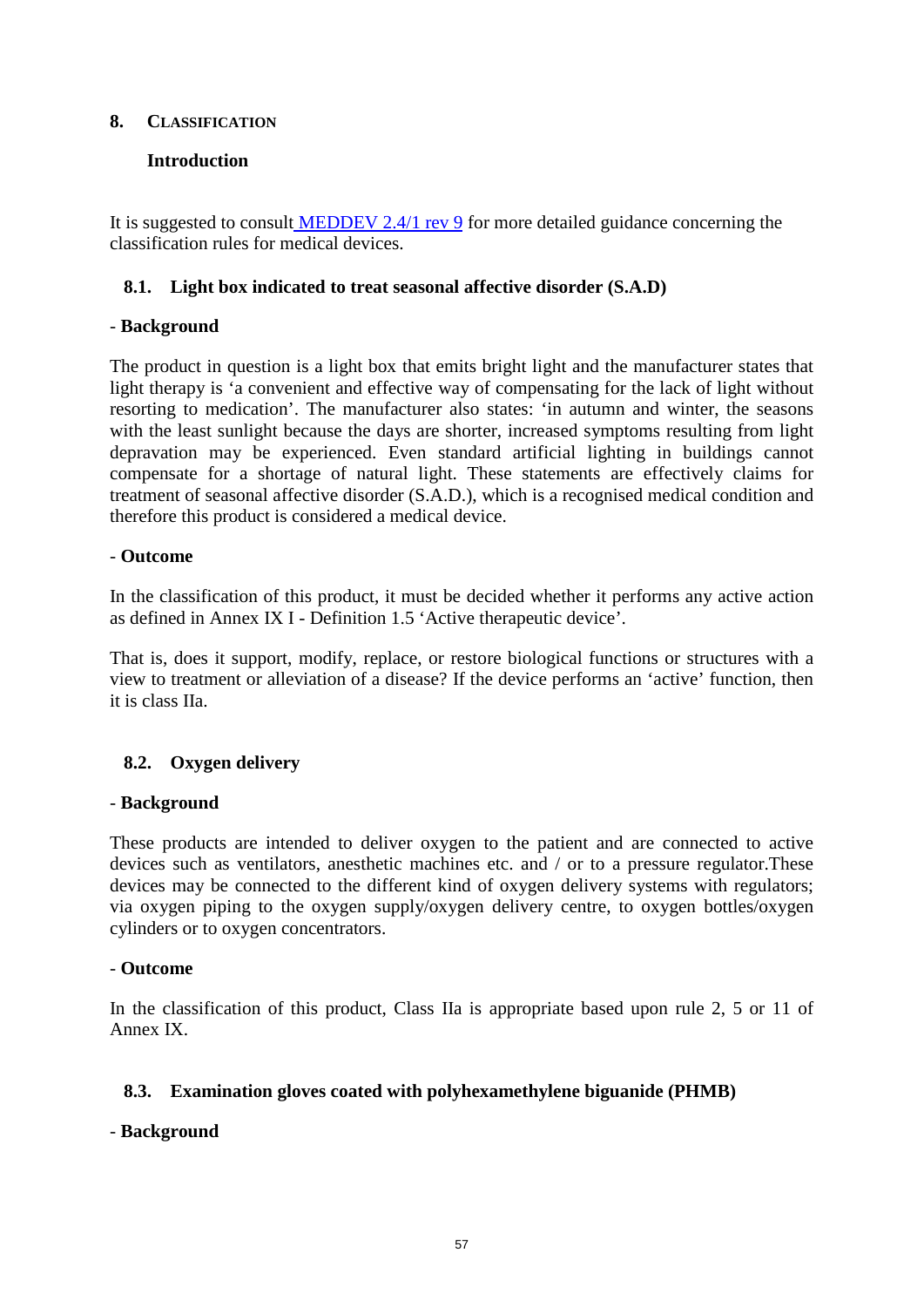## 8. CLASSIFICATION

### Introduction

It is suggested to consult MEDDEV 2.4/1 rev 9 for more detailed guidance concerning the classification rules for medical devices.

### 8.1. Light box indicated to treat seasonal affective disorder (S.A.D)

- **Background**

The product in question is a light box that emits bright light and the manufacturer states that light therapy is 'a convenient and effective way of compensating for the lack of light without resorting to medication'. The manufacturer also states: 'in autumn and winter, the seasons with the least sunlight because the days are shorter, increased symptoms resulting from light depravation may be experienced. Even standard artificial lighting in buildings cannot compensate for a shortage of natural light. These statements are effectively claims for treatment of seasonal affective disorder (S.A.D.), which is a recognised medical condition and therefore this product is considered a medical device.

- **Outcome**

In the classification of this product, it must be decided whether it performs any active action as defined in Annex IX I - Definition 1.5 'Active therapeutic device'.

That is, does it support, modify, replace, or restore biological functions or structures with a view to treatment or alleviation of a disease? If the device performs an 'active' function, then it is class IIa.

### 8.2. Oxygen delivery

- **Background**

These products are intended to deliver oxygen to the patient and are connected to active devices such as ventilators, anesthetic machines etc. and / or to a pressure regulator.These devices may be connected to the different kind of oxygen delivery systems with regulators; via oxygen piping to the oxygen supply/oxygen delivery centre, to oxygen bottles/oxygen cylinders or to oxygen concentrators.

- **Outcome**

In the classification of this product, Class IIa is appropriate based upon rule 2, 5 or 11 of Annex IX.

### 8.3. Examination gloves coated with polyhexamethylene biguanide (PHMB)

- **Background**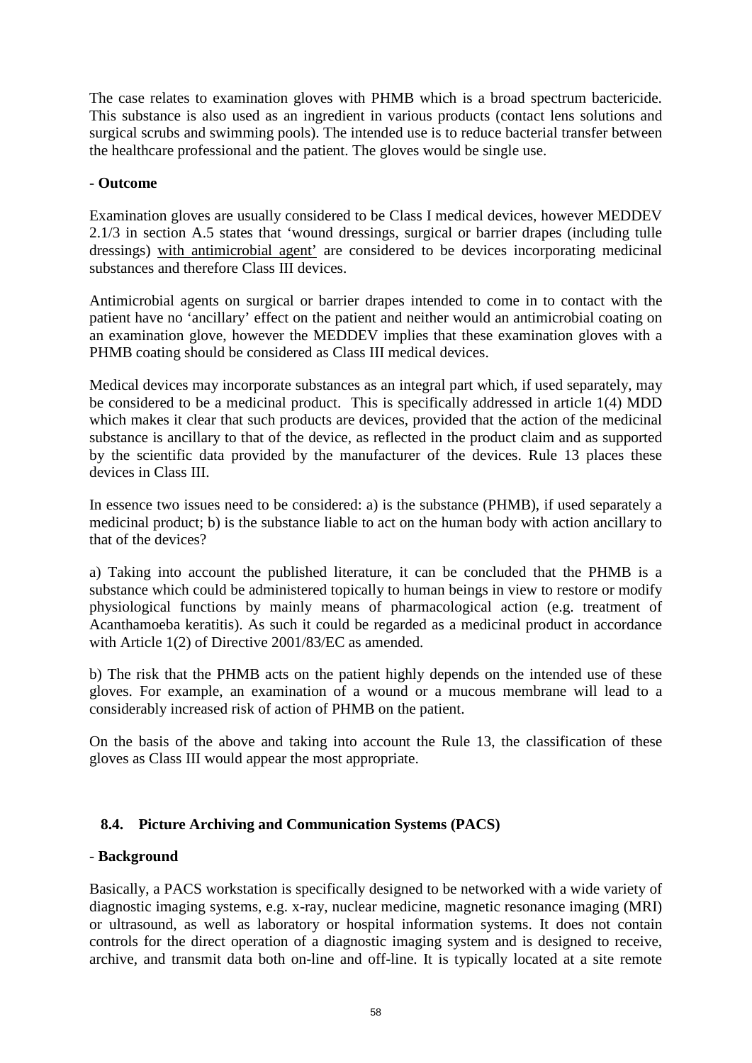The case relates to examination gloves with PHMB which is a broad spectrum bactericide. This substance is also used as an ingredient in various products (contact lens solutions and surgical scrubs and swimming pools). The intended use is to reduce bacterial transfer between the healthcare professional and the patient. The gloves would be single use.

- **Outcome**

Examination gloves are usually considered to be Class I medical devices, however MEDDEV 2.1/3 in section A.5 states that 'wound dressings, surgical or barrier drapes (including tulle dressings) <u>with antimicrobial agent'</u> are considered to be devices incorporating medicinal substances and therefore Class III devices.

Antimicrobial agents on surgical or barrier drapes intended to come in to contact with the patient have no 'ancillary' effect on the patient and neither would an antimicrobial coating on an examination glove, however the MEDDEV implies that these examination gloves with a PHMB coating should be considered as Class III medical devices.

Medical devices may incorporate substances as an integral part which, if used separately, may be considered to be a medicinal product. This is specifically addressed in article 1(4) MDD which makes it clear that such products are devices, provided that the action of the medicinal substance is ancillary to that of the device, as reflected in the product claim and as supported by the scientific data provided by the manufacturer of the devices. Rule 13 places these devices in Class III.

In essence two issues need to be considered: a) is the substance (PHMB), if used separately a medicinal product; b) is the substance liable to act on the human body with action ancillary to that of the devices?

a) Taking into account the published literature, it can be concluded that the PHMB is a substance which could be administered topically to human beings in view to restore or modify physiological functions by mainly means of pharmacological action (e.g. treatment of Acanthamoeba keratitis). As such it could be regarded as a medicinal product in accordance with Article 1(2) of Directive 2001/83/EC as amended.

b) The risk that the PHMB acts on the patient highly depends on the intended use of these gloves. For example, an examination of a wound or a mucous membrane will lead to a considerably increased risk of action of PHMB on the patient.

On the basis of the above and taking into account the Rule 13, the classification of these gloves as Class III would appear the most appropriate.

### 8.4. Picture Archiving and Communication Systems (PACS)

- **Background**

Basically, a PACS workstation is specifically designed to be networked with a wide variety of diagnostic imaging systems, e.g. x-ray, nuclear medicine, magnetic resonance imaging (MRI) or ultrasound, as well as laboratory or hospital information systems. It does not contain controls for the direct operation of a diagnostic imaging system and is designed to receive, archive, and transmit data both on-line and off-line. It is typically located at a site remote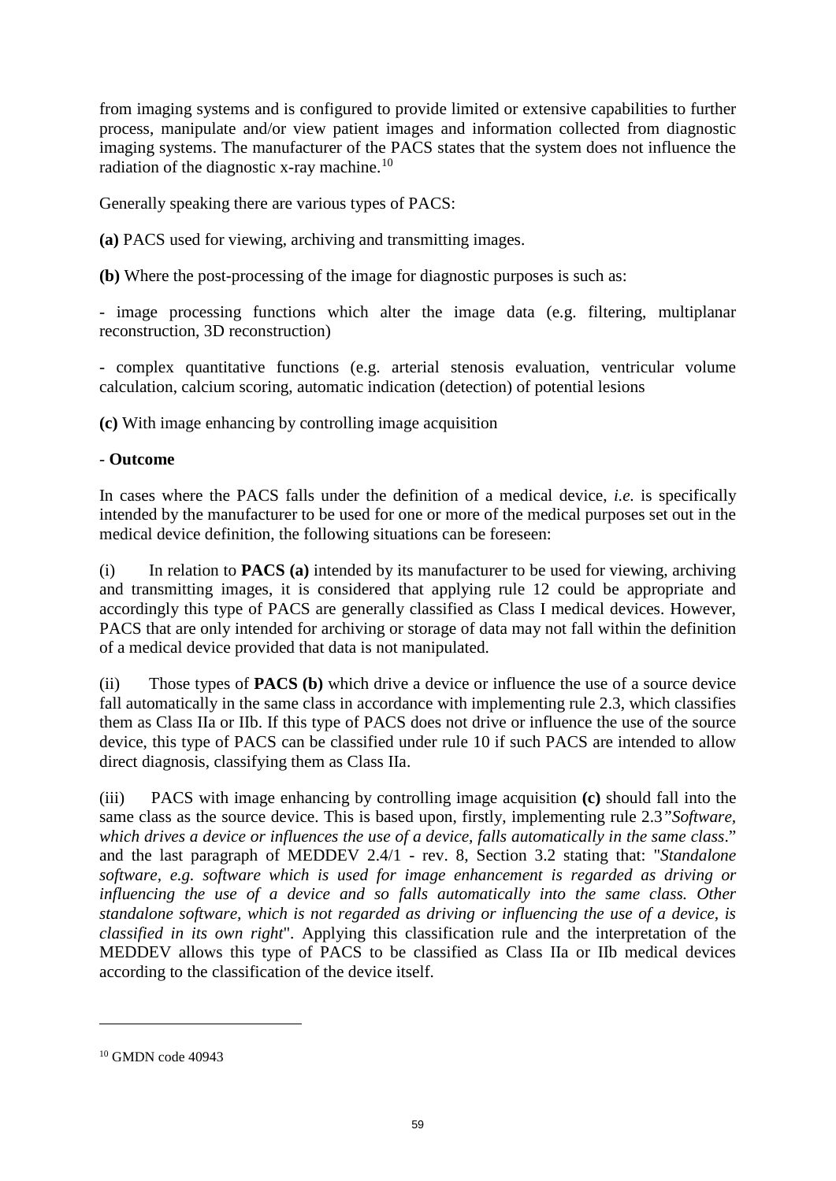from imaging systems and is configured to provide limited or extensive capabilities to further process, manipulate and/or view patient images and information collected from diagnostic imaging systems. The manufacturer of the PACS states that the system does not influence the radiation of the diagnostic x-ray machine.[10]

Generally speaking there are various types of PACS:

**(a)** PACS used for viewing, archiving and transmitting images.

**(b)** Where the post-processing of the image for diagnostic purposes is such as:

- image processing functions which alter the image data (e.g. filtering, multiplanar reconstruction, 3D reconstruction)

- complex quantitative functions (e.g. arterial stenosis evaluation, ventricular volume calculation, calcium scoring, automatic indication (detection) of potential lesions

**(c)** With image enhancing by controlling image acquisition

- **Outcome**

In cases where the PACS falls under the definition of a medical device, *i.e.* is specifically intended by the manufacturer to be used for one or more of the medical purposes set out in the medical device definition, the following situations can be foreseen:

(i) In relation to **PACS (a)** intended by its manufacturer to be used for viewing, archiving and transmitting images, it is considered that applying rule 12 could be appropriate and accordingly this type of PACS are generally classified as Class I medical devices. However, PACS that are only intended for archiving or storage of data may not fall within the definition of a medical device provided that data is not manipulated.

(ii) Those types of **PACS (b)** which drive a device or influence the use of a source device fall automatically in the same class in accordance with implementing rule 2.3, which classifies them as Class IIa or IIb. If this type of PACS does not drive or influence the use of the source device, this type of PACS can be classified under rule 10 if such PACS are intended to allow direct diagnosis, classifying them as Class IIa.

(iii) PACS with image enhancing by controlling image acquisition **(c)** should fall into the same class as the source device. This is based upon, firstly, implementing rule 2.3*"Software, which drives a device or influences the use of a device, falls automatically in the same class*." and the last paragraph of MEDDEV 2.4/1 - rev. 8, Section 3.2 stating that: "*Standalone software, e.g. software which is used for image enhancement is regarded as driving or influencing the use of a device and so falls automatically into the same class. Other standalone software, which is not regarded as driving or influencing the use of a device, is classified in its own right*". Applying this classification rule and the interpretation of the MEDDEV allows this type of PACS to be classified as Class IIa or IIb medical devices according to the classification of the device itself.

---

[10] GMDN code 40943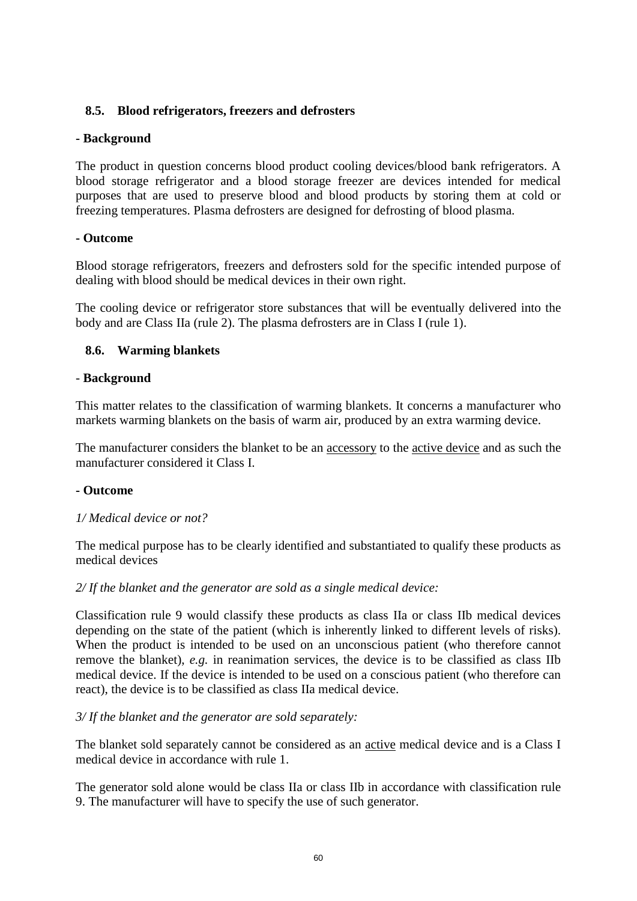## 8.5. Blood refrigerators, freezers and defrosters

**- Background**

The product in question concerns blood product cooling devices/blood bank refrigerators. A blood storage refrigerator and a blood storage freezer are devices intended for medical purposes that are used to preserve blood and blood products by storing them at cold or freezing temperatures. Plasma defrosters are designed for defrosting of blood plasma.

**- Outcome**

Blood storage refrigerators, freezers and defrosters sold for the specific intended purpose of dealing with blood should be medical devices in their own right.

The cooling device or refrigerator store substances that will be eventually delivered into the body and are Class IIa (rule 2). The plasma defrosters are in Class I (rule 1).

## 8.6. Warming blankets

- **Background**

This matter relates to the classification of warming blankets. It concerns a manufacturer who markets warming blankets on the basis of warm air, produced by an extra warming device.

The manufacturer considers the blanket to be an accessory to the active device and as such the manufacturer considered it Class I.

**- Outcome**

*1/ Medical device or not?*

The medical purpose has to be clearly identified and substantiated to qualify these products as medical devices

*2/ If the blanket and the generator are sold as a single medical device:*

Classification rule 9 would classify these products as class IIa or class IIb medical devices depending on the state of the patient (which is inherently linked to different levels of risks). When the product is intended to be used on an unconscious patient (who therefore cannot remove the blanket), *e.g.* in reanimation services, the device is to be classified as class IIb medical device. If the device is intended to be used on a conscious patient (who therefore can react), the device is to be classified as class IIa medical device.

*3/ If the blanket and the generator are sold separately:*

The blanket sold separately cannot be considered as an active medical device and is a Class I medical device in accordance with rule 1.

The generator sold alone would be class IIa or class IIb in accordance with classification rule 9. The manufacturer will have to specify the use of such generator.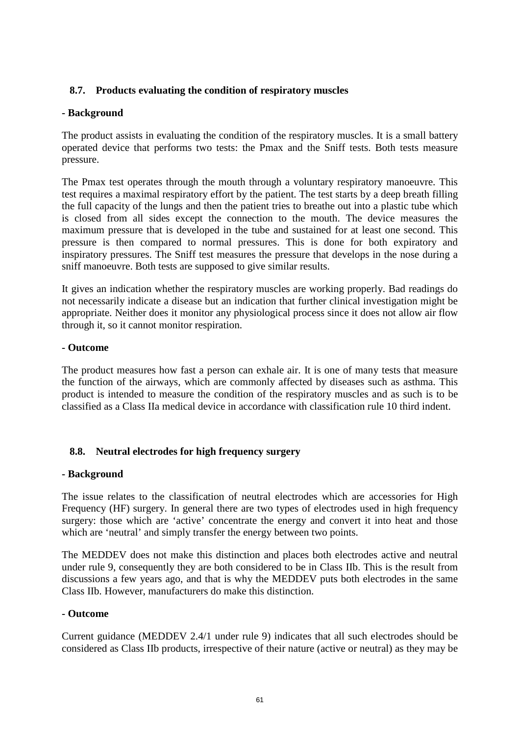## 8.7. Products evaluating the condition of respiratory muscles

**- Background**

The product assists in evaluating the condition of the respiratory muscles. It is a small battery operated device that performs two tests: the Pmax and the Sniff tests. Both tests measure pressure.

The Pmax test operates through the mouth through a voluntary respiratory manoeuvre. This test requires a maximal respiratory effort by the patient. The test starts by a deep breath filling the full capacity of the lungs and then the patient tries to breathe out into a plastic tube which is closed from all sides except the connection to the mouth. The device measures the maximum pressure that is developed in the tube and sustained for at least one second. This pressure is then compared to normal pressures. This is done for both expiratory and inspiratory pressures. The Sniff test measures the pressure that develops in the nose during a sniff manoeuvre. Both tests are supposed to give similar results.

It gives an indication whether the respiratory muscles are working properly. Bad readings do not necessarily indicate a disease but an indication that further clinical investigation might be appropriate. Neither does it monitor any physiological process since it does not allow air flow through it, so it cannot monitor respiration.

**- Outcome**

The product measures how fast a person can exhale air. It is one of many tests that measure the function of the airways, which are commonly affected by diseases such as asthma. This product is intended to measure the condition of the respiratory muscles and as such is to be classified as a Class IIa medical device in accordance with classification rule 10 third indent.

## 8.8. Neutral electrodes for high frequency surgery

**- Background**

The issue relates to the classification of neutral electrodes which are accessories for High Frequency (HF) surgery. In general there are two types of electrodes used in high frequency surgery: those which are 'active' concentrate the energy and convert it into heat and those which are 'neutral' and simply transfer the energy between two points.

The MEDDEV does not make this distinction and places both electrodes active and neutral under rule 9, consequently they are both considered to be in Class IIb. This is the result from discussions a few years ago, and that is why the MEDDEV puts both electrodes in the same Class IIb. However, manufacturers do make this distinction.

**- Outcome**

Current guidance (MEDDEV 2.4/1 under rule 9) indicates that all such electrodes should be considered as Class IIb products, irrespective of their nature (active or neutral) as they may be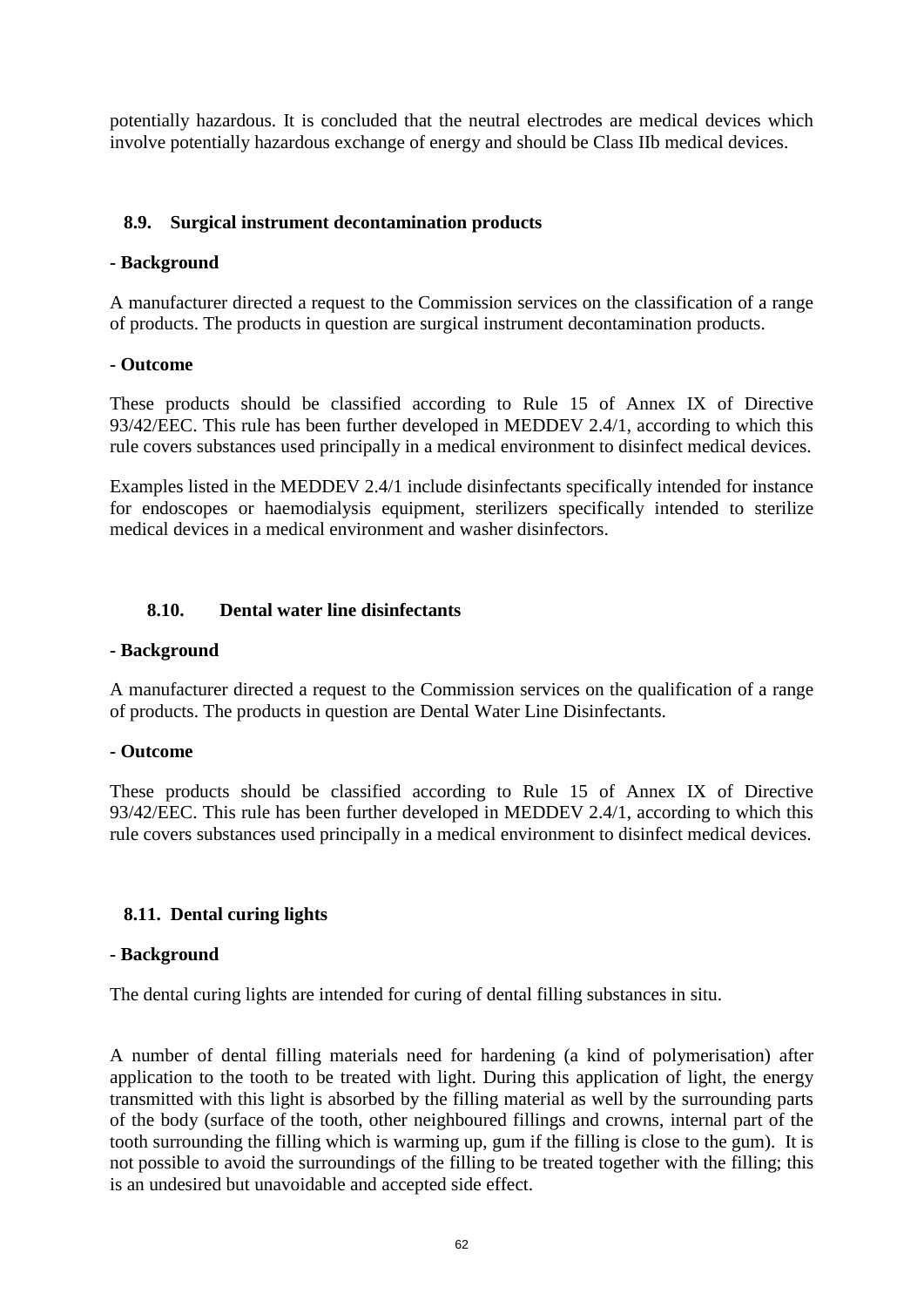potentially hazardous. It is concluded that the neutral electrodes are medical devices which involve potentially hazardous exchange of energy and should be Class IIb medical devices.

### 8.9. Surgical instrument decontamination products

**- Background**

A manufacturer directed a request to the Commission services on the classification of a range of products. The products in question are surgical instrument decontamination products.

**- Outcome**

These products should be classified according to Rule 15 of Annex IX of Directive 93/42/EEC. This rule has been further developed in MEDDEV 2.4/1, according to which this rule covers substances used principally in a medical environment to disinfect medical devices.

Examples listed in the MEDDEV 2.4/1 include disinfectants specifically intended for instance for endoscopes or haemodialysis equipment, sterilizers specifically intended to sterilize medical devices in a medical environment and washer disinfectors.

### 8.10. Dental water line disinfectants

**- Background**

A manufacturer directed a request to the Commission services on the qualification of a range of products. The products in question are Dental Water Line Disinfectants.

**- Outcome**

These products should be classified according to Rule 15 of Annex IX of Directive 93/42/EEC. This rule has been further developed in MEDDEV 2.4/1, according to which this rule covers substances used principally in a medical environment to disinfect medical devices.

### 8.11. Dental curing lights

**- Background**

The dental curing lights are intended for curing of dental filling substances in situ.

A number of dental filling materials need for hardening (a kind of polymerisation) after application to the tooth to be treated with light. During this application of light, the energy transmitted with this light is absorbed by the filling material as well by the surrounding parts of the body (surface of the tooth, other neighboured fillings and crowns, internal part of the tooth surrounding the filling which is warming up, gum if the filling is close to the gum). It is not possible to avoid the surroundings of the filling to be treated together with the filling; this is an undesired but unavoidable and accepted side effect.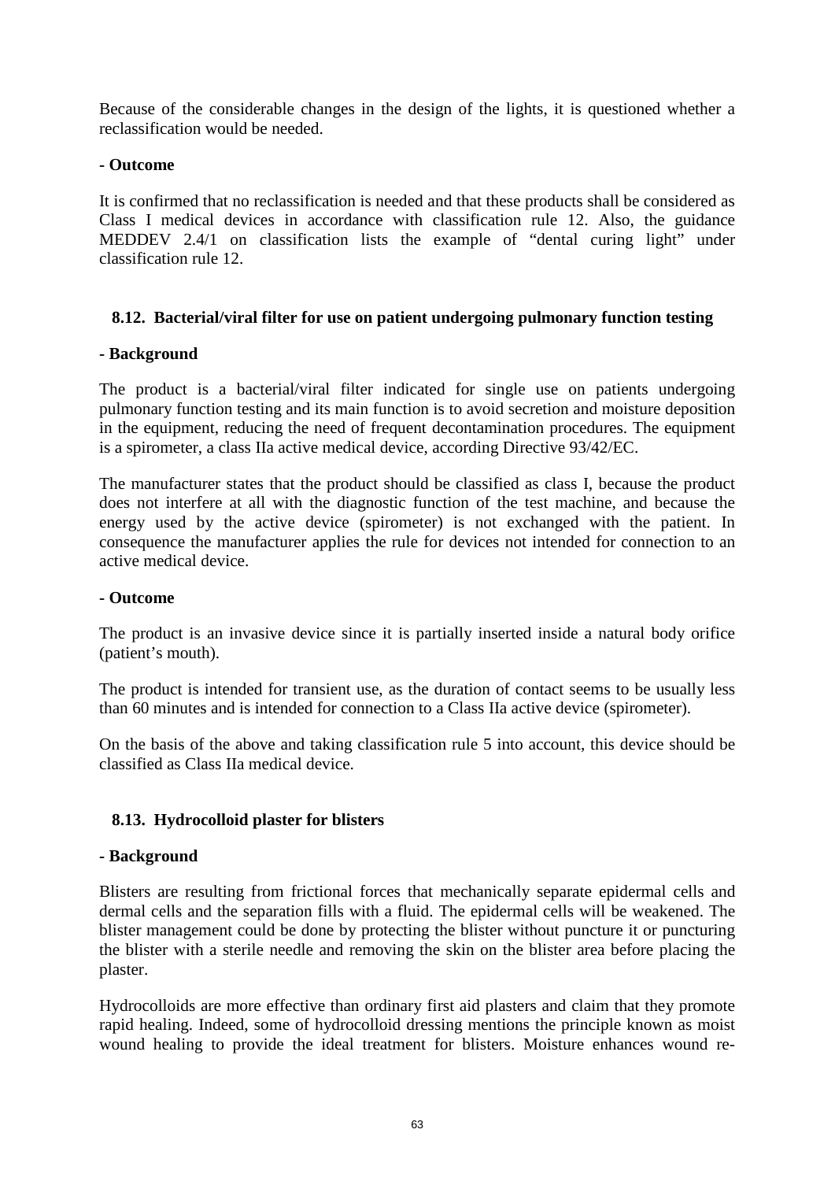Because of the considerable changes in the design of the lights, it is questioned whether a reclassification would be needed.

**- Outcome**

It is confirmed that no reclassification is needed and that these products shall be considered as Class I medical devices in accordance with classification rule 12. Also, the guidance MEDDEV 2.4/1 on classification lists the example of “dental curing light” under classification rule 12.

### 8.12. Bacterial/viral filter for use on patient undergoing pulmonary function testing

**- Background**

The product is a bacterial/viral filter indicated for single use on patients undergoing pulmonary function testing and its main function is to avoid secretion and moisture deposition in the equipment, reducing the need of frequent decontamination procedures. The equipment is a spirometer, a class IIa active medical device, according Directive 93/42/EC.

The manufacturer states that the product should be classified as class I, because the product does not interfere at all with the diagnostic function of the test machine, and because the energy used by the active device (spirometer) is not exchanged with the patient. In consequence the manufacturer applies the rule for devices not intended for connection to an active medical device.

**- Outcome**

The product is an invasive device since it is partially inserted inside a natural body orifice (patient’s mouth).

The product is intended for transient use, as the duration of contact seems to be usually less than 60 minutes and is intended for connection to a Class IIa active device (spirometer).

On the basis of the above and taking classification rule 5 into account, this device should be classified as Class IIa medical device.

### 8.13. Hydrocolloid plaster for blisters

**- Background**

Blisters are resulting from frictional forces that mechanically separate epidermal cells and dermal cells and the separation fills with a fluid. The epidermal cells will be weakened. The blister management could be done by protecting the blister without puncture it or puncturing the blister with a sterile needle and removing the skin on the blister area before placing the plaster.

Hydrocolloids are more effective than ordinary first aid plasters and claim that they promote rapid healing. Indeed, some of hydrocolloid dressing mentions the principle known as moist wound healing to provide the ideal treatment for blisters. Moisture enhances wound re-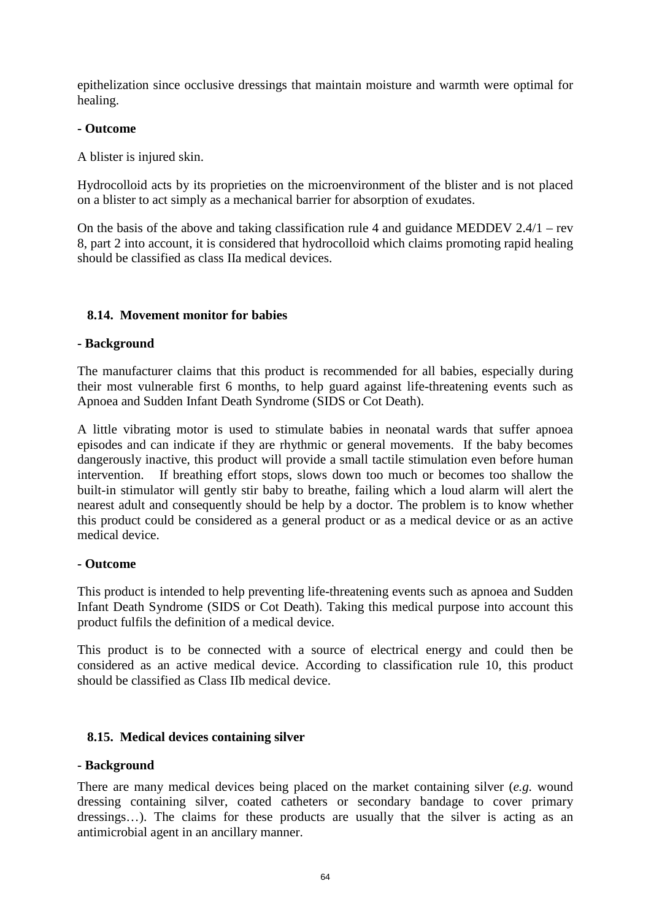epithelization since occlusive dressings that maintain moisture and warmth were optimal for healing.

**- Outcome**

A blister is injured skin.

Hydrocolloid acts by its proprieties on the microenvironment of the blister and is not placed on a blister to act simply as a mechanical barrier for absorption of exudates.

On the basis of the above and taking classification rule 4 and guidance MEDDEV 2.4/1 – rev 8, part 2 into account, it is considered that hydrocolloid which claims promoting rapid healing should be classified as class IIa medical devices.

### 8.14. Movement monitor for babies

**- Background**

The manufacturer claims that this product is recommended for all babies, especially during their most vulnerable first 6 months, to help guard against life-threatening events such as Apnoea and Sudden Infant Death Syndrome (SIDS or Cot Death).

A little vibrating motor is used to stimulate babies in neonatal wards that suffer apnoea episodes and can indicate if they are rhythmic or general movements. If the baby becomes dangerously inactive, this product will provide a small tactile stimulation even before human intervention. If breathing effort stops, slows down too much or becomes too shallow the built-in stimulator will gently stir baby to breathe, failing which a loud alarm will alert the nearest adult and consequently should be help by a doctor. The problem is to know whether this product could be considered as a general product or as a medical device or as an active medical device.

**- Outcome**

This product is intended to help preventing life-threatening events such as apnoea and Sudden Infant Death Syndrome (SIDS or Cot Death). Taking this medical purpose into account this product fulfils the definition of a medical device.

This product is to be connected with a source of electrical energy and could then be considered as an active medical device. According to classification rule 10, this product should be classified as Class IIb medical device.

### 8.15. Medical devices containing silver

**- Background**

There are many medical devices being placed on the market containing silver (*e.g.* wound dressing containing silver, coated catheters or secondary bandage to cover primary dressings…). The claims for these products are usually that the silver is acting as an antimicrobial agent in an ancillary manner.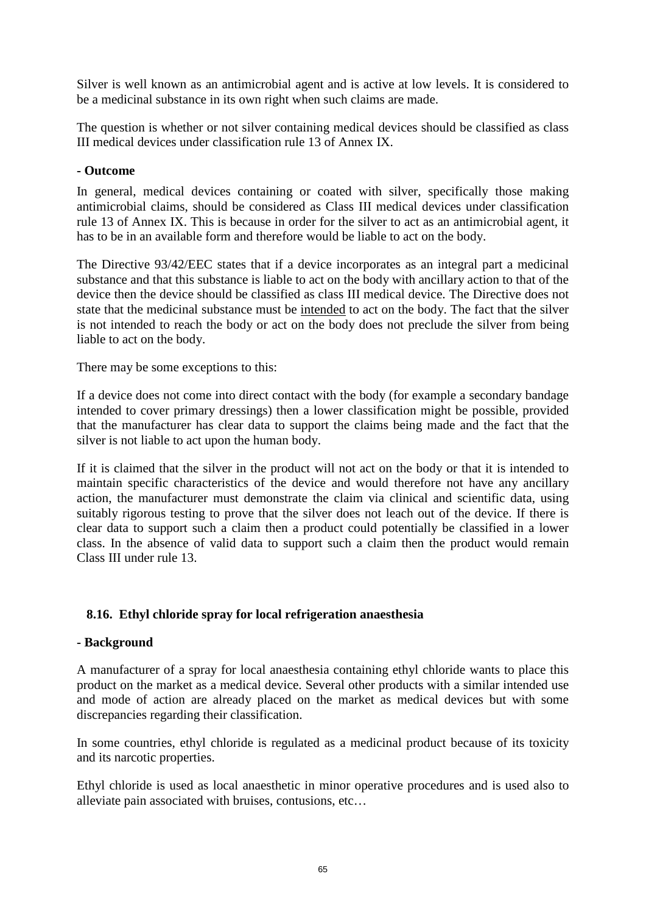Silver is well known as an antimicrobial agent and is active at low levels. It is considered to be a medicinal substance in its own right when such claims are made.

The question is whether or not silver containing medical devices should be classified as class III medical devices under classification rule 13 of Annex IX.

**- Outcome**

In general, medical devices containing or coated with silver, specifically those making antimicrobial claims, should be considered as Class III medical devices under classification rule 13 of Annex IX. This is because in order for the silver to act as an antimicrobial agent, it has to be in an available form and therefore would be liable to act on the body.

The Directive 93/42/EEC states that if a device incorporates as an integral part a medicinal substance and that this substance is liable to act on the body with ancillary action to that of the device then the device should be classified as class III medical device. The Directive does not state that the medicinal substance must be intended to act on the body. The fact that the silver is not intended to reach the body or act on the body does not preclude the silver from being liable to act on the body.

There may be some exceptions to this:

If a device does not come into direct contact with the body (for example a secondary bandage intended to cover primary dressings) then a lower classification might be possible, provided that the manufacturer has clear data to support the claims being made and the fact that the silver is not liable to act upon the human body.

If it is claimed that the silver in the product will not act on the body or that it is intended to maintain specific characteristics of the device and would therefore not have any ancillary action, the manufacturer must demonstrate the claim via clinical and scientific data, using suitably rigorous testing to prove that the silver does not leach out of the device. If there is clear data to support such a claim then a product could potentially be classified in a lower class. In the absence of valid data to support such a claim then the product would remain Class III under rule 13.

### 8.16. Ethyl chloride spray for local refrigeration anaesthesia

**- Background**

A manufacturer of a spray for local anaesthesia containing ethyl chloride wants to place this product on the market as a medical device. Several other products with a similar intended use and mode of action are already placed on the market as medical devices but with some discrepancies regarding their classification.

In some countries, ethyl chloride is regulated as a medicinal product because of its toxicity and its narcotic properties.

Ethyl chloride is used as local anaesthetic in minor operative procedures and is used also to alleviate pain associated with bruises, contusions, etc…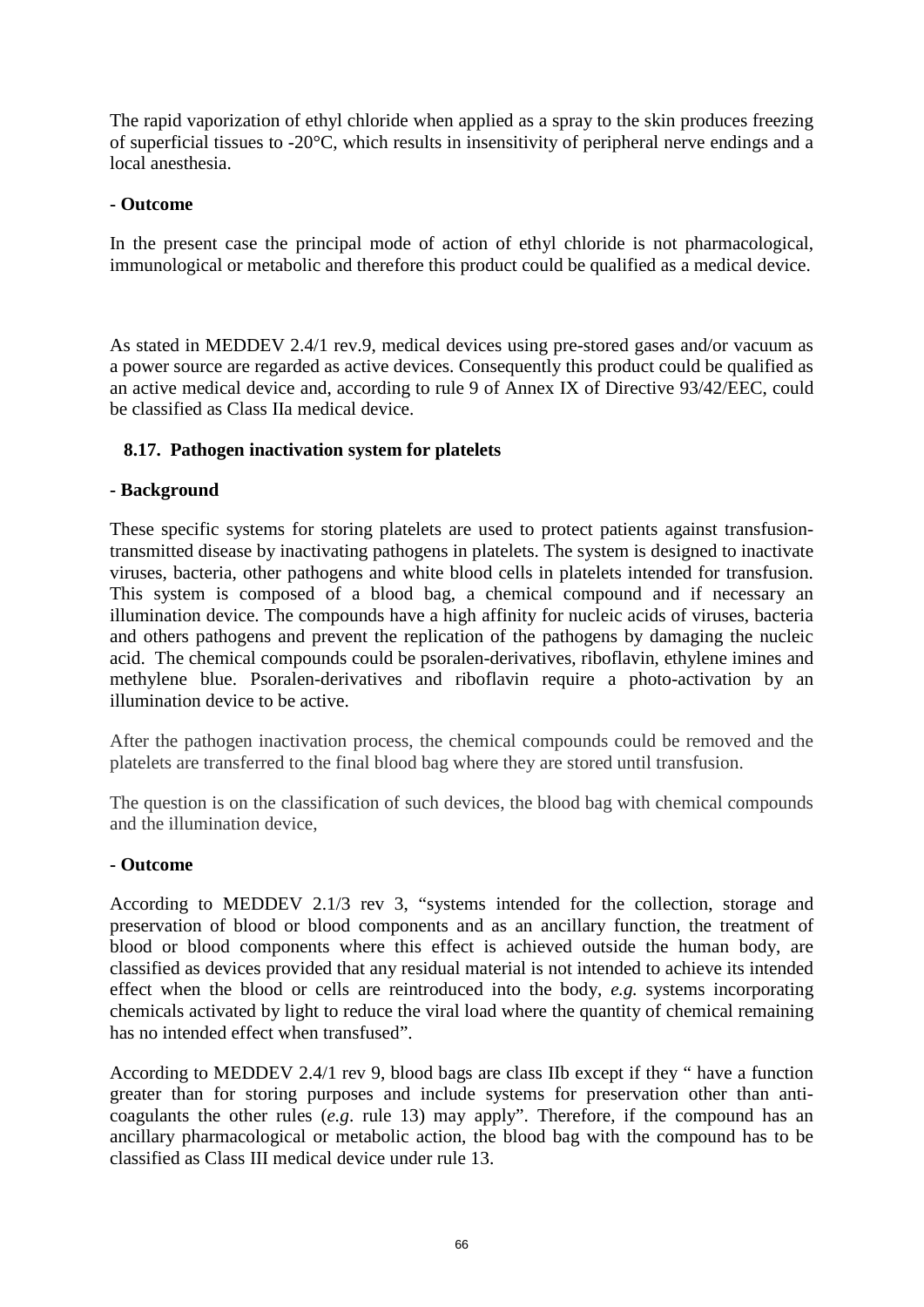The rapid vaporization of ethyl chloride when applied as a spray to the skin produces freezing of superficial tissues to -20°C, which results in insensitivity of peripheral nerve endings and a local anesthesia.

**- Outcome**

In the present case the principal mode of action of ethyl chloride is not pharmacological, immunological or metabolic and therefore this product could be qualified as a medical device.

As stated in MEDDEV 2.4/1 rev.9, medical devices using pre-stored gases and/or vacuum as a power source are regarded as active devices. Consequently this product could be qualified as an active medical device and, according to rule 9 of Annex IX of Directive 93/42/EEC, could be classified as Class IIa medical device.

## 8.17. Pathogen inactivation system for platelets

**- Background**

These specific systems for storing platelets are used to protect patients against transfusion-transmitted disease by inactivating pathogens in platelets. The system is designed to inactivate viruses, bacteria, other pathogens and white blood cells in platelets intended for transfusion. This system is composed of a blood bag, a chemical compound and if necessary an illumination device. The compounds have a high affinity for nucleic acids of viruses, bacteria and others pathogens and prevent the replication of the pathogens by damaging the nucleic acid. The chemical compounds could be psoralen-derivatives, riboflavin, ethylene imines and methylene blue. Psoralen-derivatives and riboflavin require a photo-activation by an illumination device to be active.

After the pathogen inactivation process, the chemical compounds could be removed and the platelets are transferred to the final blood bag where they are stored until transfusion.

The question is on the classification of such devices, the blood bag with chemical compounds and the illumination device,

**- Outcome**

According to MEDDEV 2.1/3 rev 3, "systems intended for the collection, storage and preservation of blood or blood components and as an ancillary function, the treatment of blood or blood components where this effect is achieved outside the human body, are classified as devices provided that any residual material is not intended to achieve its intended effect when the blood or cells are reintroduced into the body, *e.g.* systems incorporating chemicals activated by light to reduce the viral load where the quantity of chemical remaining has no intended effect when transfused".

According to MEDDEV 2.4/1 rev 9, blood bags are class IIb except if they " have a function greater than for storing purposes and include systems for preservation other than anti-coagulants the other rules (*e.g*. rule 13) may apply". Therefore, if the compound has an ancillary pharmacological or metabolic action, the blood bag with the compound has to be classified as Class III medical device under rule 13.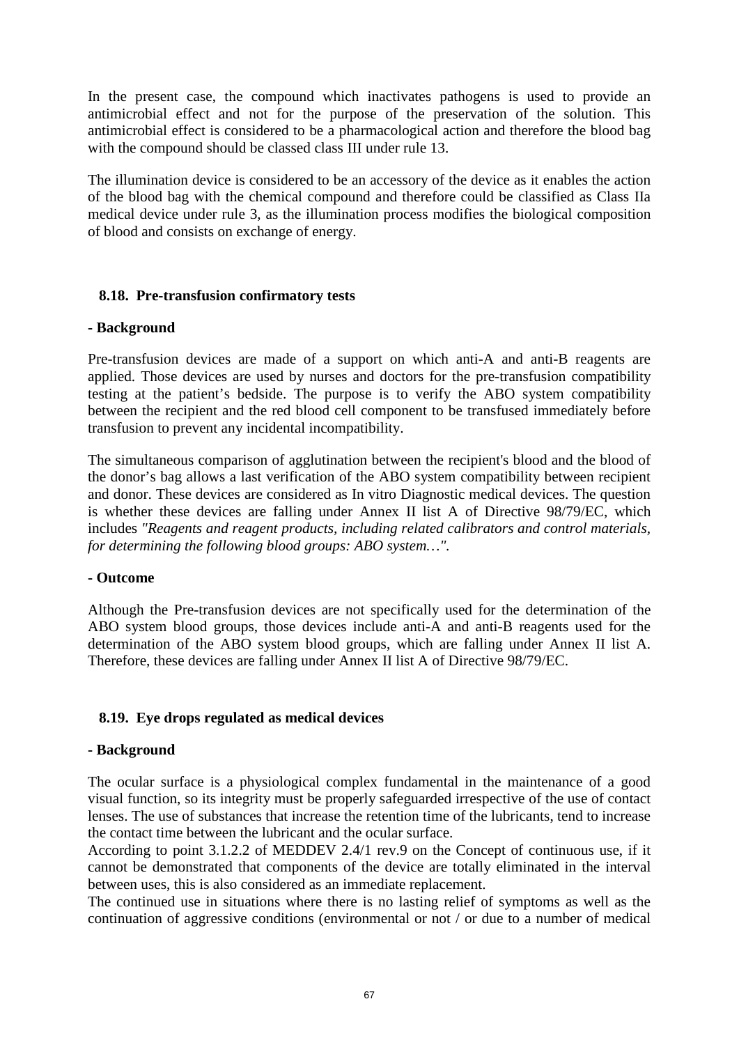In the present case, the compound which inactivates pathogens is used to provide an antimicrobial effect and not for the purpose of the preservation of the solution. This antimicrobial effect is considered to be a pharmacological action and therefore the blood bag with the compound should be classed class III under rule 13.

The illumination device is considered to be an accessory of the device as it enables the action of the blood bag with the chemical compound and therefore could be classified as Class IIa medical device under rule 3, as the illumination process modifies the biological composition of blood and consists on exchange of energy.

### 8.18. Pre-transfusion confirmatory tests

**- Background**

Pre-transfusion devices are made of a support on which anti-A and anti-B reagents are applied. Those devices are used by nurses and doctors for the pre-transfusion compatibility testing at the patient's bedside. The purpose is to verify the ABO system compatibility between the recipient and the red blood cell component to be transfused immediately before transfusion to prevent any incidental incompatibility.

The simultaneous comparison of agglutination between the recipient's blood and the blood of the donor's bag allows a last verification of the ABO system compatibility between recipient and donor. These devices are considered as In vitro Diagnostic medical devices. The question is whether these devices are falling under Annex II list A of Directive 98/79/EC, which includes *"Reagents and reagent products, including related calibrators and control materials, for determining the following blood groups: ABO system…"*.

**- Outcome**

Although the Pre-transfusion devices are not specifically used for the determination of the ABO system blood groups, those devices include anti-A and anti-B reagents used for the determination of the ABO system blood groups, which are falling under Annex II list A. Therefore, these devices are falling under Annex II list A of Directive 98/79/EC.

### 8.19. Eye drops regulated as medical devices

**- Background**

The ocular surface is a physiological complex fundamental in the maintenance of a good visual function, so its integrity must be properly safeguarded irrespective of the use of contact lenses. The use of substances that increase the retention time of the lubricants, tend to increase the contact time between the lubricant and the ocular surface.

According to point 3.1.2.2 of MEDDEV 2.4/1 rev.9 on the Concept of continuous use, if it cannot be demonstrated that components of the device are totally eliminated in the interval between uses, this is also considered as an immediate replacement.

The continued use in situations where there is no lasting relief of symptoms as well as the continuation of aggressive conditions (environmental or not / or due to a number of medical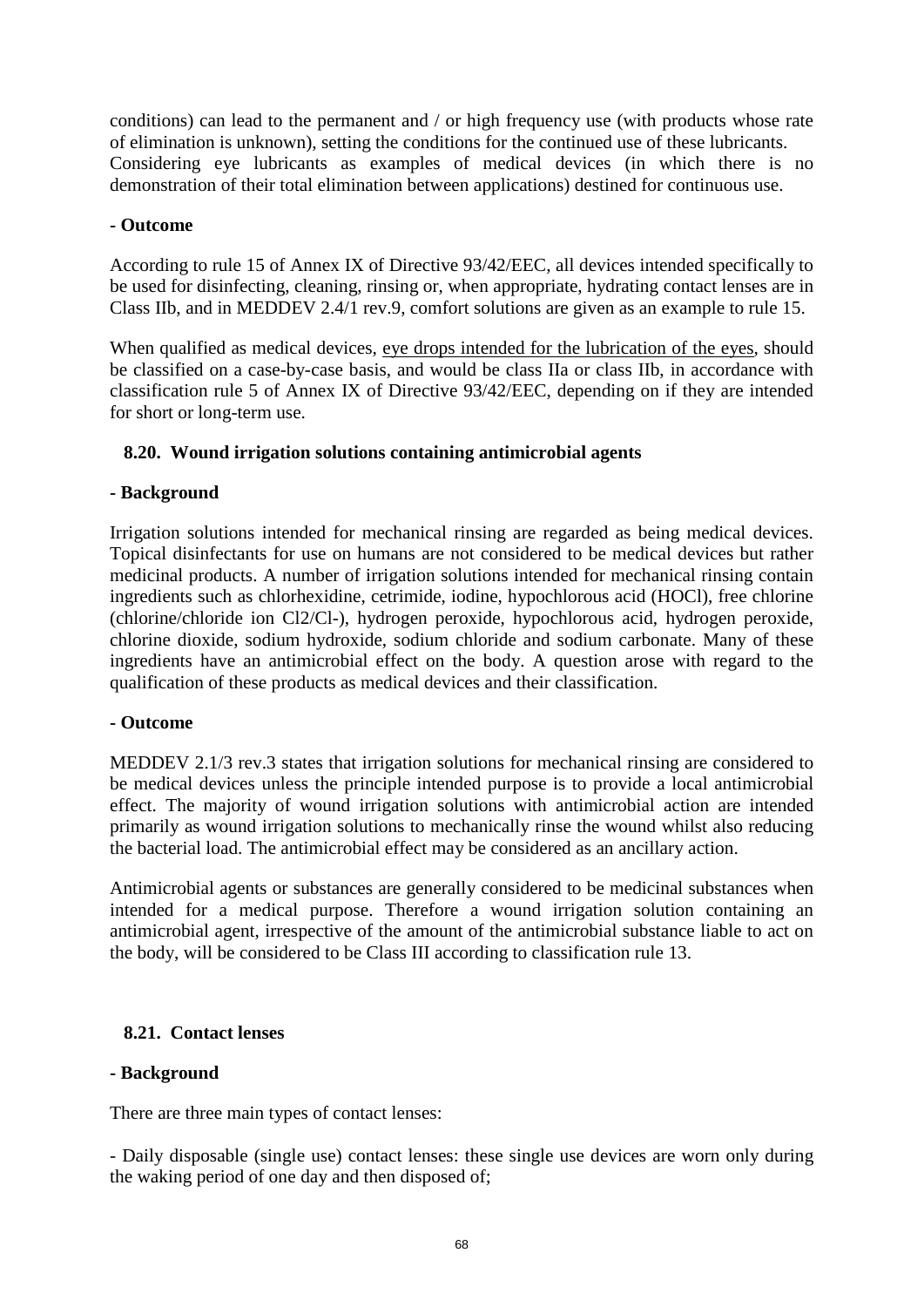conditions) can lead to the permanent and / or high frequency use (with products whose rate of elimination is unknown), setting the conditions for the continued use of these lubricants. Considering eye lubricants as examples of medical devices (in which there is no demonstration of their total elimination between applications) destined for continuous use.

**- Outcome**

According to rule 15 of Annex IX of Directive 93/42/EEC, all devices intended specifically to be used for disinfecting, cleaning, rinsing or, when appropriate, hydrating contact lenses are in Class IIb, and in MEDDEV 2.4/1 rev.9, comfort solutions are given as an example to rule 15.

When qualified as medical devices, eye drops intended for the lubrication of the eyes, should be classified on a case-by-case basis, and would be class IIa or class IIb, in accordance with classification rule 5 of Annex IX of Directive 93/42/EEC, depending on if they are intended for short or long-term use.

### 8.20. Wound irrigation solutions containing antimicrobial agents

**- Background**

Irrigation solutions intended for mechanical rinsing are regarded as being medical devices. Topical disinfectants for use on humans are not considered to be medical devices but rather medicinal products. A number of irrigation solutions intended for mechanical rinsing contain ingredients such as chlorhexidine, cetrimide, iodine, hypochlorous acid (HOCl), free chlorine (chlorine/chloride ion $Cl_2/Cl^-$), hydrogen peroxide, hypochlorous acid, hydrogen peroxide, chlorine dioxide, sodium hydroxide, sodium chloride and sodium carbonate. Many of these ingredients have an antimicrobial effect on the body. A question arose with regard to the qualification of these products as medical devices and their classification.

**- Outcome**

MEDDEV 2.1/3 rev.3 states that irrigation solutions for mechanical rinsing are considered to be medical devices unless the principle intended purpose is to provide a local antimicrobial effect. The majority of wound irrigation solutions with antimicrobial action are intended primarily as wound irrigation solutions to mechanically rinse the wound whilst also reducing the bacterial load. The antimicrobial effect may be considered as an ancillary action.

Antimicrobial agents or substances are generally considered to be medicinal substances when intended for a medical purpose. Therefore a wound irrigation solution containing an antimicrobial agent, irrespective of the amount of the antimicrobial substance liable to act on the body, will be considered to be Class III according to classification rule 13.

### 8.21. Contact lenses

**- Background**

There are three main types of contact lenses:

- Daily disposable (single use) contact lenses: these single use devices are worn only during the waking period of one day and then disposed of;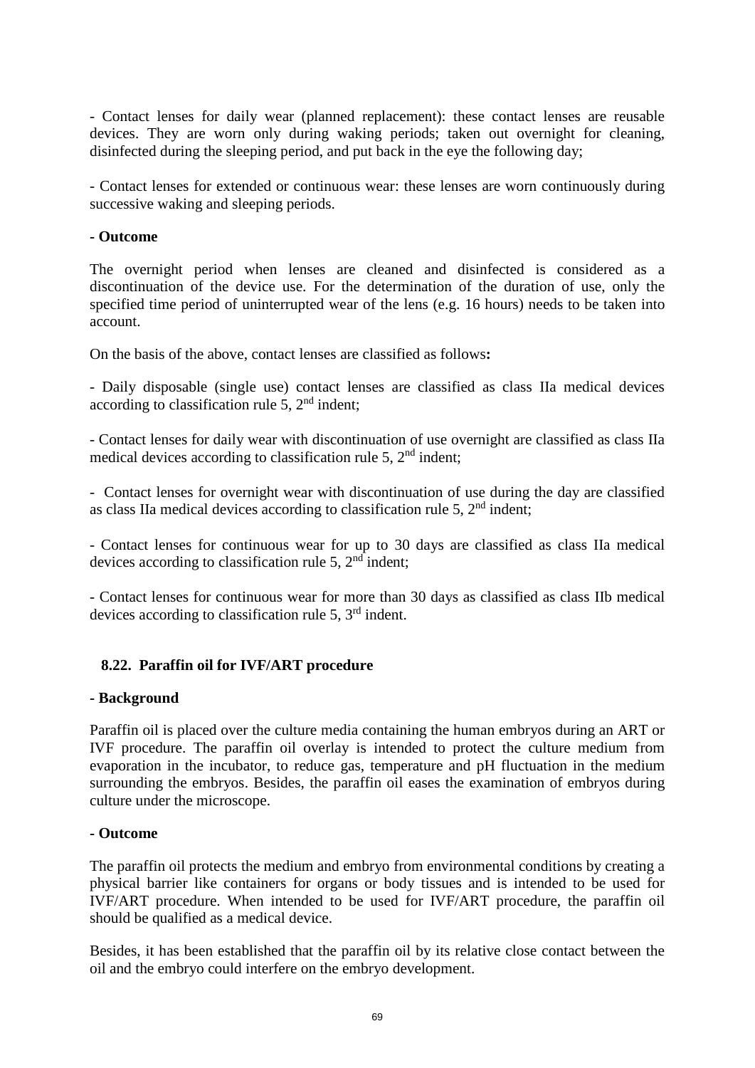- Contact lenses for daily wear (planned replacement): these contact lenses are reusable devices. They are worn only during waking periods; taken out overnight for cleaning, disinfected during the sleeping period, and put back in the eye the following day;

- Contact lenses for extended or continuous wear: these lenses are worn continuously during successive waking and sleeping periods.

**- Outcome**

The overnight period when lenses are cleaned and disinfected is considered as a discontinuation of the device use. For the determination of the duration of use, only the specified time period of uninterrupted wear of the lens (e.g. 16 hours) needs to be taken into account.

On the basis of the above, contact lenses are classified as follows**:**

- Daily disposable (single use) contact lenses are classified as class IIa medical devices according to classification rule 5, 2nd indent;

- Contact lenses for daily wear with discontinuation of use overnight are classified as class IIa medical devices according to classification rule 5, 2nd indent;

- Contact lenses for overnight wear with discontinuation of use during the day are classified as class IIa medical devices according to classification rule 5, 2nd indent;

- Contact lenses for continuous wear for up to 30 days are classified as class IIa medical devices according to classification rule 5, 2nd indent;

- Contact lenses for continuous wear for more than 30 days as classified as class IIb medical devices according to classification rule 5, 3rd indent.

### 8.22. Paraffin oil for IVF/ART procedure

**- Background**

Paraffin oil is placed over the culture media containing the human embryos during an ART or IVF procedure. The paraffin oil overlay is intended to protect the culture medium from evaporation in the incubator, to reduce gas, temperature and pH fluctuation in the medium surrounding the embryos. Besides, the paraffin oil eases the examination of embryos during culture under the microscope.

**- Outcome**

The paraffin oil protects the medium and embryo from environmental conditions by creating a physical barrier like containers for organs or body tissues and is intended to be used for IVF/ART procedure. When intended to be used for IVF/ART procedure, the paraffin oil should be qualified as a medical device.

Besides, it has been established that the paraffin oil by its relative close contact between the oil and the embryo could interfere on the embryo development.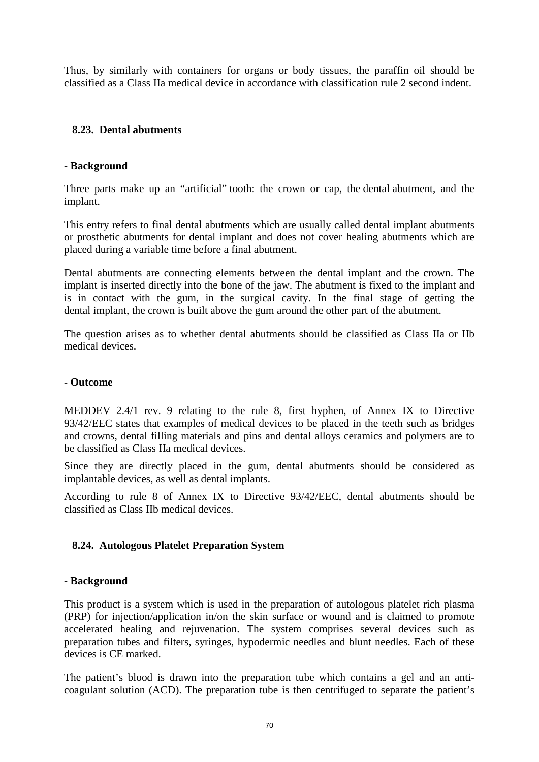Thus, by similarly with containers for organs or body tissues, the paraffin oil should be classified as a Class IIa medical device in accordance with classification rule 2 second indent.

## 8.23. Dental abutments

**- Background**

Three parts make up an "artificial" tooth: the crown or cap, the dental abutment, and the implant.

This entry refers to final dental abutments which are usually called dental implant abutments or prosthetic abutments for dental implant and does not cover healing abutments which are placed during a variable time before a final abutment.

Dental abutments are connecting elements between the dental implant and the crown. The implant is inserted directly into the bone of the jaw. The abutment is fixed to the implant and is in contact with the gum, in the surgical cavity. In the final stage of getting the dental implant, the crown is built above the gum around the other part of the abutment.

The question arises as to whether dental abutments should be classified as Class IIa or IIb medical devices.

**- Outcome**

MEDDEV 2.4/1 rev. 9 relating to the rule 8, first hyphen, of Annex IX to Directive 93/42/EEC states that examples of medical devices to be placed in the teeth such as bridges and crowns, dental filling materials and pins and dental alloys ceramics and polymers are to be classified as Class IIa medical devices.

Since they are directly placed in the gum, dental abutments should be considered as implantable devices, as well as dental implants.

According to rule 8 of Annex IX to Directive 93/42/EEC, dental abutments should be classified as Class IIb medical devices.

## 8.24. Autologous Platelet Preparation System

**- Background**

This product is a system which is used in the preparation of autologous platelet rich plasma (PRP) for injection/application in/on the skin surface or wound and is claimed to promote accelerated healing and rejuvenation. The system comprises several devices such as preparation tubes and filters, syringes, hypodermic needles and blunt needles. Each of these devices is CE marked.

The patient's blood is drawn into the preparation tube which contains a gel and an anti-coagulant solution (ACD). The preparation tube is then centrifuged to separate the patient's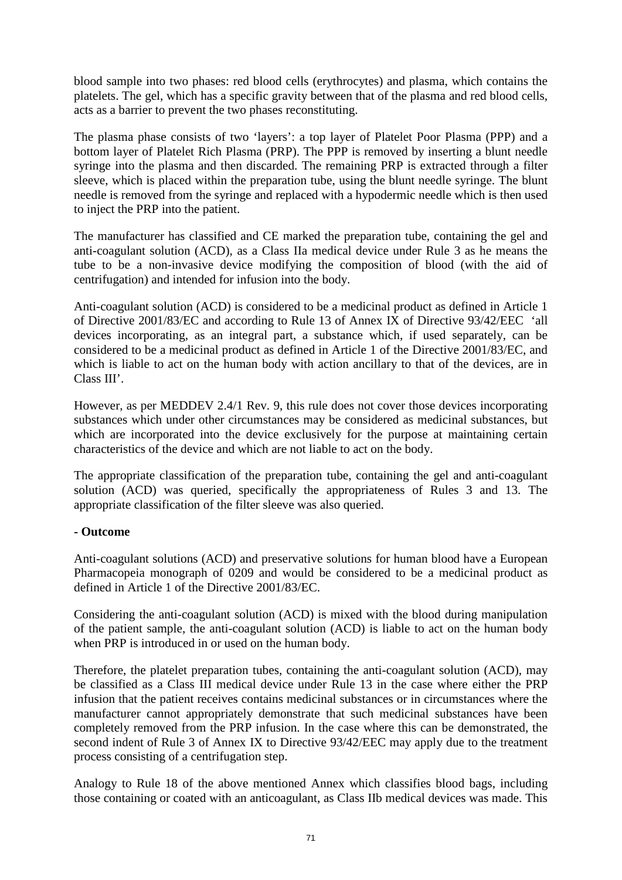blood sample into two phases: red blood cells (erythrocytes) and plasma, which contains the platelets. The gel, which has a specific gravity between that of the plasma and red blood cells, acts as a barrier to prevent the two phases reconstituting.

The plasma phase consists of two 'layers': a top layer of Platelet Poor Plasma (PPP) and a bottom layer of Platelet Rich Plasma (PRP). The PPP is removed by inserting a blunt needle syringe into the plasma and then discarded. The remaining PRP is extracted through a filter sleeve, which is placed within the preparation tube, using the blunt needle syringe. The blunt needle is removed from the syringe and replaced with a hypodermic needle which is then used to inject the PRP into the patient.

The manufacturer has classified and CE marked the preparation tube, containing the gel and anti-coagulant solution (ACD), as a Class IIa medical device under Rule 3 as he means the tube to be a non-invasive device modifying the composition of blood (with the aid of centrifugation) and intended for infusion into the body.

Anti-coagulant solution (ACD) is considered to be a medicinal product as defined in Article 1 of Directive 2001/83/EC and according to Rule 13 of Annex IX of Directive 93/42/EEC 'all devices incorporating, as an integral part, a substance which, if used separately, can be considered to be a medicinal product as defined in Article 1 of the Directive 2001/83/EC, and which is liable to act on the human body with action ancillary to that of the devices, are in Class III'.

However, as per MEDDEV 2.4/1 Rev. 9, this rule does not cover those devices incorporating substances which under other circumstances may be considered as medicinal substances, but which are incorporated into the device exclusively for the purpose at maintaining certain characteristics of the device and which are not liable to act on the body.

The appropriate classification of the preparation tube, containing the gel and anti-coagulant solution (ACD) was queried, specifically the appropriateness of Rules 3 and 13. The appropriate classification of the filter sleeve was also queried.

**- Outcome**

Anti-coagulant solutions (ACD) and preservative solutions for human blood have a European Pharmacopeia monograph of 0209 and would be considered to be a medicinal product as defined in Article 1 of the Directive 2001/83/EC.

Considering the anti-coagulant solution (ACD) is mixed with the blood during manipulation of the patient sample, the anti-coagulant solution (ACD) is liable to act on the human body when PRP is introduced in or used on the human body.

Therefore, the platelet preparation tubes, containing the anti-coagulant solution (ACD), may be classified as a Class III medical device under Rule 13 in the case where either the PRP infusion that the patient receives contains medicinal substances or in circumstances where the manufacturer cannot appropriately demonstrate that such medicinal substances have been completely removed from the PRP infusion. In the case where this can be demonstrated, the second indent of Rule 3 of Annex IX to Directive 93/42/EEC may apply due to the treatment process consisting of a centrifugation step.

Analogy to Rule 18 of the above mentioned Annex which classifies blood bags, including those containing or coated with an anticoagulant, as Class IIb medical devices was made. This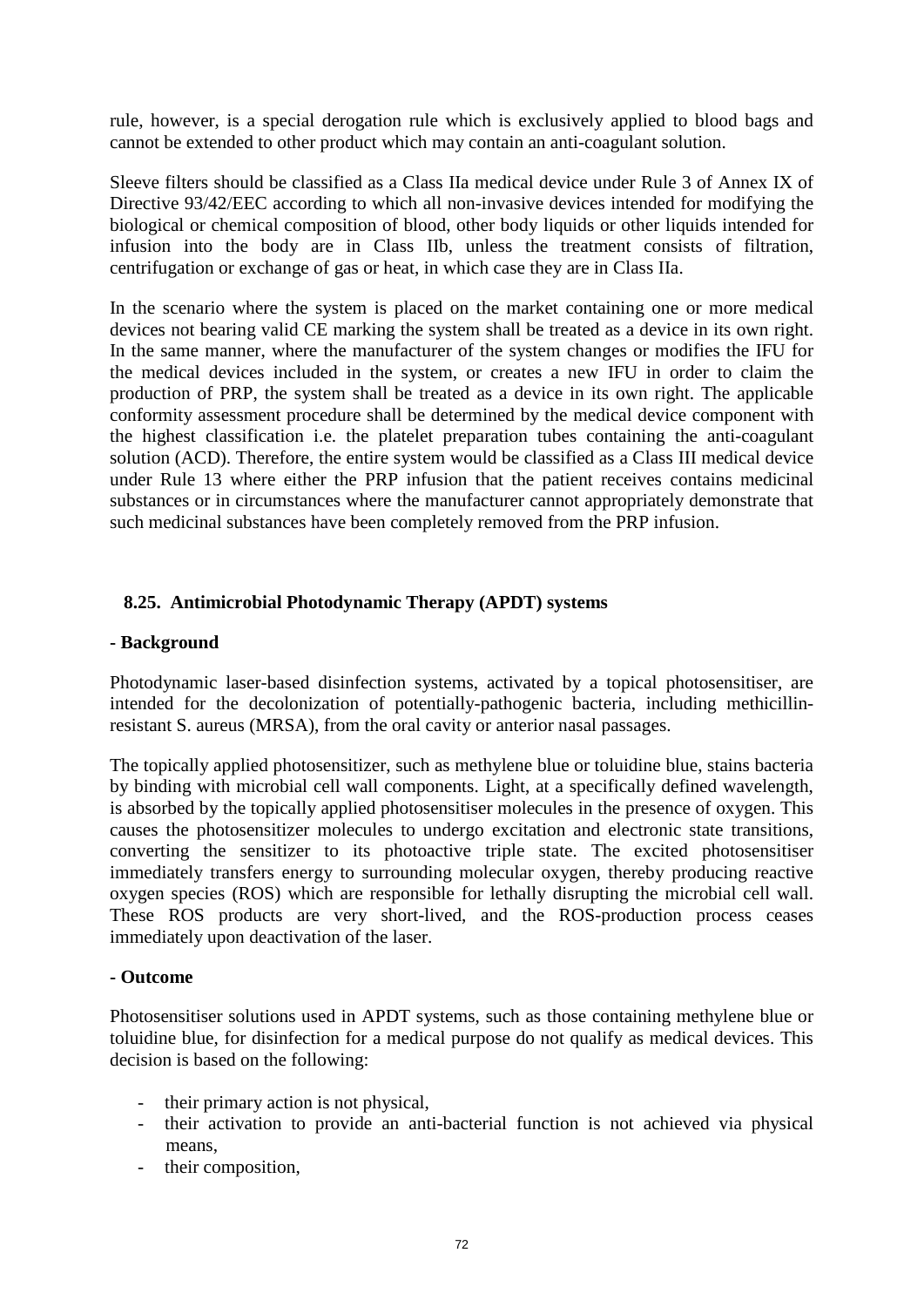rule, however, is a special derogation rule which is exclusively applied to blood bags and cannot be extended to other product which may contain an anti-coagulant solution.

Sleeve filters should be classified as a Class IIa medical device under Rule 3 of Annex IX of Directive 93/42/EEC according to which all non-invasive devices intended for modifying the biological or chemical composition of blood, other body liquids or other liquids intended for infusion into the body are in Class IIb, unless the treatment consists of filtration, centrifugation or exchange of gas or heat, in which case they are in Class IIa.

In the scenario where the system is placed on the market containing one or more medical devices not bearing valid CE marking the system shall be treated as a device in its own right. In the same manner, where the manufacturer of the system changes or modifies the IFU for the medical devices included in the system, or creates a new IFU in order to claim the production of PRP, the system shall be treated as a device in its own right. The applicable conformity assessment procedure shall be determined by the medical device component with the highest classification i.e. the platelet preparation tubes containing the anti-coagulant solution (ACD). Therefore, the entire system would be classified as a Class III medical device under Rule 13 where either the PRP infusion that the patient receives contains medicinal substances or in circumstances where the manufacturer cannot appropriately demonstrate that such medicinal substances have been completely removed from the PRP infusion.

## 8.25. Antimicrobial Photodynamic Therapy (APDT) systems

**- Background**

Photodynamic laser-based disinfection systems, activated by a topical photosensitiser, are intended for the decolonization of potentially-pathogenic bacteria, including methicillin-resistant S. aureus (MRSA), from the oral cavity or anterior nasal passages.

The topically applied photosensitizer, such as methylene blue or toluidine blue, stains bacteria by binding with microbial cell wall components. Light, at a specifically defined wavelength, is absorbed by the topically applied photosensitiser molecules in the presence of oxygen. This causes the photosensitizer molecules to undergo excitation and electronic state transitions, converting the sensitizer to its photoactive triple state. The excited photosensitiser immediately transfers energy to surrounding molecular oxygen, thereby producing reactive oxygen species (ROS) which are responsible for lethally disrupting the microbial cell wall. These ROS products are very short-lived, and the ROS-production process ceases immediately upon deactivation of the laser.

**- Outcome**

Photosensitiser solutions used in APDT systems, such as those containing methylene blue or toluidine blue, for disinfection for a medical purpose do not qualify as medical devices. This decision is based on the following:

- their primary action is not physical,
- their activation to provide an anti-bacterial function is not achieved via physical means,
- their composition,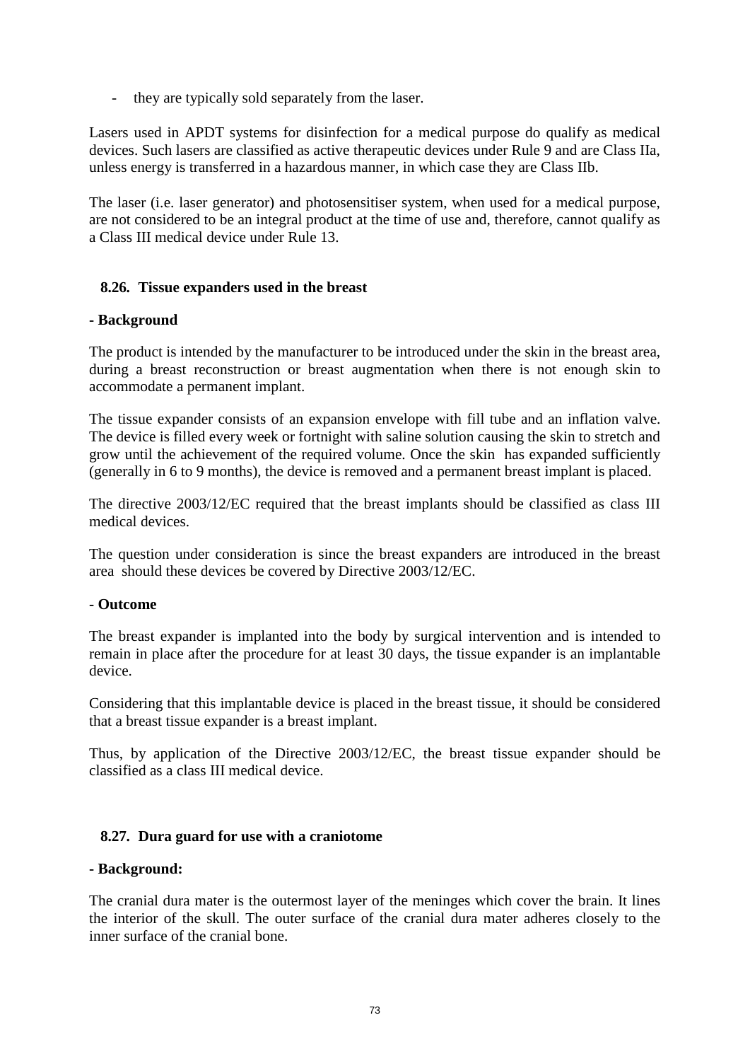- they are typically sold separately from the laser.

Lasers used in APDT systems for disinfection for a medical purpose do qualify as medical devices. Such lasers are classified as active therapeutic devices under Rule 9 and are Class IIa, unless energy is transferred in a hazardous manner, in which case they are Class IIb.

The laser (i.e. laser generator) and photosensitiser system, when used for a medical purpose, are not considered to be an integral product at the time of use and, therefore, cannot qualify as a Class III medical device under Rule 13.

### 8.26. Tissue expanders used in the breast

**- Background**

The product is intended by the manufacturer to be introduced under the skin in the breast area, during a breast reconstruction or breast augmentation when there is not enough skin to accommodate a permanent implant.

The tissue expander consists of an expansion envelope with fill tube and an inflation valve. The device is filled every week or fortnight with saline solution causing the skin to stretch and grow until the achievement of the required volume. Once the skin has expanded sufficiently (generally in 6 to 9 months), the device is removed and a permanent breast implant is placed.

The directive 2003/12/EC required that the breast implants should be classified as class III medical devices.

The question under consideration is since the breast expanders are introduced in the breast area should these devices be covered by Directive 2003/12/EC.

**- Outcome**

The breast expander is implanted into the body by surgical intervention and is intended to remain in place after the procedure for at least 30 days, the tissue expander is an implantable device.

Considering that this implantable device is placed in the breast tissue, it should be considered that a breast tissue expander is a breast implant.

Thus, by application of the Directive 2003/12/EC, the breast tissue expander should be classified as a class III medical device.

### 8.27. Dura guard for use with a craniotome

**- Background:**

The cranial dura mater is the outermost layer of the meninges which cover the brain. It lines the interior of the skull. The outer surface of the cranial dura mater adheres closely to the inner surface of the cranial bone.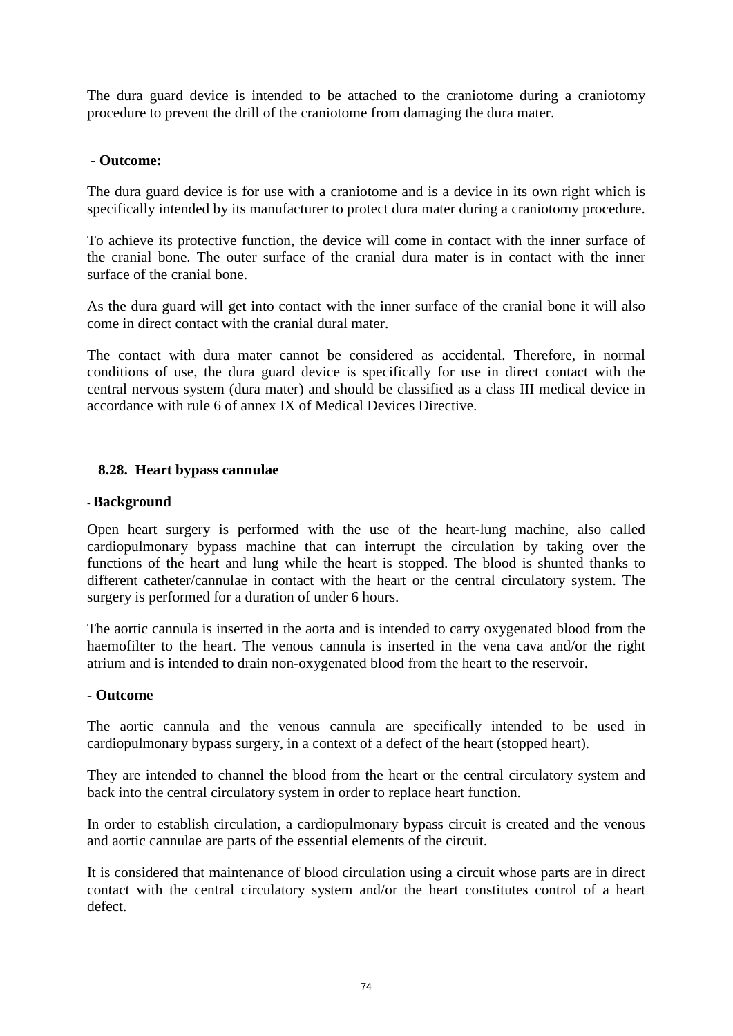The dura guard device is intended to be attached to the craniotome during a craniotomy procedure to prevent the drill of the craniotome from damaging the dura mater.

**- Outcome:**

The dura guard device is for use with a craniotome and is a device in its own right which is specifically intended by its manufacturer to protect dura mater during a craniotomy procedure.

To achieve its protective function, the device will come in contact with the inner surface of the cranial bone. The outer surface of the cranial dura mater is in contact with the inner surface of the cranial bone.

As the dura guard will get into contact with the inner surface of the cranial bone it will also come in direct contact with the cranial dural mater.

The contact with dura mater cannot be considered as accidental. Therefore, in normal conditions of use, the dura guard device is specifically for use in direct contact with the central nervous system (dura mater) and should be classified as a class III medical device in accordance with rule 6 of annex IX of Medical Devices Directive.

### 8.28. Heart bypass cannulae

**- Background**

Open heart surgery is performed with the use of the heart-lung machine, also called cardiopulmonary bypass machine that can interrupt the circulation by taking over the functions of the heart and lung while the heart is stopped. The blood is shunted thanks to different catheter/cannulae in contact with the heart or the central circulatory system. The surgery is performed for a duration of under 6 hours.

The aortic cannula is inserted in the aorta and is intended to carry oxygenated blood from the haemofilter to the heart. The venous cannula is inserted in the vena cava and/or the right atrium and is intended to drain non-oxygenated blood from the heart to the reservoir.

**- Outcome**

The aortic cannula and the venous cannula are specifically intended to be used in cardiopulmonary bypass surgery, in a context of a defect of the heart (stopped heart).

They are intended to channel the blood from the heart or the central circulatory system and back into the central circulatory system in order to replace heart function.

In order to establish circulation, a cardiopulmonary bypass circuit is created and the venous and aortic cannulae are parts of the essential elements of the circuit.

It is considered that maintenance of blood circulation using a circuit whose parts are in direct contact with the central circulatory system and/or the heart constitutes control of a heart defect.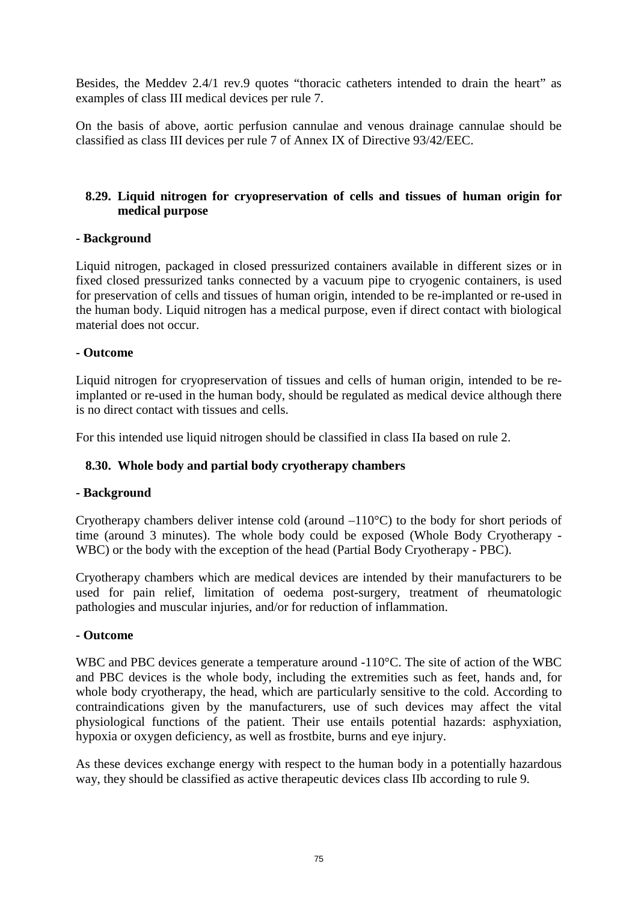Besides, the Meddev 2.4/1 rev.9 quotes “thoracic catheters intended to drain the heart” as examples of class III medical devices per rule 7.

On the basis of above, aortic perfusion cannulae and venous drainage cannulae should be classified as class III devices per rule 7 of Annex IX of Directive 93/42/EEC.

### 8.29. Liquid nitrogen for cryopreservation of cells and tissues of human origin for medical purpose

**- Background**

Liquid nitrogen, packaged in closed pressurized containers available in different sizes or in fixed closed pressurized tanks connected by a vacuum pipe to cryogenic containers, is used for preservation of cells and tissues of human origin, intended to be re-implanted or re-used in the human body. Liquid nitrogen has a medical purpose, even if direct contact with biological material does not occur.

**- Outcome**

Liquid nitrogen for cryopreservation of tissues and cells of human origin, intended to be re-implanted or re-used in the human body, should be regulated as medical device although there is no direct contact with tissues and cells.

For this intended use liquid nitrogen should be classified in class IIa based on rule 2.

### 8.30. Whole body and partial body cryotherapy chambers

**- Background**

Cryotherapy chambers deliver intense cold (around –110°C) to the body for short periods of time (around 3 minutes). The whole body could be exposed (Whole Body Cryotherapy - WBC) or the body with the exception of the head (Partial Body Cryotherapy - PBC).

Cryotherapy chambers which are medical devices are intended by their manufacturers to be used for pain relief, limitation of oedema post-surgery, treatment of rheumatologic pathologies and muscular injuries, and/or for reduction of inflammation.

**- Outcome**

WBC and PBC devices generate a temperature around -110°C. The site of action of the WBC and PBC devices is the whole body, including the extremities such as feet, hands and, for whole body cryotherapy, the head, which are particularly sensitive to the cold. According to contraindications given by the manufacturers, use of such devices may affect the vital physiological functions of the patient. Their use entails potential hazards: asphyxiation, hypoxia or oxygen deficiency, as well as frostbite, burns and eye injury.

As these devices exchange energy with respect to the human body in a potentially hazardous way, they should be classified as active therapeutic devices class IIb according to rule 9.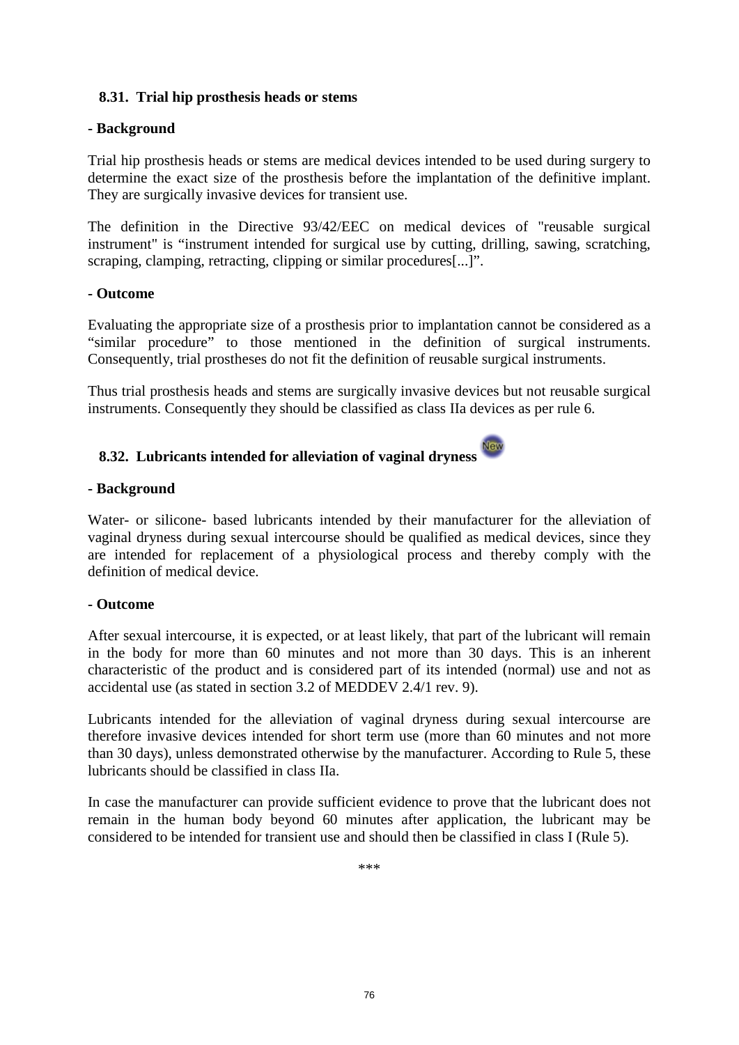### 8.31. Trial hip prosthesis heads or stems

**- Background**

Trial hip prosthesis heads or stems are medical devices intended to be used during surgery to determine the exact size of the prosthesis before the implantation of the definitive implant. They are surgically invasive devices for transient use.

The definition in the Directive 93/42/EEC on medical devices of "reusable surgical instrument" is “instrument intended for surgical use by cutting, drilling, sawing, scratching, scraping, clamping, retracting, clipping or similar procedures[...]”.

**- Outcome**

Evaluating the appropriate size of a prosthesis prior to implantation cannot be considered as a “similar procedure” to those mentioned in the definition of surgical instruments. Consequently, trial prostheses do not fit the definition of reusable surgical instruments.

Thus trial prosthesis heads and stems are surgically invasive devices but not reusable surgical instruments. Consequently they should be classified as class IIa devices as per rule 6.

### 8.32. Lubricants intended for alleviation of vaginal dryness

**- Background**

Water- or silicone- based lubricants intended by their manufacturer for the alleviation of vaginal dryness during sexual intercourse should be qualified as medical devices, since they are intended for replacement of a physiological process and thereby comply with the definition of medical device.

**- Outcome**

After sexual intercourse, it is expected, or at least likely, that part of the lubricant will remain in the body for more than 60 minutes and not more than 30 days. This is an inherent characteristic of the product and is considered part of its intended (normal) use and not as accidental use (as stated in section 3.2 of MEDDEV 2.4/1 rev. 9).

Lubricants intended for the alleviation of vaginal dryness during sexual intercourse are therefore invasive devices intended for short term use (more than 60 minutes and not more than 30 days), unless demonstrated otherwise by the manufacturer. According to Rule 5, these lubricants should be classified in class IIa.

In case the manufacturer can provide sufficient evidence to prove that the lubricant does not remain in the human body beyond 60 minutes after application, the lubricant may be considered to be intended for transient use and should then be classified in class I (Rule 5).

***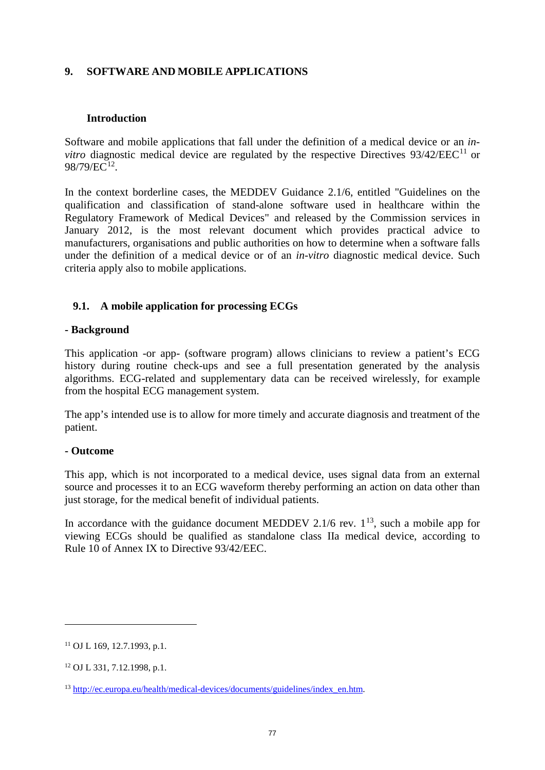## 9. SOFTWARE AND MOBILE APPLICATIONS

### Introduction

Software and mobile applications that fall under the definition of a medical device or an *in-vitro* diagnostic medical device are regulated by the respective Directives 93/42/EEC[11] or 98/79/EC[12].

In the context borderline cases, the MEDDEV Guidance 2.1/6, entitled "Guidelines on the qualification and classification of stand-alone software used in healthcare within the Regulatory Framework of Medical Devices" and released by the Commission services in January 2012, is the most relevant document which provides practical advice to manufacturers, organisations and public authorities on how to determine when a software falls under the definition of a medical device or of an *in-vitro* diagnostic medical device. Such criteria apply also to mobile applications.

### 9.1. A mobile application for processing ECGs

**- Background**

This application -or app- (software program) allows clinicians to review a patient's ECG history during routine check-ups and see a full presentation generated by the analysis algorithms. ECG-related and supplementary data can be received wirelessly, for example from the hospital ECG management system.

The app's intended use is to allow for more timely and accurate diagnosis and treatment of the patient.

**- Outcome**

This app, which is not incorporated to a medical device, uses signal data from an external source and processes it to an ECG waveform thereby performing an action on data other than just storage, for the medical benefit of individual patients.

In accordance with the guidance document MEDDEV 2.1/6 rev. 1[13], such a mobile app for viewing ECGs should be qualified as standalone class IIa medical device, according to Rule 10 of Annex IX to Directive 93/42/EEC.

---

[11] OJ L 169, 12.7.1993, p.1.

[12] OJ L 331, 7.12.1998, p.1.

[13] http://ec.europa.eu/health/medical-devices/documents/guidelines/index_en.htm.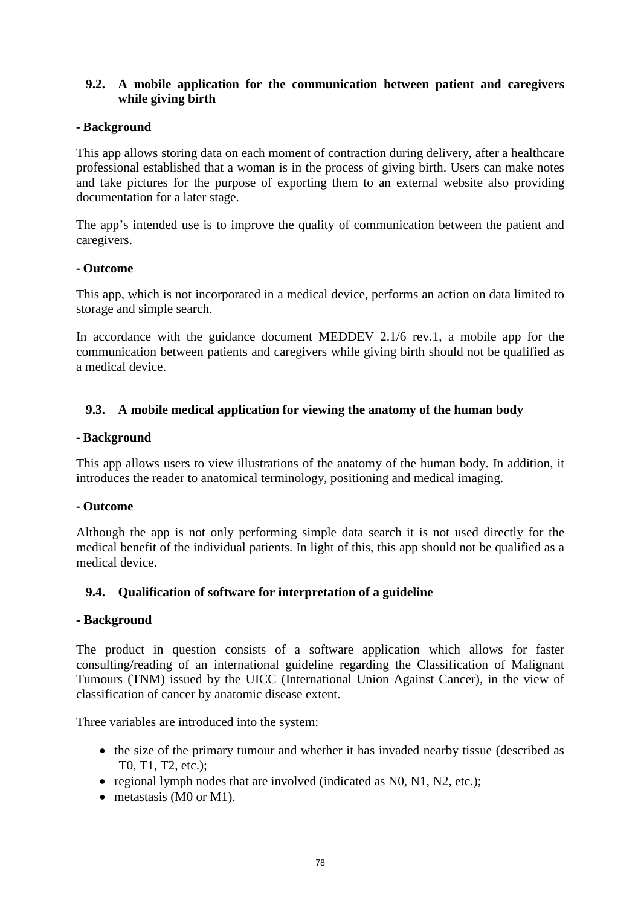### 9.2. A mobile application for the communication between patient and caregivers while giving birth

**- Background**

This app allows storing data on each moment of contraction during delivery, after a healthcare professional established that a woman is in the process of giving birth. Users can make notes and take pictures for the purpose of exporting them to an external website also providing documentation for a later stage.

The app's intended use is to improve the quality of communication between the patient and caregivers.

**- Outcome**

This app, which is not incorporated in a medical device, performs an action on data limited to storage and simple search.

In accordance with the guidance document MEDDEV 2.1/6 rev.1, a mobile app for the communication between patients and caregivers while giving birth should not be qualified as a medical device.

### 9.3. A mobile medical application for viewing the anatomy of the human body

**- Background**

This app allows users to view illustrations of the anatomy of the human body. In addition, it introduces the reader to anatomical terminology, positioning and medical imaging.

**- Outcome**

Although the app is not only performing simple data search it is not used directly for the medical benefit of the individual patients. In light of this, this app should not be qualified as a medical device.

### 9.4. Qualification of software for interpretation of a guideline

**- Background**

The product in question consists of a software application which allows for faster consulting/reading of an international guideline regarding the Classification of Malignant Tumours (TNM) issued by the UICC (International Union Against Cancer), in the view of classification of cancer by anatomic disease extent.

Three variables are introduced into the system:

- the size of the primary tumour and whether it has invaded nearby tissue (described as T0, T1, T2, etc.);
- regional lymph nodes that are involved (indicated as N0, N1, N2, etc.);
- metastasis (M0 or M1).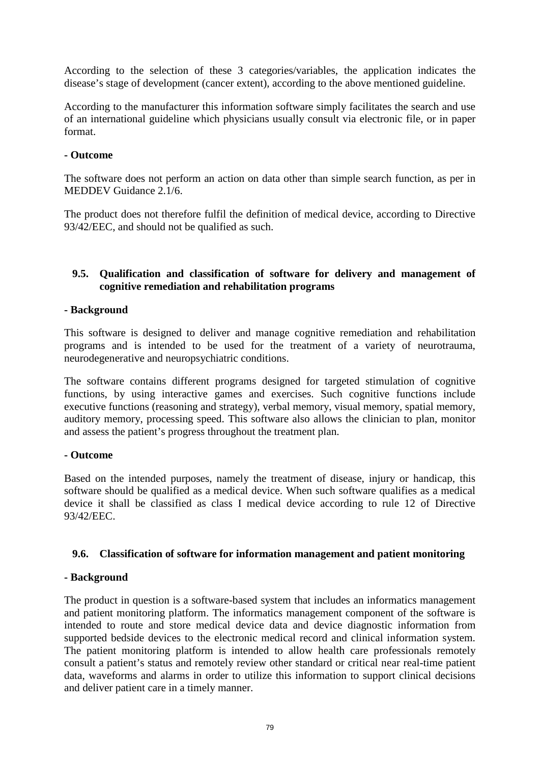According to the selection of these 3 categories/variables, the application indicates the disease's stage of development (cancer extent), according to the above mentioned guideline.

According to the manufacturer this information software simply facilitates the search and use of an international guideline which physicians usually consult via electronic file, or in paper format.

**- Outcome**

The software does not perform an action on data other than simple search function, as per in MEDDEV Guidance 2.1/6.

The product does not therefore fulfil the definition of medical device, according to Directive 93/42/EEC, and should not be qualified as such.

### 9.5. Qualification and classification of software for delivery and management of cognitive remediation and rehabilitation programs

**- Background**

This software is designed to deliver and manage cognitive remediation and rehabilitation programs and is intended to be used for the treatment of a variety of neurotrauma, neurodegenerative and neuropsychiatric conditions.

The software contains different programs designed for targeted stimulation of cognitive functions, by using interactive games and exercises. Such cognitive functions include executive functions (reasoning and strategy), verbal memory, visual memory, spatial memory, auditory memory, processing speed. This software also allows the clinician to plan, monitor and assess the patient's progress throughout the treatment plan.

**- Outcome**

Based on the intended purposes, namely the treatment of disease, injury or handicap, this software should be qualified as a medical device. When such software qualifies as a medical device it shall be classified as class I medical device according to rule 12 of Directive 93/42/EEC.

### 9.6. Classification of software for information management and patient monitoring

**- Background**

The product in question is a software-based system that includes an informatics management and patient monitoring platform. The informatics management component of the software is intended to route and store medical device data and device diagnostic information from supported bedside devices to the electronic medical record and clinical information system. The patient monitoring platform is intended to allow health care professionals remotely consult a patient's status and remotely review other standard or critical near real-time patient data, waveforms and alarms in order to utilize this information to support clinical decisions and deliver patient care in a timely manner.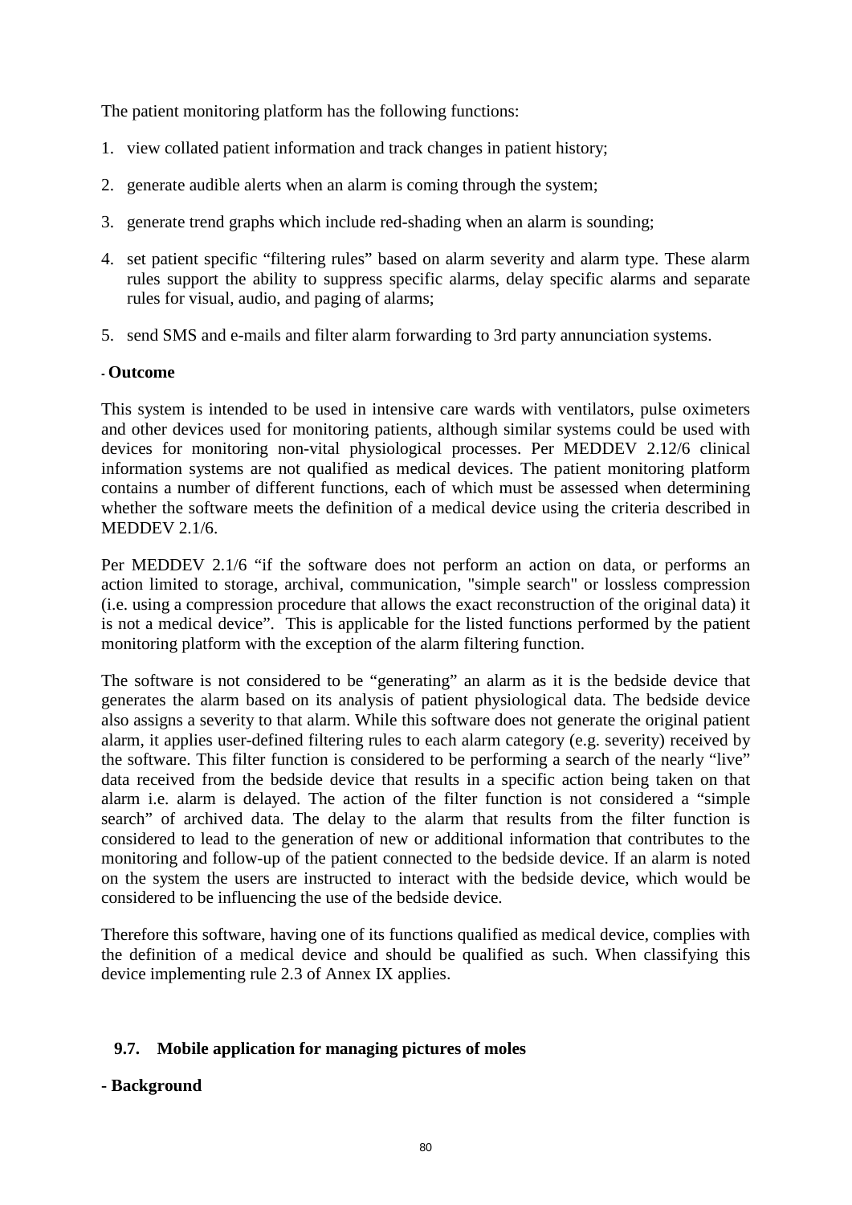The patient monitoring platform has the following functions:

1. view collated patient information and track changes in patient history;
2. generate audible alerts when an alarm is coming through the system;
3. generate trend graphs which include red-shading when an alarm is sounding;
4. set patient specific "filtering rules" based on alarm severity and alarm type. These alarm rules support the ability to suppress specific alarms, delay specific alarms and separate rules for visual, audio, and paging of alarms;
5. send SMS and e-mails and filter alarm forwarding to 3rd party annunciation systems.

**- Outcome**

This system is intended to be used in intensive care wards with ventilators, pulse oximeters and other devices used for monitoring patients, although similar systems could be used with devices for monitoring non-vital physiological processes. Per MEDDEV 2.12/6 clinical information systems are not qualified as medical devices. The patient monitoring platform contains a number of different functions, each of which must be assessed when determining whether the software meets the definition of a medical device using the criteria described in MEDDEV 2.1/6.

Per MEDDEV 2.1/6 "if the software does not perform an action on data, or performs an action limited to storage, archival, communication, "simple search" or lossless compression (i.e. using a compression procedure that allows the exact reconstruction of the original data) it is not a medical device". This is applicable for the listed functions performed by the patient monitoring platform with the exception of the alarm filtering function.

The software is not considered to be "generating" an alarm as it is the bedside device that generates the alarm based on its analysis of patient physiological data. The bedside device also assigns a severity to that alarm. While this software does not generate the original patient alarm, it applies user-defined filtering rules to each alarm category (e.g. severity) received by the software. This filter function is considered to be performing a search of the nearly "live" data received from the bedside device that results in a specific action being taken on that alarm i.e. alarm is delayed. The action of the filter function is not considered a "simple search" of archived data. The delay to the alarm that results from the filter function is considered to lead to the generation of new or additional information that contributes to the monitoring and follow-up of the patient connected to the bedside device. If an alarm is noted on the system the users are instructed to interact with the bedside device, which would be considered to be influencing the use of the bedside device.

Therefore this software, having one of its functions qualified as medical device, complies with the definition of a medical device and should be qualified as such. When classifying this device implementing rule 2.3 of Annex IX applies.

### 9.7. Mobile application for managing pictures of moles

**- Background**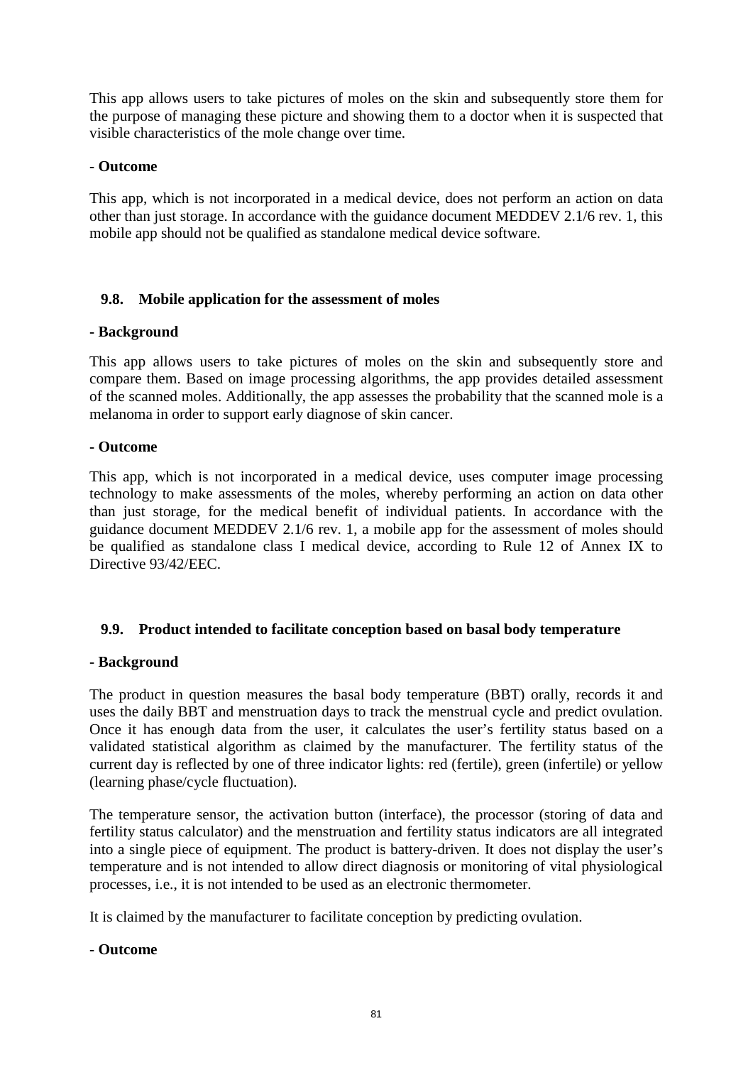This app allows users to take pictures of moles on the skin and subsequently store them for the purpose of managing these picture and showing them to a doctor when it is suspected that visible characteristics of the mole change over time.

**- Outcome**

This app, which is not incorporated in a medical device, does not perform an action on data other than just storage. In accordance with the guidance document MEDDEV 2.1/6 rev. 1, this mobile app should not be qualified as standalone medical device software.

### 9.8. Mobile application for the assessment of moles

**- Background**

This app allows users to take pictures of moles on the skin and subsequently store and compare them. Based on image processing algorithms, the app provides detailed assessment of the scanned moles. Additionally, the app assesses the probability that the scanned mole is a melanoma in order to support early diagnose of skin cancer.

**- Outcome**

This app, which is not incorporated in a medical device, uses computer image processing technology to make assessments of the moles, whereby performing an action on data other than just storage, for the medical benefit of individual patients. In accordance with the guidance document MEDDEV 2.1/6 rev. 1, a mobile app for the assessment of moles should be qualified as standalone class I medical device, according to Rule 12 of Annex IX to Directive 93/42/EEC.

### 9.9. Product intended to facilitate conception based on basal body temperature

**- Background**

The product in question measures the basal body temperature (BBT) orally, records it and uses the daily BBT and menstruation days to track the menstrual cycle and predict ovulation. Once it has enough data from the user, it calculates the user's fertility status based on a validated statistical algorithm as claimed by the manufacturer. The fertility status of the current day is reflected by one of three indicator lights: red (fertile), green (infertile) or yellow (learning phase/cycle fluctuation).

The temperature sensor, the activation button (interface), the processor (storing of data and fertility status calculator) and the menstruation and fertility status indicators are all integrated into a single piece of equipment. The product is battery-driven. It does not display the user's temperature and is not intended to allow direct diagnosis or monitoring of vital physiological processes, i.e., it is not intended to be used as an electronic thermometer.

It is claimed by the manufacturer to facilitate conception by predicting ovulation.

**- Outcome**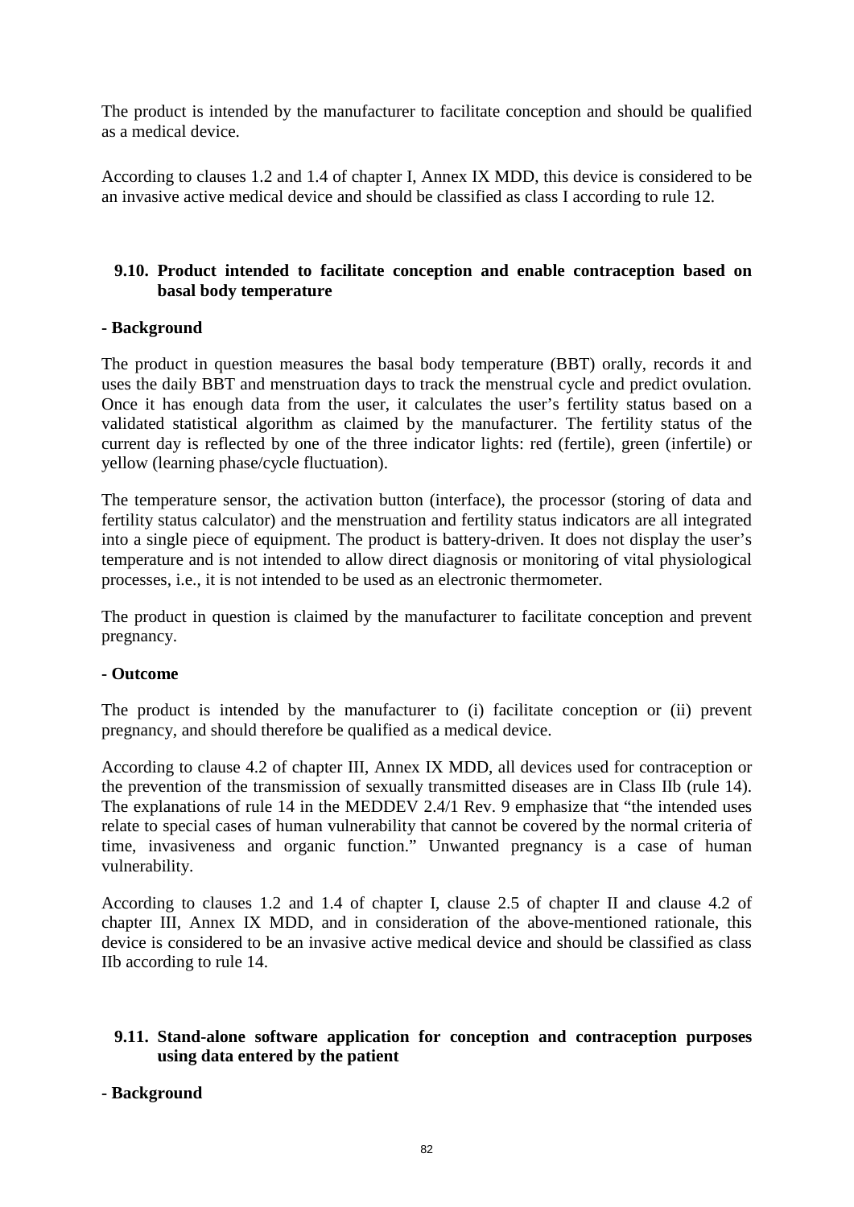The product is intended by the manufacturer to facilitate conception and should be qualified as a medical device.

According to clauses 1.2 and 1.4 of chapter I, Annex IX MDD, this device is considered to be an invasive active medical device and should be classified as class I according to rule 12.

### 9.10. Product intended to facilitate conception and enable contraception based on basal body temperature

**- Background**

The product in question measures the basal body temperature (BBT) orally, records it and uses the daily BBT and menstruation days to track the menstrual cycle and predict ovulation. Once it has enough data from the user, it calculates the user's fertility status based on a validated statistical algorithm as claimed by the manufacturer. The fertility status of the current day is reflected by one of the three indicator lights: red (fertile), green (infertile) or yellow (learning phase/cycle fluctuation).

The temperature sensor, the activation button (interface), the processor (storing of data and fertility status calculator) and the menstruation and fertility status indicators are all integrated into a single piece of equipment. The product is battery-driven. It does not display the user's temperature and is not intended to allow direct diagnosis or monitoring of vital physiological processes, i.e., it is not intended to be used as an electronic thermometer.

The product in question is claimed by the manufacturer to facilitate conception and prevent pregnancy.

**- Outcome**

The product is intended by the manufacturer to (i) facilitate conception or (ii) prevent pregnancy, and should therefore be qualified as a medical device.

According to clause 4.2 of chapter III, Annex IX MDD, all devices used for contraception or the prevention of the transmission of sexually transmitted diseases are in Class IIb (rule 14). The explanations of rule 14 in the MEDDEV 2.4/1 Rev. 9 emphasize that "the intended uses relate to special cases of human vulnerability that cannot be covered by the normal criteria of time, invasiveness and organic function." Unwanted pregnancy is a case of human vulnerability.

According to clauses 1.2 and 1.4 of chapter I, clause 2.5 of chapter II and clause 4.2 of chapter III, Annex IX MDD, and in consideration of the above-mentioned rationale, this device is considered to be an invasive active medical device and should be classified as class IIb according to rule 14.

### 9.11. Stand-alone software application for conception and contraception purposes using data entered by the patient

**- Background**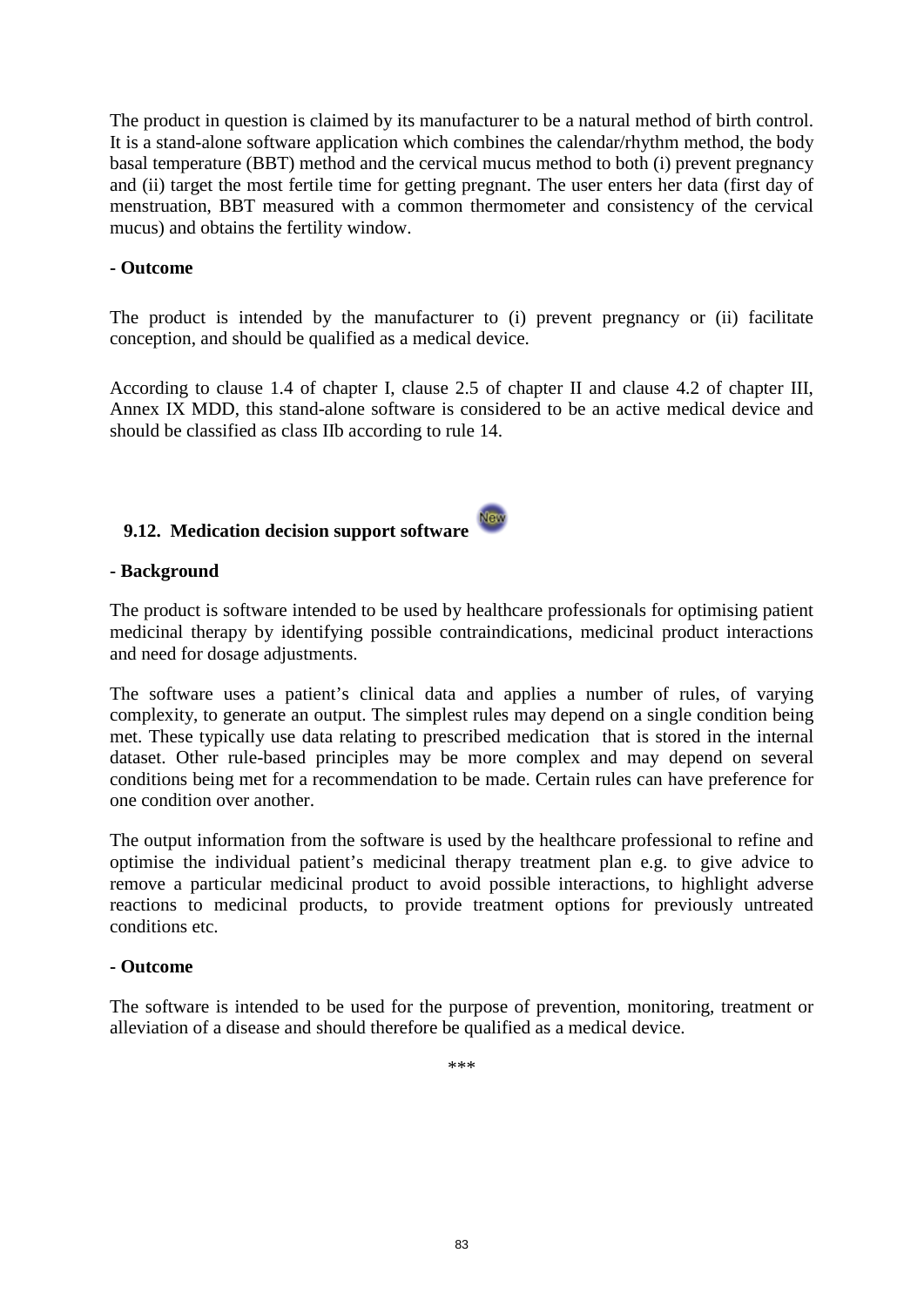The product in question is claimed by its manufacturer to be a natural method of birth control. It is a stand-alone software application which combines the calendar/rhythm method, the body basal temperature (BBT) method and the cervical mucus method to both (i) prevent pregnancy and (ii) target the most fertile time for getting pregnant. The user enters her data (first day of menstruation, BBT measured with a common thermometer and consistency of the cervical mucus) and obtains the fertility window.

**- Outcome**

The product is intended by the manufacturer to (i) prevent pregnancy or (ii) facilitate conception, and should be qualified as a medical device.

According to clause 1.4 of chapter I, clause 2.5 of chapter II and clause 4.2 of chapter III, Annex IX MDD, this stand-alone software is considered to be an active medical device and should be classified as class IIb according to rule 14.

### 9.12. Medication decision support software

**- Background**

The product is software intended to be used by healthcare professionals for optimising patient medicinal therapy by identifying possible contraindications, medicinal product interactions and need for dosage adjustments.

The software uses a patient's clinical data and applies a number of rules, of varying complexity, to generate an output. The simplest rules may depend on a single condition being met. These typically use data relating to prescribed medication that is stored in the internal dataset. Other rule-based principles may be more complex and may depend on several conditions being met for a recommendation to be made. Certain rules can have preference for one condition over another.

The output information from the software is used by the healthcare professional to refine and optimise the individual patient's medicinal therapy treatment plan e.g. to give advice to remove a particular medicinal product to avoid possible interactions, to highlight adverse reactions to medicinal products, to provide treatment options for previously untreated conditions etc.

**- Outcome**

The software is intended to be used for the purpose of prevention, monitoring, treatment or alleviation of a disease and should therefore be qualified as a medical device.

***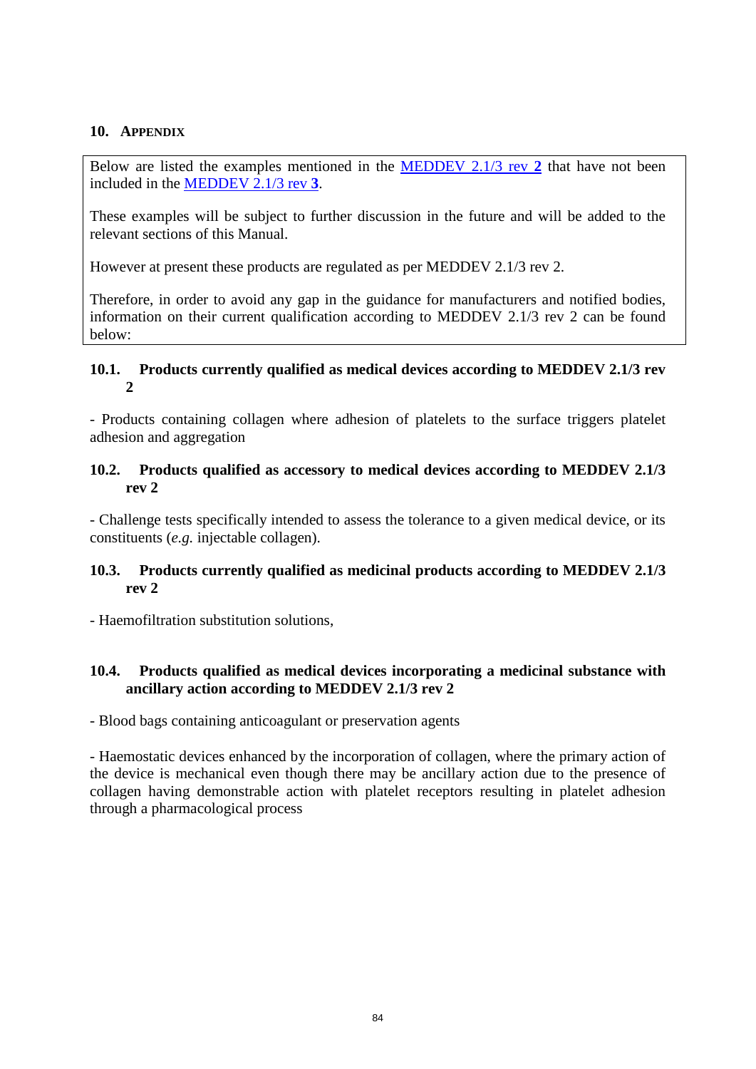## 10. APPENDIX

Below are listed the examples mentioned in the MEDDEV 2.1/3 rev **2** that have not been included in the MEDDEV 2.1/3 rev **3**.

These examples will be subject to further discussion in the future and will be added to the relevant sections of this Manual.

However at present these products are regulated as per MEDDEV 2.1/3 rev 2.

Therefore, in order to avoid any gap in the guidance for manufacturers and notified bodies, information on their current qualification according to MEDDEV 2.1/3 rev 2 can be found below:

### 10.1. Products currently qualified as medical devices according to MEDDEV 2.1/3 rev 2

- Products containing collagen where adhesion of platelets to the surface triggers platelet adhesion and aggregation

### 10.2. Products qualified as accessory to medical devices according to MEDDEV 2.1/3 rev 2

- Challenge tests specifically intended to assess the tolerance to a given medical device, or its constituents (*e.g.* injectable collagen).

### 10.3. Products currently qualified as medicinal products according to MEDDEV 2.1/3 rev 2

- Haemofiltration substitution solutions,

### 10.4. Products qualified as medical devices incorporating a medicinal substance with ancillary action according to MEDDEV 2.1/3 rev 2

- Blood bags containing anticoagulant or preservation agents

- Haemostatic devices enhanced by the incorporation of collagen, where the primary action of the device is mechanical even though there may be ancillary action due to the presence of collagen having demonstrable action with platelet receptors resulting in platelet adhesion through a pharmacological process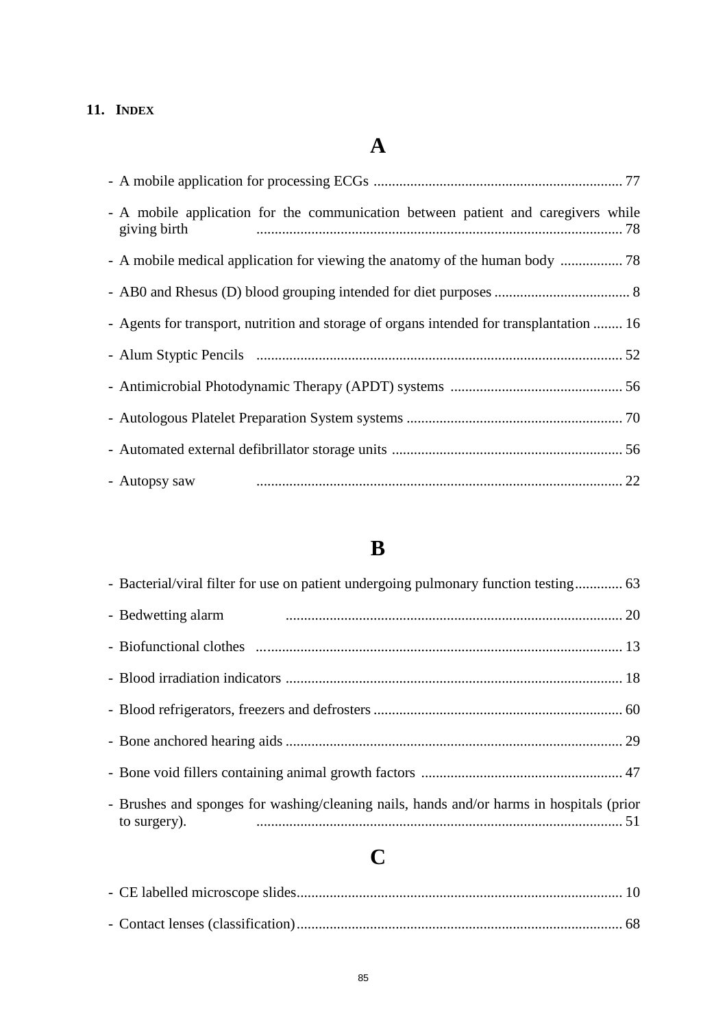## 11. INDEX

# A

- A mobile application for processing ECGs .......... 77
- A mobile application for the communication between patient and caregivers while giving birth .......... 78
- A mobile medical application for viewing the anatomy of the human body .......... 78
- AB0 and Rhesus (D) blood grouping intended for diet purposes .......... 8
- Agents for transport, nutrition and storage of organs intended for transplantation .......... 16
- Alum Styptic Pencils .......... 52
- Antimicrobial Photodynamic Therapy (APDT) systems .......... 56
- Autologous Platelet Preparation System systems .......... 70
- Automated external defibrillator storage units .......... 56
- Autopsy saw .......... 22

# B

- Bacterial/viral filter for use on patient undergoing pulmonary function testing .......... 63
- Bedwetting alarm .......... 20
- Biofunctional clothes .......... 13
- Blood irradiation indicators .......... 18
- Blood refrigerators, freezers and defrosters .......... 60
- Bone anchored hearing aids .......... 29
- Bone void fillers containing animal growth factors .......... 47
- Brushes and sponges for washing/cleaning nails, hands and/or harms in hospitals (prior to surgery). .......... 51

# C

- CE labelled microscope slides .......... 10
- Contact lenses (classification) .......... 68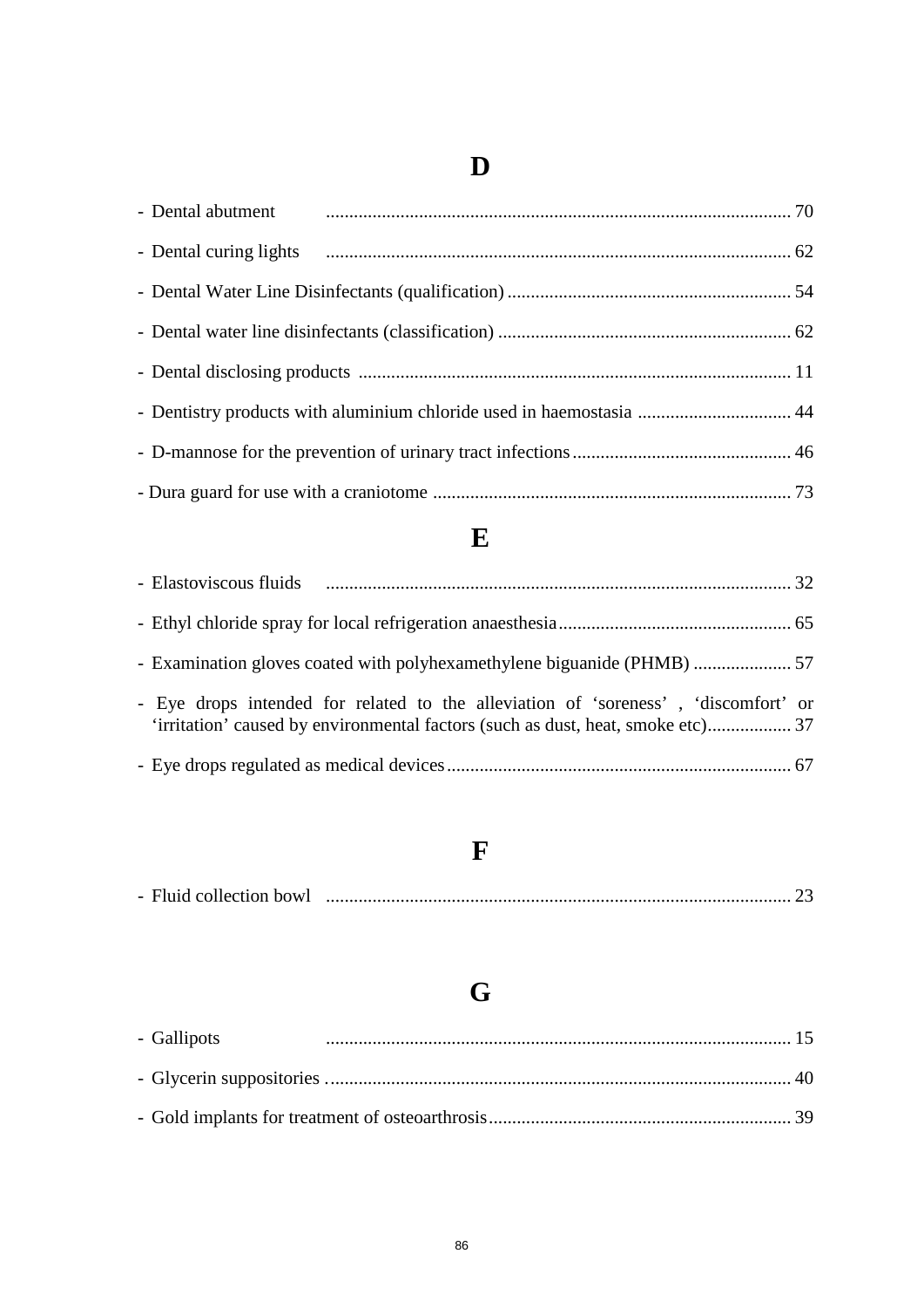## D

- Dental abutment .................................................................................................... 70
- Dental curing lights .................................................................................................... 62
- Dental Water Line Disinfectants (qualification) ............................................................ 54
- Dental water line disinfectants (classification) .............................................................. 62
- Dental disclosing products ............................................................................................ 11
- Dentistry products with aluminium chloride used in haemostasia ................................. 44
- D-mannose for the prevention of urinary tract infections ............................................... 46
- Dura guard for use with a craniotome ............................................................................ 73

## E

- Elastoviscous fluids .................................................................................................... 32
- Ethyl chloride spray for local refrigeration anaesthesia ................................................. 65
- Examination gloves coated with polyhexamethylene biguanide (PHMB) ..................... 57
- Eye drops intended for related to the alleviation of 'soreness' , 'discomfort' or 'irritation' caused by environmental factors (such as dust, heat, smoke etc).................. 37
- Eye drops regulated as medical devices .......................................................................... 67

## F

- Fluid collection bowl .................................................................................................... 23

## G

- Gallipots .................................................................................................... 15
- Glycerin suppositories .................................................................................................... 40
- Gold implants for treatment of osteoarthrosis ................................................................. 39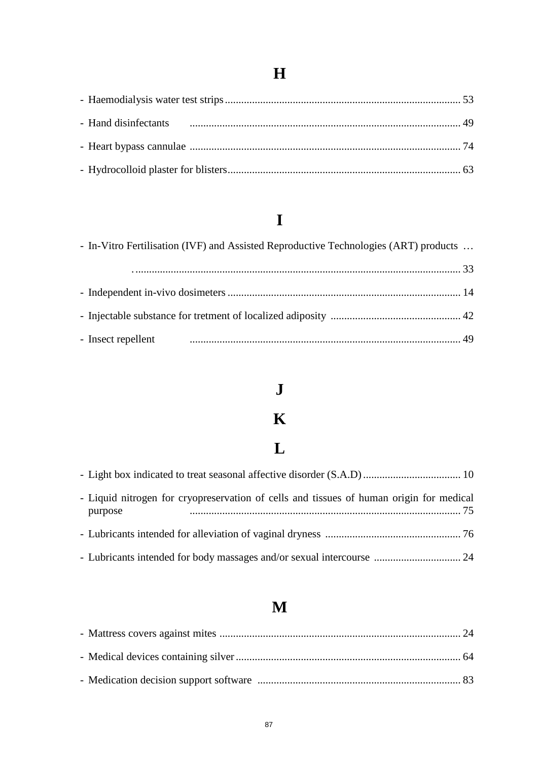# H

- Haemodialysis water test strips ........................................................................................ 53
- Hand disinfectants ........................................................................................ 49
- Heart bypass cannulae ........................................................................................ 74
- Hydrocolloid plaster for blisters ........................................................................................ 63

# I

- In-Vitro Fertilisation (IVF) and Assisted Reproductive Technologies (ART) products ........................................................................................ 33
- Independent in-vivo dosimeters ........................................................................................ 14
- Injectable substance for tretment of localized adiposity ........................................................................................ 42
- Insect repellent ........................................................................................ 49

# J

# K

# L

- Light box indicated to treat seasonal affective disorder (S.A.D) ........................................................................................ 10
- Liquid nitrogen for cryopreservation of cells and tissues of human origin for medical purpose ........................................................................................ 75
- Lubricants intended for alleviation of vaginal dryness ........................................................................................ 76
- Lubricants intended for body massages and/or sexual intercourse ........................................................................................ 24

# M

- Mattress covers against mites ........................................................................................ 24
- Medical devices containing silver ........................................................................................ 64
- Medication decision support software ........................................................................................ 83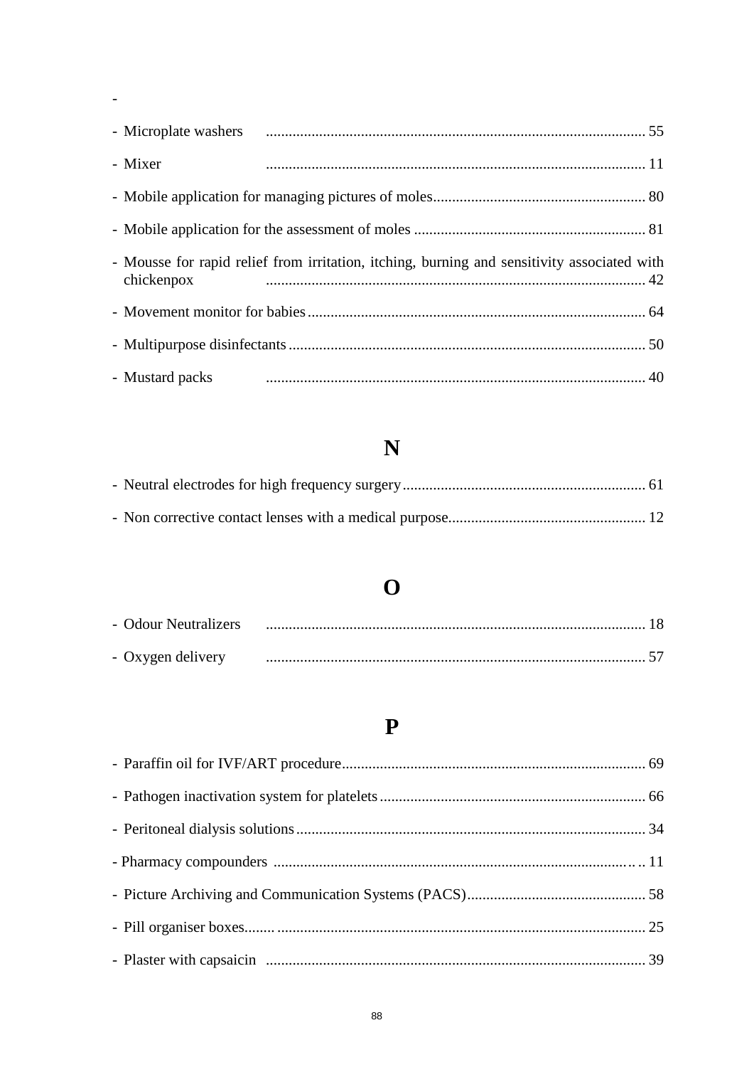-

- Microplate washers ........................................................................................ 55
- Mixer ........................................................................................ 11
- Mobile application for managing pictures of moles........................................................ 80
- Mobile application for the assessment of moles ............................................................ 81
- Mousse for rapid relief from irritation, itching, burning and sensitivity associated with chickenpox ........................................................................................ 42
- Movement monitor for babies........................................................................................ 64
- Multipurpose disinfectants............................................................................................ 50
- Mustard packs ........................................................................................ 40

## N

- Neutral electrodes for high frequency surgery................................................................ 61
- Non corrective contact lenses with a medical purpose.................................................... 12

## O

- Odour Neutralizers ........................................................................................ 18
- Oxygen delivery ........................................................................................ 57

## P

- Paraffin oil for IVF/ART procedure................................................................................ 69
- Pathogen inactivation system for platelets..................................................................... 66
- Peritoneal dialysis solutions........................................................................................... 34
- Pharmacy compounders ................................................................................................ 11
- Picture Archiving and Communication Systems (PACS)............................................... 58
- Pill organiser boxes........ ............................................................................................... 25
- Plaster with capsaicin ................................................................................................... 39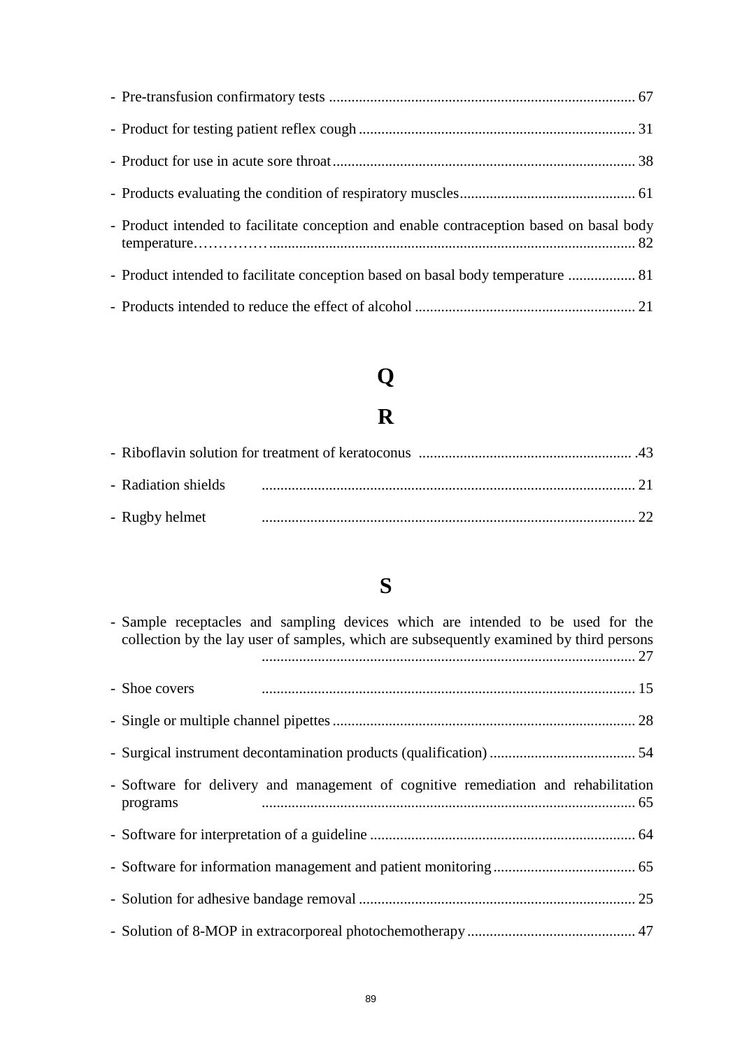- Pre-transfusion confirmatory tests ........................................................................ 67
- Product for testing patient reflex cough ........................................................................ 31
- Product for use in acute sore throat ........................................................................ 38
- Products evaluating the condition of respiratory muscles ........................................................................ 61
- Product intended to facilitate conception and enable contraception based on basal body temperature……………........................................................................ 82
- Product intended to facilitate conception based on basal body temperature .................. 81
- Products intended to reduce the effect of alcohol ........................................................................ 21

# Q

# R

- Riboflavin solution for treatment of keratoconus ........................................................................ .43
- Radiation shields ........................................................................ 21
- Rugby helmet ........................................................................ 22

# S

- Sample receptacles and sampling devices which are intended to be used for the collection by the lay user of samples, which are subsequently examined by third persons ........................................................................ 27
- Shoe covers ........................................................................ 15
- Single or multiple channel pipettes ........................................................................ 28
- Surgical instrument decontamination products (qualification) ....................................... 54
- Software for delivery and management of cognitive remediation and rehabilitation programs ........................................................................ 65
- Software for interpretation of a guideline ........................................................................ 64
- Software for information management and patient monitoring ...................................... 65
- Solution for adhesive bandage removal ........................................................................ 25
- Solution of 8-MOP in extracorporeal photochemotherapy ............................................. 47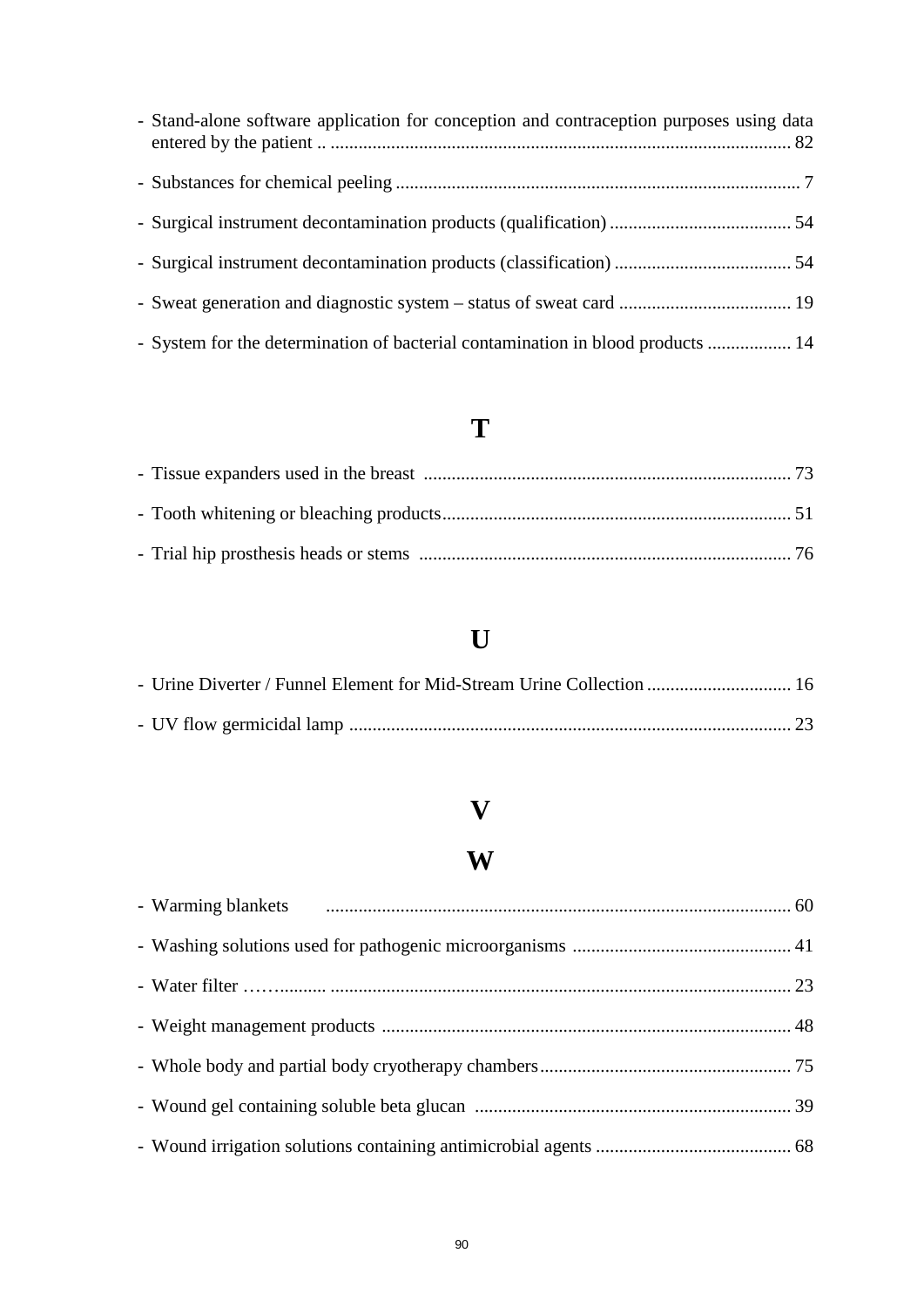- Stand-alone software application for conception and contraception purposes using data entered by the patient .. ..................................................................................................... 82

- Substances for chemical peeling ...................................................................................... 7

- Surgical instrument decontamination products (qualification) ....................................... 54

- Surgical instrument decontamination products (classification) ...................................... 54

- Sweat generation and diagnostic system – status of sweat card ..................................... 19

- System for the determination of bacterial contamination in blood products .................. 14

## T

- Tissue expanders used in the breast ............................................................................... 73

- Tooth whitening or bleaching products........................................................................... 51

- Trial hip prosthesis heads or stems ................................................................................ 76

## U

- Urine Diverter / Funnel Element for Mid-Stream Urine Collection ............................... 16

- UV flow germicidal lamp ............................................................................................... 23

## V

## W

- Warming blankets ................................................................................................... 60

- Washing solutions used for pathogenic microorganisms ............................................... 41

- Water filter ……......... .................................................................................................. 23

- Weight management products ........................................................................................ 48

- Whole body and partial body cryotherapy chambers...................................................... 75

- Wound gel containing soluble beta glucan .................................................................... 39

- Wound irrigation solutions containing antimicrobial agents .......................................... 68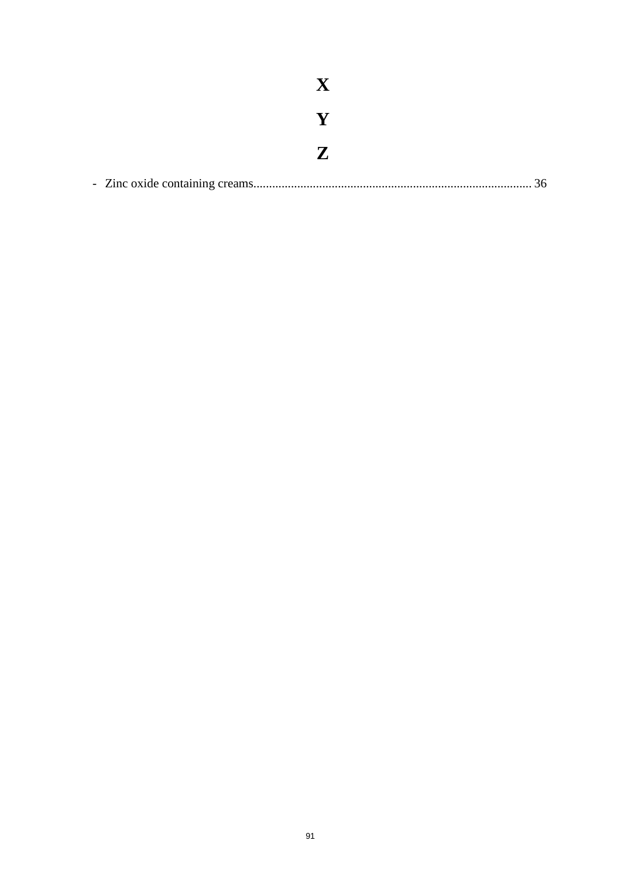## X

## Y

## Z

- Zinc oxide containing creams........................................................................................ 36